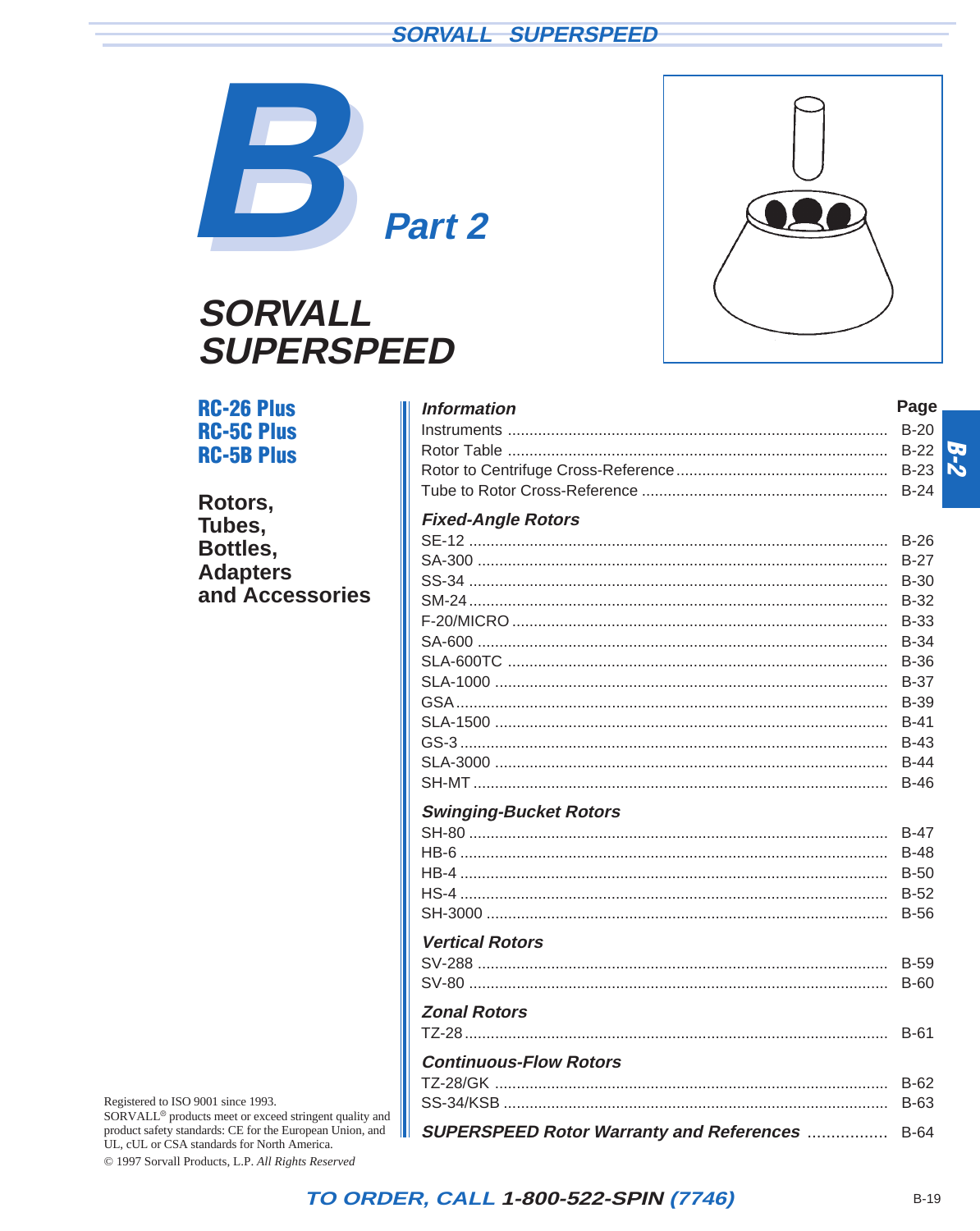# B Part 2

# SORVALL SUPERSPEED

**RC-26 Plus**
**RC-5C Plus**
**RC-5B Plus**

**Rotors, Tubes, Bottles, Adapters and Accessories**

| *Information* | Page |
|---|---|
| Instruments | B-20 |
| Rotor Table | B-22 |
| Rotor to Centrifuge Cross-Reference | B-23 |
| Tube to Rotor Cross-Reference | B-24 |
| ***Fixed-Angle Rotors*** | |
| SE-12 | B-26 |
| SA-300 | B-27 |
| SS-34 | B-30 |
| SM-24 | B-32 |
| F-20/MICRO | B-33 |
| SA-600 | B-34 |
| SLA-600TC | B-36 |
| SLA-1000 | B-37 |
| GSA | B-39 |
| SLA-1500 | B-41 |
| GS-3 | B-43 |
| SLA-3000 | B-44 |
| SH-MT | B-46 |
| ***Swinging-Bucket Rotors*** | |
| SH-80 | B-47 |
| HB-6 | B-48 |
| HB-4 | B-50 |
| HS-4 | B-52 |
| SH-3000 | B-56 |
| ***Vertical Rotors*** | |
| SV-288 | B-59 |
| SV-80 | B-60 |
| ***Zonal Rotors*** | |
| TZ-28 | B-61 |
| ***Continuous-Flow Rotors*** | |
| TZ-28/GK | B-62 |
| SS-34/KSB | B-63 |
| ***SUPERSPEED Rotor Warranty and References*** | B-64 |

Registered to ISO 9001 since 1993.
SORVALL® products meet or exceed stringent quality and product safety standards: CE for the European Union, and UL, cUL or CSA standards for North America.

© 1997 Sorvall Products, L.P. *All Rights Reserved*

*TO ORDER, CALL* ***1-800-522-SPIN*** *(7746)*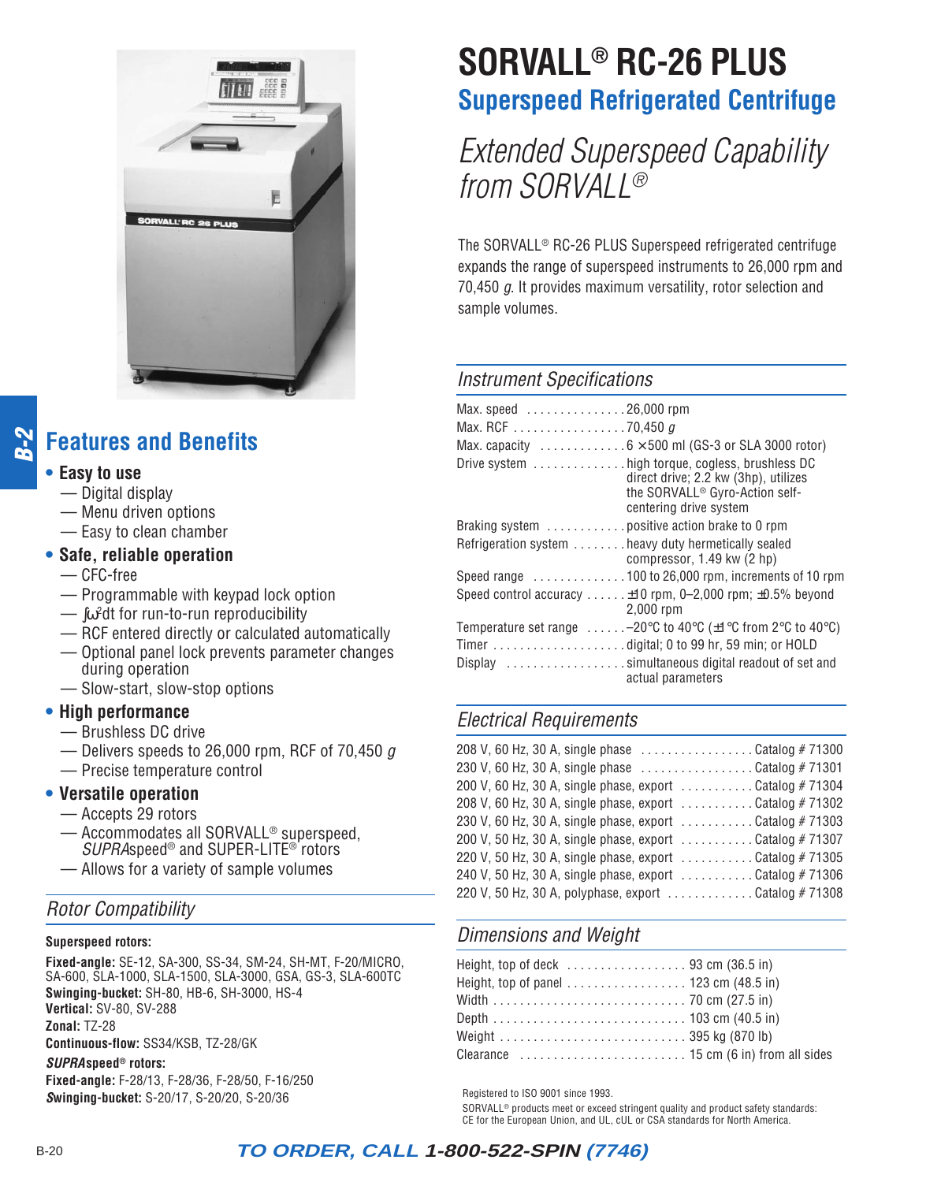# SORVALL® RC-26 PLUS

## Superspeed Refrigerated Centrifuge

*Extended Superspeed Capability from SORVALL®*

The SORVALL® RC-26 PLUS Superspeed refrigerated centrifuge expands the range of superspeed instruments to 26,000 rpm and 70,450 *g*. It provides maximum versatility, rotor selection and sample volumes.

## Features and Benefits

- **Easy to use**
  - — Digital display
  - — Menu driven options
  - — Easy to clean chamber
- **Safe, reliable operation**
  - — CFC-free
  - — Programmable with keypad lock option
  - — $\int \omega^2 dt$ for run-to-run reproducibility
  - — RCF entered directly or calculated automatically
  - — Optional panel lock prevents parameter changes during operation
  - — Slow-start, slow-stop options
- **High performance**
  - — Brushless DC drive
  - — Delivers speeds to 26,000 rpm, RCF of 70,450 *g*
  - — Precise temperature control
- **Versatile operation**
  - — Accepts 29 rotors
  - — Accommodates all SORVALL® superspeed, *SUPRA*speed® and SUPER-LITE® rotors
  - — Allows for a variety of sample volumes

### *Rotor Compatibility*

**Superspeed rotors:**

**Fixed-angle:** SE-12, SA-300, SS-34, SM-24, SH-MT, F-20/MICRO, SA-600, SLA-1000, SLA-1500, SLA-3000, GSA, GS-3, SLA-600TC
**Swinging-bucket:** SH-80, HB-6, SH-3000, HS-4
**Vertical:** SV-80, SV-288
**Zonal:** TZ-28
**Continuous-flow:** SS34/KSB, TZ-28/GK

***SUPRA*speed® rotors:**

**Fixed-angle:** F-28/13, F-28/36, F-28/50, F-16/250
**Swinging-bucket:** S-20/17, S-20/20, S-20/36

### *Instrument Specifications*

| | |
|---|---|
| Max. speed | 26,000 rpm |
| Max. RCF | 70,450 *g* |
| Max. capacity | 6 × 500 ml (GS-3 or SLA 3000 rotor) |
| Drive system | high torque, cogless, brushless DC direct drive; 2.2 kw (3hp), utilizes the SORVALL® Gyro-Action self-centering drive system |
| Braking system | positive action brake to 0 rpm |
| Refrigeration system | heavy duty hermetically sealed compressor, 1.49 kw (2 hp) |
| Speed range | 100 to 26,000 rpm, increments of 10 rpm |
| Speed control accuracy | ±10 rpm, 0–2,000 rpm; ±0.5% beyond 2,000 rpm |
| Temperature set range | –20°C to 40°C (±1°C from 2°C to 40°C) |
| Timer | digital; 0 to 99 hr, 59 min; or HOLD |
| Display | simultaneous digital readout of set and actual parameters |

### *Electrical Requirements*

| | |
|---|---|
| 208 V, 60 Hz, 30 A, single phase | Catalog # 71300 |
| 230 V, 60 Hz, 30 A, single phase | Catalog # 71301 |
| 200 V, 60 Hz, 30 A, single phase, export | Catalog # 71304 |
| 208 V, 60 Hz, 30 A, single phase, export | Catalog # 71302 |
| 230 V, 60 Hz, 30 A, single phase, export | Catalog # 71303 |
| 200 V, 50 Hz, 30 A, single phase, export | Catalog # 71307 |
| 220 V, 50 Hz, 30 A, single phase, export | Catalog # 71305 |
| 240 V, 50 Hz, 30 A, single phase, export | Catalog # 71306 |
| 220 V, 50 Hz, 30 A, polyphase, export | Catalog # 71308 |

### *Dimensions and Weight*

| | |
|---|---|
| Height, top of deck | 93 cm (36.5 in) |
| Height, top of panel | 123 cm (48.5 in) |
| Width | 70 cm (27.5 in) |
| Depth | 103 cm (40.5 in) |
| Weight | 395 kg (870 lb) |
| Clearance | 15 cm (6 in) from all sides |

Registered to ISO 9001 since 1993.
SORVALL® products meet or exceed stringent quality and product safety standards: CE for the European Union, and UL, cUL or CSA standards for North America.

***TO ORDER, CALL 1-800-522-SPIN (7746)***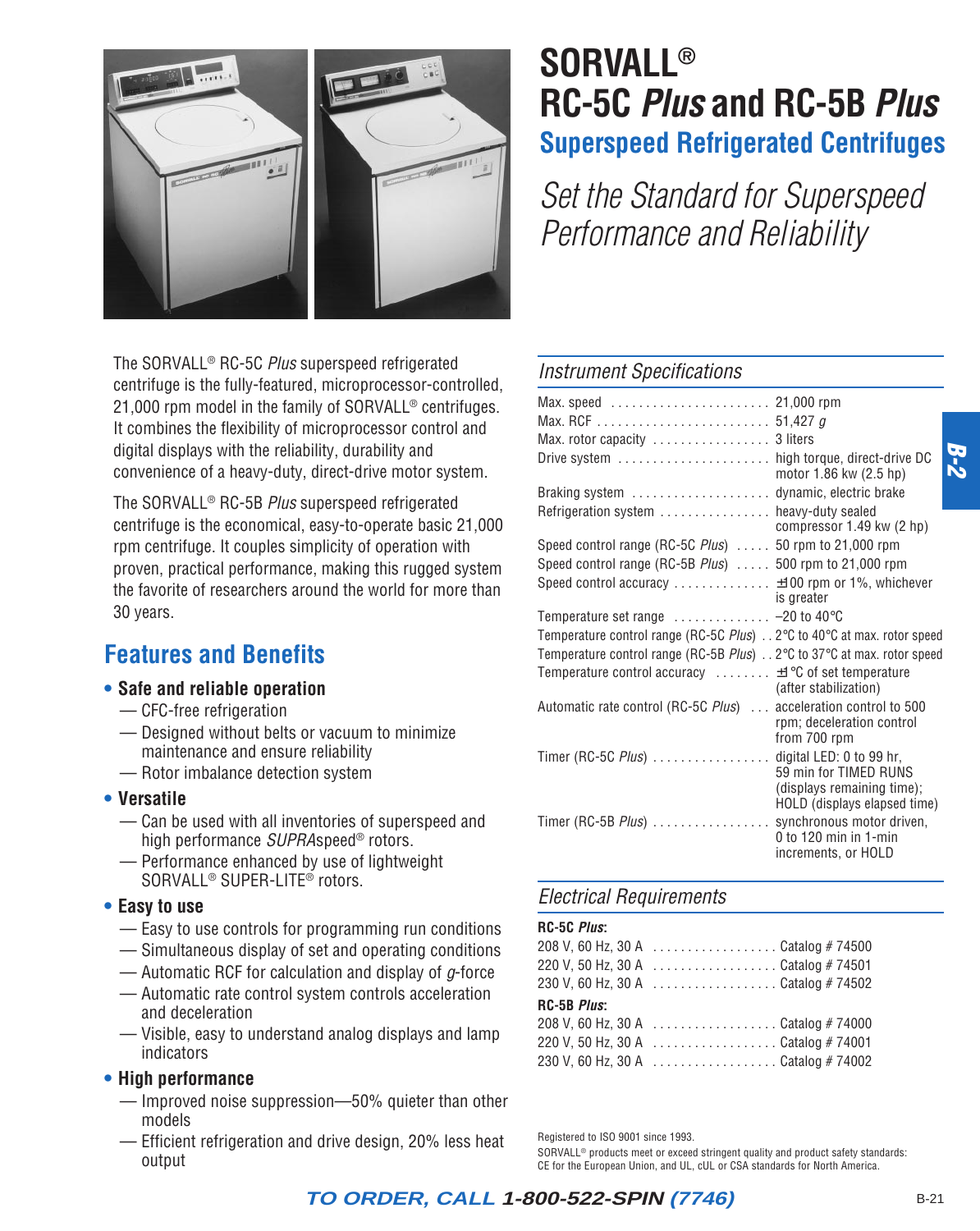# SORVALL® RC-5C *Plus* and RC-5B *Plus*

## Superspeed Refrigerated Centrifuges

*Set the Standard for Superspeed Performance and Reliability*

The SORVALL® RC-5C *Plus* superspeed refrigerated centrifuge is the fully-featured, microprocessor-controlled, 21,000 rpm model in the family of SORVALL® centrifuges. It combines the flexibility of microprocessor control and digital displays with the reliability, durability and convenience of a heavy-duty, direct-drive motor system.

The SORVALL® RC-5B *Plus* superspeed refrigerated centrifuge is the economical, easy-to-operate basic 21,000 rpm centrifuge. It couples simplicity of operation with proven, practical performance, making this rugged system the favorite of researchers around the world for more than 30 years.

## Features and Benefits

- **Safe and reliable operation**
  - — CFC-free refrigeration
  - — Designed without belts or vacuum to minimize maintenance and ensure reliability
  - — Rotor imbalance detection system
- **Versatile**
  - — Can be used with all inventories of superspeed and high performance *SUPRA*speed® rotors.
  - — Performance enhanced by use of lightweight SORVALL® SUPER-LITE® rotors.
- **Easy to use**
  - — Easy to use controls for programming run conditions
  - — Simultaneous display of set and operating conditions
  - — Automatic RCF for calculation and display of *g*-force
  - — Automatic rate control system controls acceleration and deceleration
  - — Visible, easy to understand analog displays and lamp indicators
- **High performance**
  - — Improved noise suppression—50% quieter than other models
  - — Efficient refrigeration and drive design, 20% less heat output

### *Instrument Specifications*

| | |
|---|---|
| Max. speed | 21,000 rpm |
| Max. RCF | 51,427 *g* |
| Max. rotor capacity | 3 liters |
| Drive system | high torque, direct-drive DC motor 1.86 kw (2.5 hp) |
| Braking system | dynamic, electric brake |
| Refrigeration system | heavy-duty sealed compressor 1.49 kw (2 hp) |
| Speed control range (RC-5C *Plus*) | 50 rpm to 21,000 rpm |
| Speed control range (RC-5B *Plus*) | 500 rpm to 21,000 rpm |
| Speed control accuracy | ±100 rpm or 1%, whichever is greater |
| Temperature set range | –20 to 40°C |
| Temperature control range (RC-5C *Plus*) | 2°C to 40°C at max. rotor speed |
| Temperature control range (RC-5B *Plus*) | 2°C to 37°C at max. rotor speed |
| Temperature control accuracy | ±1°C of set temperature (after stabilization) |
| Automatic rate control (RC-5C *Plus*) | acceleration control to 500 rpm; deceleration control from 700 rpm |
| Timer (RC-5C *Plus*) | digital LED: 0 to 99 hr, 59 min for TIMED RUNS (displays remaining time); HOLD (displays elapsed time) |
| Timer (RC-5B *Plus*) | synchronous motor driven, 0 to 120 min in 1-min increments, or HOLD |

### *Electrical Requirements*

**RC-5C *Plus*:**

| | |
|---|---|
| 208 V, 60 Hz, 30 A | Catalog # 74500 |
| 220 V, 50 Hz, 30 A | Catalog # 74501 |
| 230 V, 60 Hz, 30 A | Catalog # 74502 |

**RC-5B *Plus*:**

| | |
|---|---|
| 208 V, 60 Hz, 30 A | Catalog # 74000 |
| 220 V, 50 Hz, 30 A | Catalog # 74001 |
| 230 V, 60 Hz, 30 A | Catalog # 74002 |

Registered to ISO 9001 since 1993.
SORVALL® products meet or exceed stringent quality and product safety standards: CE for the European Union, and UL, cUL or CSA standards for North America.

***TO ORDER, CALL 1-800-522-SPIN (7746)***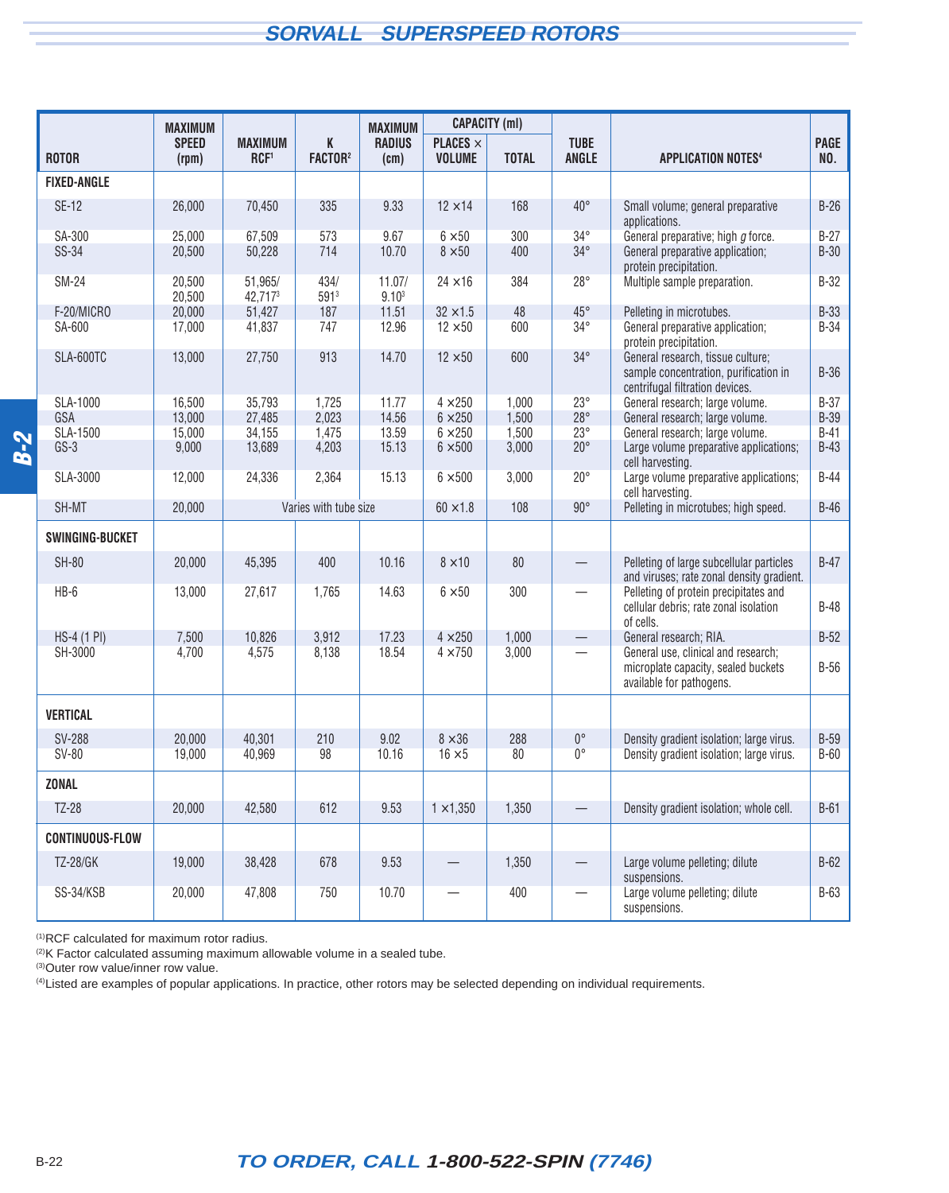## SORVALL SUPERSPEED ROTORS

| ROTOR | MAXIMUM SPEED (rpm) | MAXIMUM RCF[1] | K FACTOR[2] | MAXIMUM RADIUS (cm) | CAPACITY (ml) PLACES × VOLUME | TOTAL | TUBE ANGLE | APPLICATION NOTES[4] | PAGE NO. |
|---|---|---|---|---|---|---|---|---|---|
| **FIXED-ANGLE** | | | | | | | | | |
| SE-12 | 26,000 | 70,450 | 335 | 9.33 | 12 ×14 | 168 | 40° | Small volume; general preparative applications. | B-26 |
| SA-300 | 25,000 | 67,509 | 573 | 9.67 | 6 ×50 | 300 | 34° | General preparative; high *g* force. | B-27 |
| SS-34 | 20,500 | 50,228 | 714 | 10.70 | 8 ×50 | 400 | 34° | General preparative application; protein precipitation. | B-30 |
| SM-24 | 20,500 / 20,500 | 51,965/ 42,717[3] | 434/ 591[3] | 11.07/ 9.10[3] | 24 ×16 | 384 | 28° | Multiple sample preparation. | B-32 |
| F-20/MICRO | 20,000 | 51,427 | 187 | 11.51 | 32 ×1.5 | 48 | 45° | Pelleting in microtubes. | B-33 |
| SA-600 | 17,000 | 41,837 | 747 | 12.96 | 12 ×50 | 600 | 34° | General preparative application; protein precipitation. | B-34 |
| SLA-600TC | 13,000 | 27,750 | 913 | 14.70 | 12 ×50 | 600 | 34° | General research, tissue culture; sample concentration, purification in centrifugal filtration devices. | B-36 |
| SLA-1000 | 16,500 | 35,793 | 1,725 | 11.77 | 4 ×250 | 1,000 | 23° | General research; large volume. | B-37 |
| GSA | 13,000 | 27,485 | 2,023 | 14.56 | 6 ×250 | 1,500 | 28° | General research; large volume. | B-39 |
| SLA-1500 | 15,000 | 34,155 | 1,475 | 13.59 | 6 ×250 | 1,500 | 23° | General research; large volume. | B-41 |
| GS-3 | 9,000 | 13,689 | 4,203 | 15.13 | 6 ×500 | 3,000 | 20° | Large volume preparative applications; cell harvesting. | B-43 |
| SLA-3000 | 12,000 | 24,336 | 2,364 | 15.13 | 6 ×500 | 3,000 | 20° | Large volume preparative applications; cell harvesting. | B-44 |
| SH-MT | 20,000 | Varies with tube size | | | 60 ×1.8 | 108 | 90° | Pelleting in microtubes; high speed. | B-46 |
| **SWINGING-BUCKET** | | | | | | | | | |
| SH-80 | 20,000 | 45,395 | 400 | 10.16 | 8 ×10 | 80 | — | Pelleting of large subcellular particles and viruses; rate zonal density gradient. | B-47 |
| HB-6 | 13,000 | 27,617 | 1,765 | 14.63 | 6 ×50 | 300 | — | Pelleting of protein precipitates and cellular debris; rate zonal isolation of cells. | B-48 |
| HS-4 (1 PI) | 7,500 | 10,826 | 3,912 | 17.23 | 4 ×250 | 1,000 | — | General research; RIA. | B-52 |
| SH-3000 | 4,700 | 4,575 | 8,138 | 18.54 | 4 ×750 | 3,000 | — | General use, clinical and research; microplate capacity, sealed buckets available for pathogens. | B-56 |
| **VERTICAL** | | | | | | | | | |
| SV-288 | 20,000 | 40,301 | 210 | 9.02 | 8 ×36 | 288 | 0° | Density gradient isolation; large virus. | B-59 |
| SV-80 | 19,000 | 40,969 | 98 | 10.16 | 16 ×5 | 80 | 0° | Density gradient isolation; large virus. | B-60 |
| **ZONAL** | | | | | | | | | |
| TZ-28 | 20,000 | 42,580 | 612 | 9.53 | 1 ×1,350 | 1,350 | — | Density gradient isolation; whole cell. | B-61 |
| **CONTINUOUS-FLOW** | | | | | | | | | |
| TZ-28/GK | 19,000 | 38,428 | 678 | 9.53 | — | 1,350 | — | Large volume pelleting; dilute suspensions. | B-62 |
| SS-34/KSB | 20,000 | 47,808 | 750 | 10.70 | — | 400 | — | Large volume pelleting; dilute suspensions. | B-63 |

(1) RCF calculated for maximum rotor radius.
(2) K Factor calculated assuming maximum allowable volume in a sealed tube.
(3) Outer row value/inner row value.
(4) Listed are examples of popular applications. In practice, other rotors may be selected depending on individual requirements.

**TO ORDER, CALL 1-800-522-SPIN (7746)**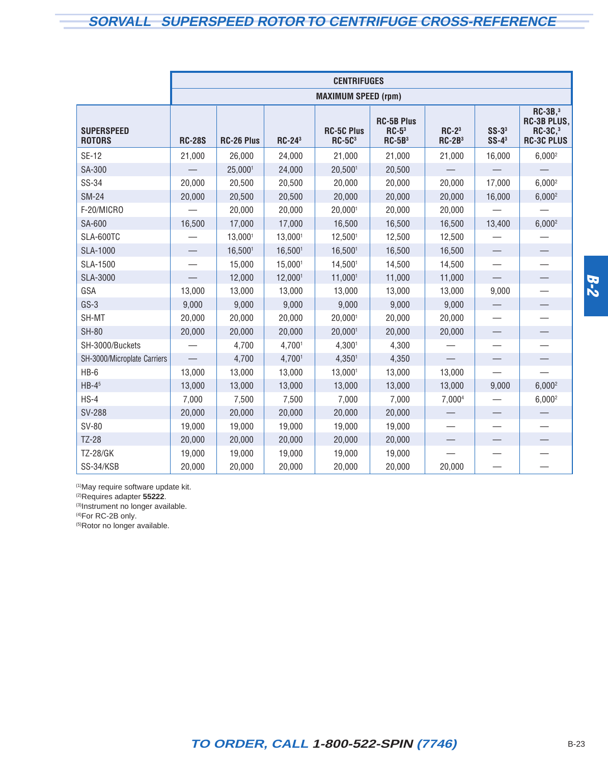# SORVALL SUPERSPEED ROTOR TO CENTRIFUGE CROSS-REFERENCE

| | CENTRIFUGES | | | | | | | |
|---|---|---|---|---|---|---|---|---|
| | MAXIMUM SPEED (rpm) | | | | | | | |
| **SUPERSPEED ROTORS** | **RC-28S** | **RC-26 Plus** | **RC-24**[3] | **RC-5C Plus RC-5C**[3] | **RC-5B Plus RC-5**[3] **RC-5B**[3] | **RC-2**[3] **RC-2B**[3] | **SS-3**[3] **SS-4**[3] | **RC-3B,**[3] **RC-3B PLUS, RC-3C,**[3] **RC-3C PLUS** |
| SE-12 | 21,000 | 26,000 | 24,000 | 21,000 | 21,000 | 21,000 | 16,000 | 6,000[2] |
| SA-300 | — | 25,000[1] | 24,000 | 20,500[1] | 20,500 | — | — | — |
| SS-34 | 20,000 | 20,500 | 20,500 | 20,000 | 20,000 | 20,000 | 17,000 | 6,000[2] |
| SM-24 | 20,000 | 20,500 | 20,500 | 20,000 | 20,000 | 20,000 | 16,000 | 6,000[2] |
| F-20/MICRO | — | 20,000 | 20,000 | 20,000[1] | 20,000 | 20,000 | — | — |
| SA-600 | 16,500 | 17,000 | 17,000 | 16,500 | 16,500 | 16,500 | 13,400 | 6,000[2] |
| SLA-600TC | — | 13,000[1] | 13,000[1] | 12,500[1] | 12,500 | 12,500 | — | — |
| SLA-1000 | — | 16,500[1] | 16,500[1] | 16,500[1] | 16,500 | 16,500 | — | — |
| SLA-1500 | — | 15,000 | 15,000[1] | 14,500[1] | 14,500 | 14,500 | — | — |
| SLA-3000 | — | 12,000 | 12,000[1] | 11,000[1] | 11,000 | 11,000 | — | — |
| GSA | 13,000 | 13,000 | 13,000 | 13,000 | 13,000 | 13,000 | 9,000 | — |
| GS-3 | 9,000 | 9,000 | 9,000 | 9,000 | 9,000 | 9,000 | — | — |
| SH-MT | 20,000 | 20,000 | 20,000 | 20,000[1] | 20,000 | 20,000 | — | — |
| SH-80 | 20,000 | 20,000 | 20,000 | 20,000[1] | 20,000 | 20,000 | — | — |
| SH-3000/Buckets | — | 4,700 | 4,700[1] | 4,300[1] | 4,300 | — | — | — |
| SH-3000/Microplate Carriers | — | 4,700 | 4,700[1] | 4,350[1] | 4,350 | — | — | — |
| HB-6 | 13,000 | 13,000 | 13,000 | 13,000[1] | 13,000 | 13,000 | — | — |
| HB-4[5] | 13,000 | 13,000 | 13,000 | 13,000 | 13,000 | 13,000 | 9,000 | 6,000[2] |
| HS-4 | 7,000 | 7,500 | 7,500 | 7,000 | 7,000 | 7,000[4] | — | 6,000[2] |
| SV-288 | 20,000 | 20,000 | 20,000 | 20,000 | 20,000 | — | — | — |
| SV-80 | 19,000 | 19,000 | 19,000 | 19,000 | 19,000 | — | — | — |
| TZ-28 | 20,000 | 20,000 | 20,000 | 20,000 | 20,000 | — | — | — |
| TZ-28/GK | 19,000 | 19,000 | 19,000 | 19,000 | 19,000 | — | — | — |
| SS-34/KSB | 20,000 | 20,000 | 20,000 | 20,000 | 20,000 | 20,000 | — | — |

(1)May require software update kit.
(2)Requires adapter **55222**.
(3)Instrument no longer available.
(4)For RC-2B only.
(5)Rotor no longer available.

*TO ORDER, CALL* ***1-800-522-SPIN*** *(7746)*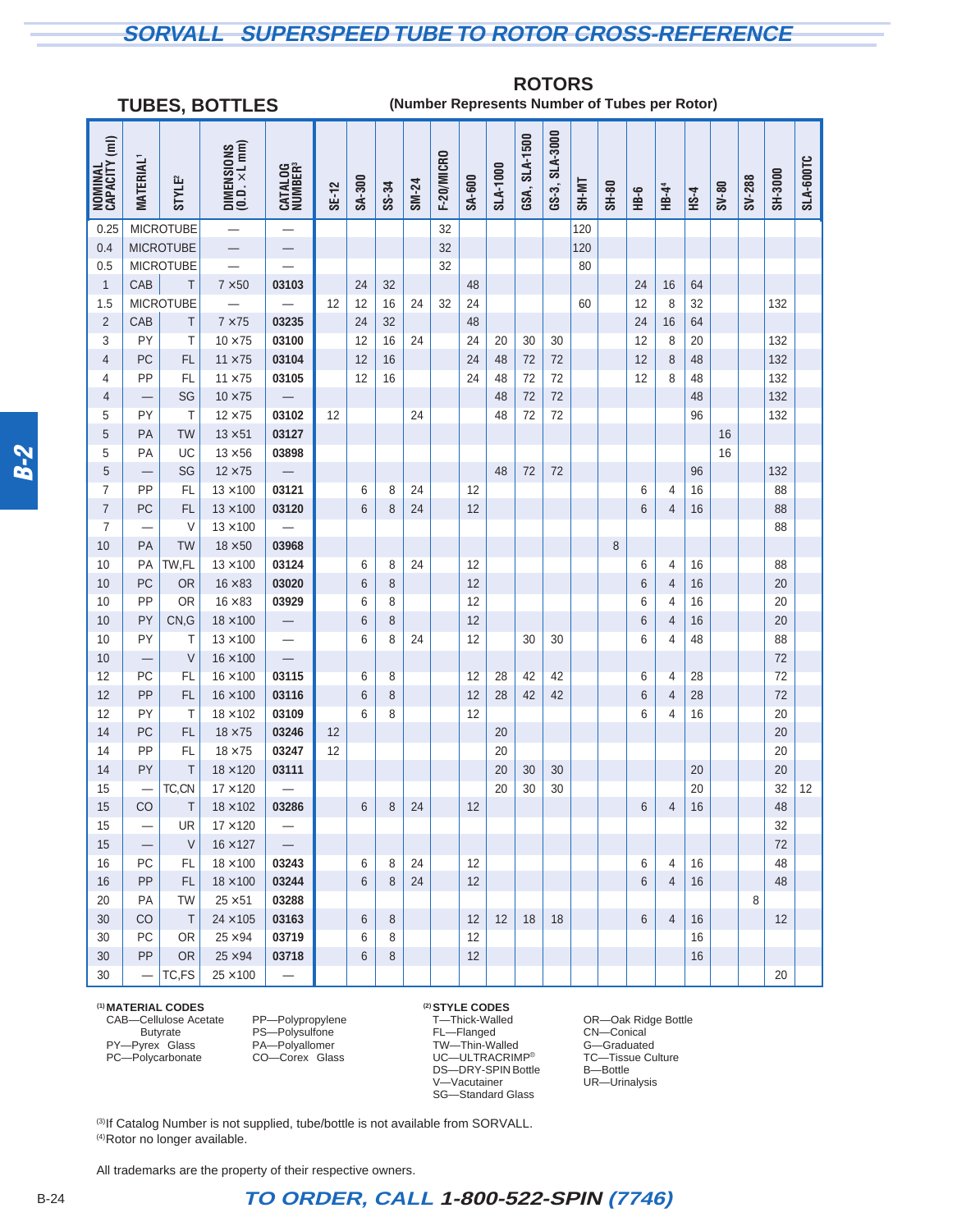# SORVALL SUPERSPEED TUBE TO ROTOR CROSS-REFERENCE

## TUBES, BOTTLES

**ROTORS**
**(Number Represents Number of Tubes per Rotor)**

| NOMINAL CAPACITY (ml) | MATERIAL[1] | STYLE[2] | DIMENSIONS (O.D. × L mm) | CATALOG NUMBER[3] | SE-12 | SA-300 | SS-34 | SM-24 | F-20/MICRO | SA-600 | SLA-1000 | GSA, SLA-1500 | GS-3, SLA-3000 | SH-MT | SH-80 | HB-6 | HB-4[4] | HS-4 | SV-80 | SV-288 | SH-3000 | SLA-600TC |
|---|---|---|---|---|---|---|---|---|---|---|---|---|---|---|---|---|---|---|---|---|---|---|
| 0.25 | MICROTUBE | | — | — | | | | | 32 | | | | | 120 | | | | | | | | |
| 0.4 | MICROTUBE | | — | — | | | | | 32 | | | | | 120 | | | | | | | | |
| 0.5 | MICROTUBE | | — | — | | | | | 32 | | | | | 80 | | | | | | | | |
| 1 | CAB | T | 7 × 50 | 03103 | | 24 | 32 | | | 48 | | | | | | 24 | 16 | 64 | | | | |
| 1.5 | MICROTUBE | | — | — | 12 | 12 | 16 | 24 | 32 | 24 | | | | 60 | | 12 | 8 | 32 | | | 132 | |
| 2 | CAB | T | 7 × 75 | 03235 | | 24 | 32 | | | 48 | | | | | | 24 | 16 | 64 | | | | |
| 3 | PY | T | 10 × 75 | 03100 | | 12 | 16 | 24 | | 24 | 20 | 30 | 30 | | | 12 | 8 | 20 | | | 132 | |
| 4 | PC | FL | 11 × 75 | 03104 | | 12 | 16 | | | 24 | 48 | 72 | 72 | | | 12 | 8 | 48 | | | 132 | |
| 4 | PP | FL | 11 × 75 | 03105 | | 12 | 16 | | | 24 | 48 | 72 | 72 | | | 12 | 8 | 48 | | | 132 | |
| 4 | — | SG | 10 × 75 | — | | | | | | | 48 | 72 | 72 | | | | | 48 | | | 132 | |
| 5 | PY | T | 12 × 75 | 03102 | 12 | | | 24 | | | 48 | 72 | 72 | | | | | 96 | | | 132 | |
| 5 | PA | TW | 13 × 51 | 03127 | | | | | | | | | | | | | | | 16 | | | |
| 5 | PA | UC | 13 × 56 | 03898 | | | | | | | | | | | | | | | 16 | | | |
| 5 | — | SG | 12 × 75 | — | | | | | | | 48 | 72 | 72 | | | | | 96 | | | 132 | |
| 7 | PP | FL | 13 × 100 | 03121 | | 6 | 8 | 24 | | 12 | | | | | | 6 | 4 | 16 | | | 88 | |
| 7 | PC | FL | 13 × 100 | 03120 | | 6 | 8 | 24 | | 12 | | | | | | 6 | 4 | 16 | | | 88 | |
| 7 | — | V | 13 × 100 | — | | | | | | | | | | | | | | | | | 88 | |
| 10 | PA | TW | 18 × 50 | 03968 | | | | | | | | | | | 8 | | | | | | | |
| 10 | PA | TW,FL | 13 × 100 | 03124 | | 6 | 8 | 24 | | 12 | | | | | | 6 | 4 | 16 | | | 88 | |
| 10 | PC | OR | 16 × 83 | 03020 | | 6 | 8 | | | 12 | | | | | | 6 | 4 | 16 | | | 20 | |
| 10 | PP | OR | 16 × 83 | 03929 | | 6 | 8 | | | 12 | | | | | | 6 | 4 | 16 | | | 20 | |
| 10 | PY | CN,G | 18 × 100 | — | | 6 | 8 | | | 12 | | | | | | 6 | 4 | 16 | | | 20 | |
| 10 | PY | T | 13 × 100 | — | | 6 | 8 | 24 | | 12 | | 30 | 30 | | | 6 | 4 | 48 | | | 88 | |
| 10 | — | V | 16 × 100 | — | | | | | | | | | | | | | | | | | 72 | |
| 12 | PC | FL | 16 × 100 | 03115 | | 6 | 8 | | | 12 | 28 | 42 | 42 | | | 6 | 4 | 28 | | | 72 | |
| 12 | PP | FL | 16 × 100 | 03116 | | 6 | 8 | | | 12 | 28 | 42 | 42 | | | 6 | 4 | 28 | | | 72 | |
| 12 | PY | T | 18 × 102 | 03109 | | 6 | 8 | | | 12 | | | | | | 6 | 4 | 16 | | | 20 | |
| 14 | PC | FL | 18 × 75 | 03246 | 12 | | | | | | 20 | | | | | | | | | | 20 | |
| 14 | PP | FL | 18 × 75 | 03247 | 12 | | | | | | 20 | | | | | | | | | | 20 | |
| 14 | PY | T | 18 × 120 | 03111 | | | | | | | 20 | 30 | 30 | | | | | 20 | | | 20 | |
| 15 | — | TC,CN | 17 × 120 | — | | | | | | | 20 | 30 | 30 | | | | | 20 | | | 32 | 12 |
| 15 | CO | T | 18 × 102 | 03286 | | 6 | 8 | 24 | | 12 | | | | | | 6 | 4 | 16 | | | 48 | |
| 15 | — | UR | 17 × 120 | — | | | | | | | | | | | | | | | | | 32 | |
| 15 | — | V | 16 × 127 | — | | | | | | | | | | | | | | | | | 72 | |
| 16 | PC | FL | 18 × 100 | 03243 | | 6 | 8 | 24 | | 12 | | | | | | 6 | 4 | 16 | | | 48 | |
| 16 | PP | FL | 18 × 100 | 03244 | | 6 | 8 | 24 | | 12 | | | | | | 6 | 4 | 16 | | | 48 | |
| 20 | PA | TW | 25 × 51 | 03288 | | | | | | | | | | | | | | | | 8 | | |
| 30 | CO | T | 24 × 105 | 03163 | | 6 | 8 | | | 12 | 12 | 18 | 18 | | | 6 | 4 | 16 | | | 12 | |
| 30 | PC | OR | 25 × 94 | 03719 | | 6 | 8 | | | 12 | | | | | | | | 16 | | | | |
| 30 | PP | OR | 25 × 94 | 03718 | | 6 | 8 | | | 12 | | | | | | | | 16 | | | | |
| 30 | — | TC,FS | 25 × 100 | — | | | | | | | | | | | | | | | | | 20 | |

**(1) MATERIAL CODES**
- CAB—Cellulose Acetate Butyrate
- PY—Pyrex Glass
- PC—Polycarbonate
- PP—Polypropylene
- PS—Polysulfone
- PA—Polyallomer
- CO—Corex Glass

**(2) STYLE CODES**
- T—Thick-Walled
- FL—Flanged
- TW—Thin-Walled
- UC—ULTRACRIMP®
- DS—DRY-SPIN Bottle
- V—Vacutainer
- SG—Standard Glass
- OR—Oak Ridge Bottle
- CN—Conical
- G—Graduated
- TC—Tissue Culture
- B—Bottle
- UR—Urinalysis

(3) If Catalog Number is not supplied, tube/bottle is not available from SORVALL.
(4) Rotor no longer available.

All trademarks are the property of their respective owners.

*TO ORDER, CALL 1-800-522-SPIN (7746)*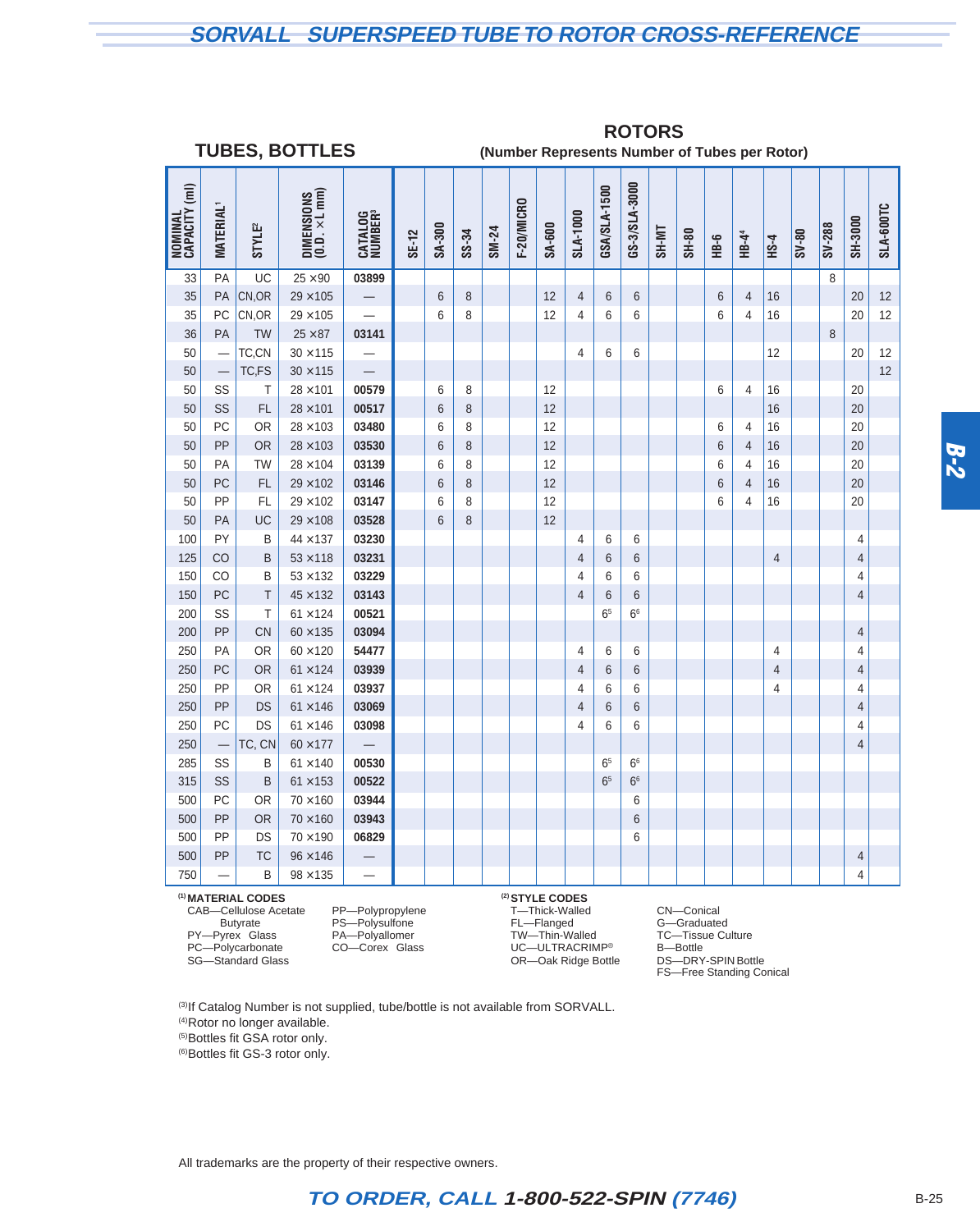# SORVALL SUPERSPEED TUBE TO ROTOR CROSS-REFERENCE

## TUBES, BOTTLES — ROTORS (Number Represents Number of Tubes per Rotor)

| NOMINAL CAPACITY (ml) | MATERIAL[1] | STYLE[2] | DIMENSIONS (O.D. × L mm) | CATALOG NUMBER[3] | SE-12 | SA-300 | SS-34 | SM-24 | F-20/MICRO | SA-600 | SLA-1000 | GSA/SLA-1500 | GS-3/SLA-3000 | SH-MT | SH-80 | HB-6 | HB-4[4] | HS-4 | SV-80 | SV-288 | SH-3000 | SLA-600TC |
|---|---|---|---|---|---|---|---|---|---|---|---|---|---|---|---|---|---|---|---|---|---|---|
| 33 | PA | UC | 25 ×90 | 03899 | | | | | | | | | | | | | | | | 8 | | |
| 35 | PA | CN,OR | 29 ×105 | — | | 6 | 8 | | | 12 | 4 | 6 | 6 | | | 6 | 4 | 16 | | | 20 | 12 |
| 35 | PC | CN,OR | 29 ×105 | — | | 6 | 8 | | | 12 | 4 | 6 | 6 | | | 6 | 4 | 16 | | | 20 | 12 |
| 36 | PA | TW | 25 ×87 | 03141 | | | | | | | | | | | | | | | | 8 | | |
| 50 | — | TC,CN | 30 ×115 | — | | | | | | | 4 | 6 | 6 | | | | | 12 | | | 20 | 12 |
| 50 | — | TC,FS | 30 ×115 | — | | | | | | | | | | | | | | | | | | 12 |
| 50 | SS | T | 28 ×101 | 00579 | | 6 | 8 | | | 12 | | | | | | 6 | 4 | 16 | | | 20 | |
| 50 | SS | FL | 28 ×101 | 00517 | | 6 | 8 | | | 12 | | | | | | | | 16 | | | 20 | |
| 50 | PC | OR | 28 ×103 | 03480 | | 6 | 8 | | | 12 | | | | | | 6 | 4 | 16 | | | 20 | |
| 50 | PP | OR | 28 ×103 | 03530 | | 6 | 8 | | | 12 | | | | | | 6 | 4 | 16 | | | 20 | |
| 50 | PA | TW | 28 ×104 | 03139 | | 6 | 8 | | | 12 | | | | | | 6 | 4 | 16 | | | 20 | |
| 50 | PC | FL | 29 ×102 | 03146 | | 6 | 8 | | | 12 | | | | | | 6 | 4 | 16 | | | 20 | |
| 50 | PP | FL | 29 ×102 | 03147 | | 6 | 8 | | | 12 | | | | | | 6 | 4 | 16 | | | 20 | |
| 50 | PA | UC | 29 ×108 | 03528 | | 6 | 8 | | | 12 | | | | | | | | | | | | |
| 100 | PY | B | 44 ×137 | 03230 | | | | | | | 4 | 6 | 6 | | | | | | | | 4 | |
| 125 | CO | B | 53 ×118 | 03231 | | | | | | | 4 | 6 | 6 | | | | | 4 | | | 4 | |
| 150 | CO | B | 53 ×132 | 03229 | | | | | | | 4 | 6 | 6 | | | | | | | | 4 | |
| 150 | PC | T | 45 ×132 | 03143 | | | | | | | 4 | 6 | 6 | | | | | | | | 4 | |
| 200 | SS | T | 61 ×124 | 00521 | | | | | | | | 6[5] | 6[6] | | | | | | | | | |
| 200 | PP | CN | 60 ×135 | 03094 | | | | | | | | | | | | | | | | | 4 | |
| 250 | PA | OR | 60 ×120 | 54477 | | | | | | | 4 | 6 | 6 | | | | | 4 | | | 4 | |
| 250 | PC | OR | 61 ×124 | 03939 | | | | | | | 4 | 6 | 6 | | | | | 4 | | | 4 | |
| 250 | PP | OR | 61 ×124 | 03937 | | | | | | | 4 | 6 | 6 | | | | | 4 | | | 4 | |
| 250 | PP | DS | 61 ×146 | 03069 | | | | | | | 4 | 6 | 6 | | | | | | | | 4 | |
| 250 | PC | DS | 61 ×146 | 03098 | | | | | | | 4 | 6 | 6 | | | | | | | | 4 | |
| 250 | — | TC, CN | 60 ×177 | — | | | | | | | | | | | | | | | | | 4 | |
| 285 | SS | B | 61 ×140 | 00530 | | | | | | | | 6[5] | 6[6] | | | | | | | | | |
| 315 | SS | B | 61 ×153 | 00522 | | | | | | | | 6[5] | 6[6] | | | | | | | | | |
| 500 | PC | OR | 70 ×160 | 03944 | | | | | | | | | 6 | | | | | | | | | |
| 500 | PP | OR | 70 ×160 | 03943 | | | | | | | | | 6 | | | | | | | | | |
| 500 | PP | DS | 70 ×190 | 06829 | | | | | | | | | 6 | | | | | | | | | |
| 500 | PP | TC | 96 ×146 | — | | | | | | | | | | | | | | | | | 4 | |
| 750 | — | B | 98 ×135 | — | | | | | | | | | | | | | | | | | 4 | |

**(1) MATERIAL CODES**

- CAB—Cellulose Acetate Butyrate
- PY—Pyrex Glass
- PC—Polycarbonate
- SG—Standard Glass
- PP—Polypropylene
- PS—Polysulfone
- PA—Polyallomer
- CO—Corex Glass

**(2) STYLE CODES**

- T—Thick-Walled
- FL—Flanged
- TW—Thin-Walled
- UC—ULTRACRIMP®
- OR—Oak Ridge Bottle
- CN—Conical
- G—Graduated
- TC—Tissue Culture
- B—Bottle
- DS—DRY-SPIN Bottle
- FS—Free Standing Conical

(3) If Catalog Number is not supplied, tube/bottle is not available from SORVALL.
(4) Rotor no longer available.
(5) Bottles fit GSA rotor only.
(6) Bottles fit GS-3 rotor only.

All trademarks are the property of their respective owners.

*TO ORDER, CALL 1-800-522-SPIN (7746)*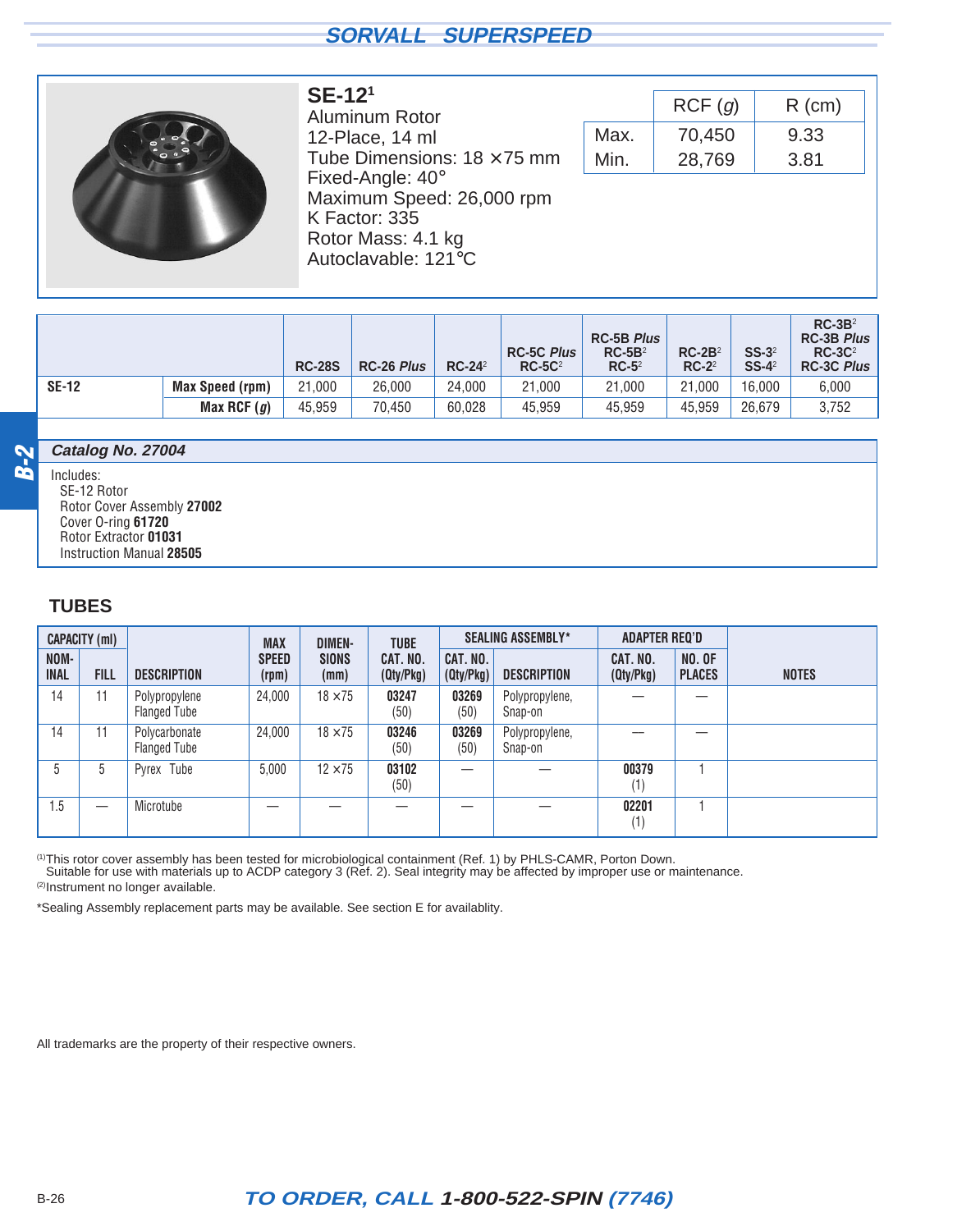## SE-12[1]

Aluminum Rotor
12-Place, 14 ml
Tube Dimensions: 18 × 75 mm
Fixed-Angle: 40°
Maximum Speed: 26,000 rpm
K Factor: 335
Rotor Mass: 4.1 kg
Autoclavable: 121°C

| | RCF (*g*) | R (cm) |
|---|---|---|
| Max. | 70,450 | 9.33 |
| Min. | 28,769 | 3.81 |

| | | RC-28S | RC-26 *Plus* | RC-24[2] | RC-5C *Plus* RC-5C[2] | RC-5B *Plus* RC-5B[2] RC-5[2] | RC-2B[2] RC-2[2] | SS-3[2] SS-4[2] | RC-3B[2] RC-3B *Plus* RC-3C[2] RC-3C *Plus* |
|---|---|---|---|---|---|---|---|---|---|
| **SE-12** | **Max Speed (rpm)** | 21,000 | 26,000 | 24,000 | 21,000 | 21,000 | 21,000 | 16,000 | 6,000 |
| | **Max RCF (*g*)** | 45,959 | 70,450 | 60,028 | 45,959 | 45,959 | 45,959 | 26,679 | 3,752 |

### *Catalog No. 27004*

Includes:
- SE-12 Rotor
- Rotor Cover Assembly **27002**
- Cover O-ring **61720**
- Rotor Extractor **01031**
- Instruction Manual **28505**

## TUBES

| CAPACITY (ml) | | | MAX SPEED (rpm) | DIMENSIONS (mm) | TUBE CAT. NO. (Qty/Pkg) | SEALING ASSEMBLY* | | ADAPTER REQ'D | | NOTES |
|---|---|---|---|---|---|---|---|---|---|---|
| NOMINAL | FILL | DESCRIPTION | | | | CAT. NO. (Qty/Pkg) | DESCRIPTION | CAT. NO. (Qty/Pkg) | NO. OF PLACES | |
| 14 | 11 | Polypropylene Flanged Tube | 24,000 | 18 × 75 | **03247** (50) | **03269** (50) | Polypropylene, Snap-on | — | — | |
| 14 | 11 | Polycarbonate Flanged Tube | 24,000 | 18 × 75 | **03246** (50) | **03269** (50) | Polypropylene, Snap-on | — | — | |
| 5 | 5 | Pyrex Tube | 5,000 | 12 × 75 | **03102** (50) | — | — | **00379** (1) | 1 | |
| 1.5 | — | Microtube | — | — | — | — | — | **02201** (1) | 1 | |

(1) This rotor cover assembly has been tested for microbiological containment (Ref. 1) by PHLS-CAMR, Porton Down. Suitable for use with materials up to ACDP category 3 (Ref. 2). Seal integrity may be affected by improper use or maintenance.
(2) Instrument no longer available.

*Sealing Assembly replacement parts may be available. See section E for availablity.

All trademarks are the property of their respective owners.

*TO ORDER, CALL 1-800-522-SPIN (7746)*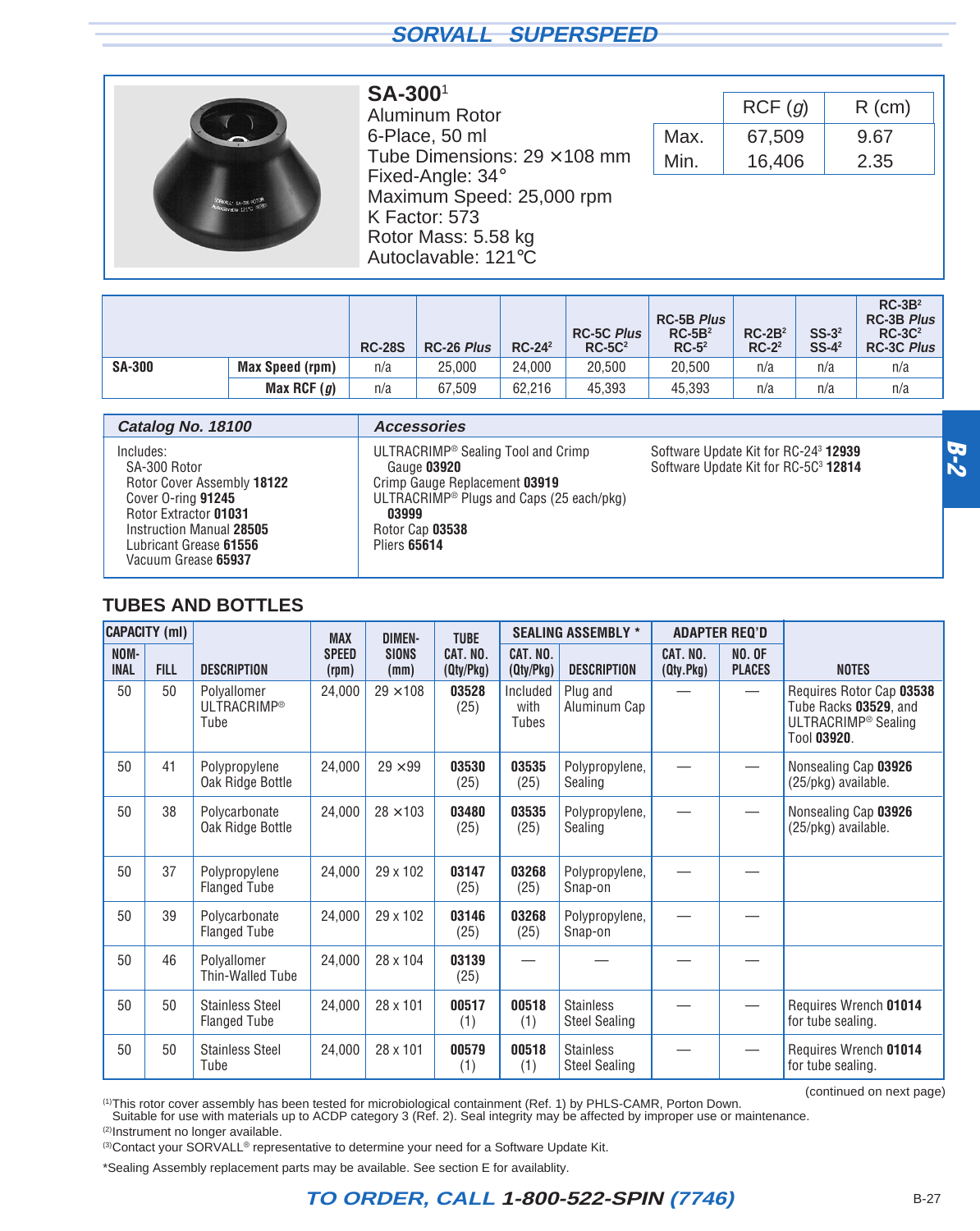## SA-300[1]

Aluminum Rotor
6-Place, 50 ml
Tube Dimensions: 29 × 108 mm
Fixed-Angle: 34°
Maximum Speed: 25,000 rpm
K Factor: 573
Rotor Mass: 5.58 kg
Autoclavable: 121°C

| | RCF (*g*) | R (cm) |
|---|---|---|
| Max. | 67,509 | 9.67 |
| Min. | 16,406 | 2.35 |

| | | RC-28S | RC-26 *Plus* | RC-24[2] | RC-5C *Plus* RC-5C[2] | RC-5B *Plus* RC-5B[2] RC-5[2] | RC-2B[2] RC-2[2] | SS-3[2] SS-4[2] | RC-3B[2] RC-3B *Plus* RC-3C[2] RC-3C *Plus* |
|---|---|---|---|---|---|---|---|---|---|
| **SA-300** | **Max Speed (rpm)** | n/a | 25,000 | 24,000 | 20,500 | 20,500 | n/a | n/a | n/a |
| | **Max RCF (*g*)** | n/a | 67,509 | 62,216 | 45,393 | 45,393 | n/a | n/a | n/a |

| *Catalog No. 18100* | *Accessories* |
|---|---|
| Includes:<br>SA-300 Rotor<br>Rotor Cover Assembly **18122**<br>Cover O-ring **91245**<br>Rotor Extractor **01031**<br>Instruction Manual **28505**<br>Lubricant Grease **61556**<br>Vacuum Grease **65937** | ULTRACRIMP® Sealing Tool and Crimp Gauge **03920**<br>Crimp Gauge Replacement **03919**<br>ULTRACRIMP® Plugs and Caps (25 each/pkg) **03999**<br>Rotor Cap **03538**<br>Pliers **65614**<br>Software Update Kit for RC-24[3] **12939**<br>Software Update Kit for RC-5C[3] **12814** |

### TUBES AND BOTTLES

| CAPACITY (ml) | | | MAX | DIMEN- | TUBE | SEALING ASSEMBLY * | | ADAPTER REQ'D | | |
|---|---|---|---|---|---|---|---|---|---|---|
| NOMINAL | FILL | DESCRIPTION | SPEED (rpm) | SIONS (mm) | CAT. NO. (Qty/Pkg) | CAT. NO. (Qty/Pkg) | DESCRIPTION | CAT. NO. (Qty.Pkg) | NO. OF PLACES | NOTES |
| 50 | 50 | Polyallomer ULTRACRIMP® Tube | 24,000 | 29 ×108 | **03528** (25) | Included with Tubes | Plug and Aluminum Cap | — | — | Requires Rotor Cap **03538** Tube Racks **03529**, and ULTRACRIMP® Sealing Tool **03920**. |
| 50 | 41 | Polypropylene Oak Ridge Bottle | 24,000 | 29 ×99 | **03530** (25) | **03535** (25) | Polypropylene, Sealing | — | — | Nonsealing Cap **03926** (25/pkg) available. |
| 50 | 38 | Polycarbonate Oak Ridge Bottle | 24,000 | 28 ×103 | **03480** (25) | **03535** (25) | Polypropylene, Sealing | — | — | Nonsealing Cap **03926** (25/pkg) available. |
| 50 | 37 | Polypropylene Flanged Tube | 24,000 | 29 x 102 | **03147** (25) | **03268** (25) | Polypropylene, Snap-on | — | — | |
| 50 | 39 | Polycarbonate Flanged Tube | 24,000 | 29 x 102 | **03146** (25) | **03268** (25) | Polypropylene, Snap-on | — | — | |
| 50 | 46 | Polyallomer Thin-Walled Tube | 24,000 | 28 x 104 | **03139** (25) | — | — | — | — | |
| 50 | 50 | Stainless Steel Flanged Tube | 24,000 | 28 x 101 | **00517** (1) | **00518** (1) | Stainless Steel Sealing | — | — | Requires Wrench **01014** for tube sealing. |
| 50 | 50 | Stainless Steel Tube | 24,000 | 28 x 101 | **00579** (1) | **00518** (1) | Stainless Steel Sealing | — | — | Requires Wrench **01014** for tube sealing. |

(continued on next page)

(1)This rotor cover assembly has been tested for microbiological containment (Ref. 1) by PHLS-CAMR, Porton Down. Suitable for use with materials up to ACDP category 3 (Ref. 2). Seal integrity may be affected by improper use or maintenance.

(2)Instrument no longer available.

(3)Contact your SORVALL® representative to determine your need for a Software Update Kit.

*Sealing Assembly replacement parts may be available. See section E for availablity.

***TO ORDER, CALL 1-800-522-SPIN (7746)***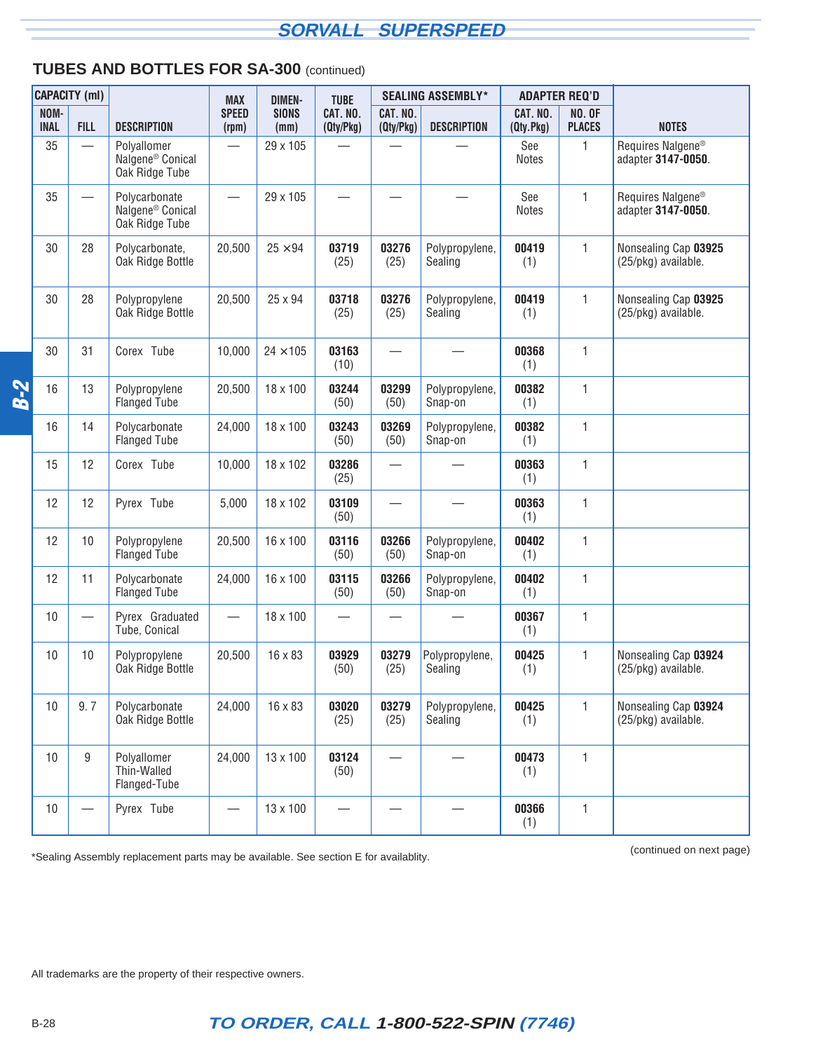## TUBES AND BOTTLES FOR SA-300 (continued)

| CAPACITY (ml) | | DESCRIPTION | MAX SPEED (rpm) | DIMENSIONS (mm) | TUBE CAT. NO. (Qty/Pkg) | SEALING ASSEMBLY* | | ADAPTER REQ'D | | NOTES |
|---|---|---|---|---|---|---|---|---|---|---|
| NOMINAL | FILL | | | | | CAT. NO. (Qty/Pkg) | DESCRIPTION | CAT. NO. (Qty.Pkg) | NO. OF PLACES | |
| 35 | — | Polyallomer Nalgene® Conical Oak Ridge Tube | — | 29 x 105 | — | — | — | See Notes | 1 | Requires Nalgene® adapter **3147-0050**. |
| 35 | — | Polycarbonate Nalgene® Conical Oak Ridge Tube | — | 29 x 105 | — | — | — | See Notes | 1 | Requires Nalgene® adapter **3147-0050**. |
| 30 | 28 | Polycarbonate, Oak Ridge Bottle | 20,500 | 25 ×94 | **03719** (25) | **03276** (25) | Polypropylene, Sealing | **00419** (1) | 1 | Nonsealing Cap **03925** (25/pkg) available. |
| 30 | 28 | Polypropylene Oak Ridge Bottle | 20,500 | 25 x 94 | **03718** (25) | **03276** (25) | Polypropylene, Sealing | **00419** (1) | 1 | Nonsealing Cap **03925** (25/pkg) available. |
| 30 | 31 | Corex Tube | 10,000 | 24 ×105 | **03163** (10) | — | — | **00368** (1) | 1 | |
| 16 | 13 | Polypropylene Flanged Tube | 20,500 | 18 x 100 | **03244** (50) | **03299** (50) | Polypropylene, Snap-on | **00382** (1) | 1 | |
| 16 | 14 | Polycarbonate Flanged Tube | 24,000 | 18 x 100 | **03243** (50) | **03269** (50) | Polypropylene, Snap-on | **00382** (1) | 1 | |
| 15 | 12 | Corex Tube | 10,000 | 18 x 102 | **03286** (25) | — | — | **00363** (1) | 1 | |
| 12 | 12 | Pyrex Tube | 5,000 | 18 x 102 | **03109** (50) | — | — | **00363** (1) | 1 | |
| 12 | 10 | Polypropylene Flanged Tube | 20,500 | 16 x 100 | **03116** (50) | **03266** (50) | Polypropylene, Snap-on | **00402** (1) | 1 | |
| 12 | 11 | Polycarbonate Flanged Tube | 24,000 | 16 x 100 | **03115** (50) | **03266** (50) | Polypropylene, Snap-on | **00402** (1) | 1 | |
| 10 | — | Pyrex Graduated Tube, Conical | — | 18 x 100 | — | — | — | **00367** (1) | 1 | |
| 10 | 10 | Polypropylene Oak Ridge Bottle | 20,500 | 16 x 83 | **03929** (50) | **03279** (25) | Polypropylene, Sealing | **00425** (1) | 1 | Nonsealing Cap **03924** (25/pkg) available. |
| 10 | 9.7 | Polycarbonate Oak Ridge Bottle | 24,000 | 16 x 83 | **03020** (25) | **03279** (25) | Polypropylene, Sealing | **00425** (1) | 1 | Nonsealing Cap **03924** (25/pkg) available. |
| 10 | 9 | Polyallomer Thin-Walled Flanged-Tube | 24,000 | 13 x 100 | **03124** (50) | — | — | **00473** (1) | 1 | |
| 10 | — | Pyrex Tube | — | 13 x 100 | — | — | — | **00366** (1) | 1 | |

*Sealing Assembly replacement parts may be available. See section E for availablity.

(continued on next page)

All trademarks are the property of their respective owners.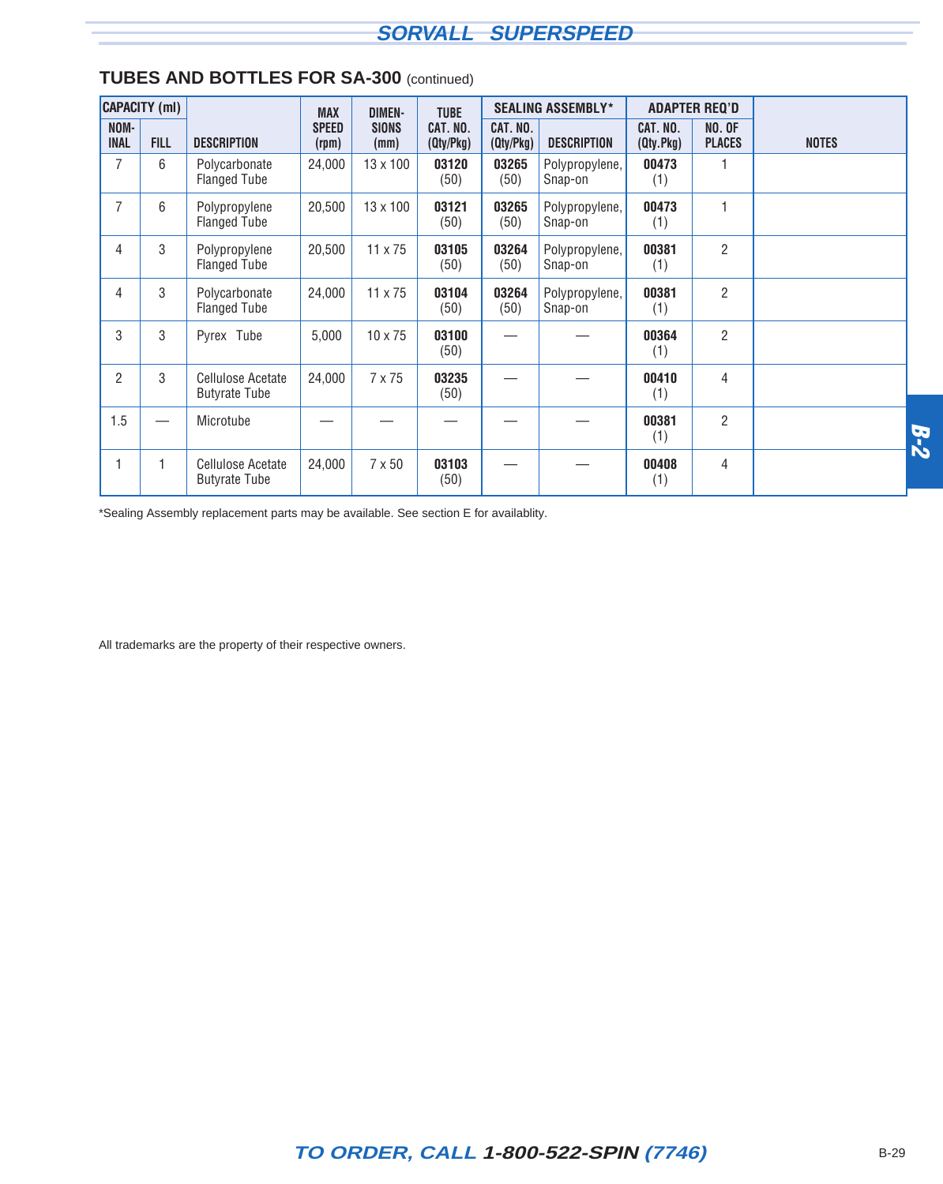## TUBES AND BOTTLES FOR SA-300 (continued)

| CAPACITY (ml) | | | MAX | DIMEN- | TUBE | SEALING ASSEMBLY* | | ADAPTER REQ'D | | |
|---|---|---|---|---|---|---|---|---|---|---|
| NOM-INAL | FILL | DESCRIPTION | SPEED (rpm) | SIONS (mm) | CAT. NO. (Qty/Pkg) | CAT. NO. (Qty/Pkg) | DESCRIPTION | CAT. NO. (Qty.Pkg) | NO. OF PLACES | NOTES |
| 7 | 6 | Polycarbonate Flanged Tube | 24,000 | 13 x 100 | **03120** (50) | **03265** (50) | Polypropylene, Snap-on | **00473** (1) | 1 | |
| 7 | 6 | Polypropylene Flanged Tube | 20,500 | 13 x 100 | **03121** (50) | **03265** (50) | Polypropylene, Snap-on | **00473** (1) | 1 | |
| 4 | 3 | Polypropylene Flanged Tube | 20,500 | 11 x 75 | **03105** (50) | **03264** (50) | Polypropylene, Snap-on | **00381** (1) | 2 | |
| 4 | 3 | Polycarbonate Flanged Tube | 24,000 | 11 x 75 | **03104** (50) | **03264** (50) | Polypropylene, Snap-on | **00381** (1) | 2 | |
| 3 | 3 | Pyrex Tube | 5,000 | 10 x 75 | **03100** (50) | — | — | **00364** (1) | 2 | |
| 2 | 3 | Cellulose Acetate Butyrate Tube | 24,000 | 7 x 75 | **03235** (50) | — | — | **00410** (1) | 4 | |
| 1.5 | — | Microtube | — | — | — | — | — | **00381** (1) | 2 | |
| 1 | 1 | Cellulose Acetate Butyrate Tube | 24,000 | 7 x 50 | **03103** (50) | — | — | **00408** (1) | 4 | |

*Sealing Assembly replacement parts may be available. See section E for availablity.

All trademarks are the property of their respective owners.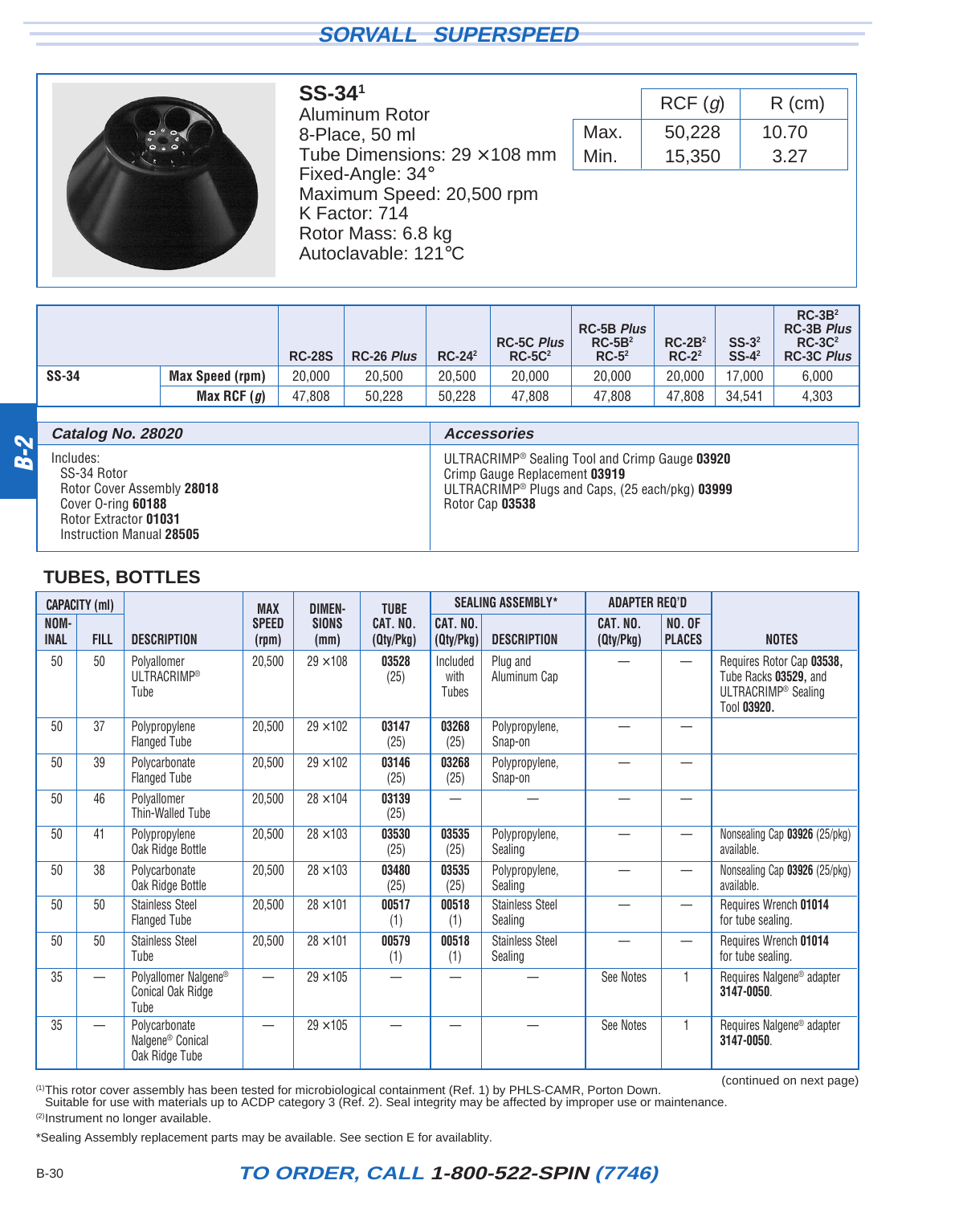## SORVALL SUPERSPEED

### SS-34[1]

Aluminum Rotor
8-Place, 50 ml
Tube Dimensions: 29 × 108 mm
Fixed-Angle: 34°
Maximum Speed: 20,500 rpm
K Factor: 714
Rotor Mass: 6.8 kg
Autoclavable: 121°C

| | RCF (*g*) | R (cm) |
|---|---|---|
| Max. | 50,228 | 10.70 |
| Min. | 15,350 | 3.27 |

| | | RC-28S | RC-26 *Plus* | RC-24[2] | RC-5C *Plus* RC-5C[2] | RC-5B *Plus* RC-5B[2] RC-5[2] | RC-2B[2] RC-2[2] | SS-3[2] SS-4[2] | RC-3B[2] RC-3B *Plus* RC-3C[2] RC-3C *Plus* |
|---|---|---|---|---|---|---|---|---|---|
| **SS-34** | **Max Speed (rpm)** | 20,000 | 20,500 | 20,500 | 20,000 | 20,000 | 20,000 | 17,000 | 6,000 |
| | **Max RCF (*g*)** | 47,808 | 50,228 | 50,228 | 47,808 | 47,808 | 47,808 | 34,541 | 4,303 |

| *Catalog No. 28020* | *Accessories* |
|---|---|
| Includes:<br>SS-34 Rotor<br>Rotor Cover Assembly **28018**<br>Cover O-ring **60188**<br>Rotor Extractor **01031**<br>Instruction Manual **28505** | ULTRACRIMP® Sealing Tool and Crimp Gauge **03920**<br>Crimp Gauge Replacement **03919**<br>ULTRACRIMP® Plugs and Caps, (25 each/pkg) **03999**<br>Rotor Cap **03538** |

## TUBES, BOTTLES

| CAPACITY (ml) | | | MAX | DIMEN- | TUBE | SEALING ASSEMBLY* | | ADAPTER REQ'D | | |
|---|---|---|---|---|---|---|---|---|---|---|
| NOM-INAL | FILL | DESCRIPTION | SPEED (rpm) | SIONS (mm) | CAT. NO. (Qty/Pkg) | CAT. NO. (Qty/Pkg) | DESCRIPTION | CAT. NO. (Qty/Pkg) | NO. OF PLACES | NOTES |
| 50 | 50 | Polyallomer ULTRACRIMP® Tube | 20,500 | 29 × 108 | **03528** (25) | Included with Tubes | Plug and Aluminum Cap | — | — | Requires Rotor Cap **03538**, Tube Racks **03529**, and ULTRACRIMP® Sealing Tool **03920**. |
| 50 | 37 | Polypropylene Flanged Tube | 20,500 | 29 × 102 | **03147** (25) | **03268** (25) | Polypropylene, Snap-on | — | — | |
| 50 | 39 | Polycarbonate Flanged Tube | 20,500 | 29 × 102 | **03146** (25) | **03268** (25) | Polypropylene, Snap-on | — | — | |
| 50 | 46 | Polyallomer Thin-Walled Tube | 20,500 | 28 × 104 | **03139** (25) | — | — | — | — | |
| 50 | 41 | Polypropylene Oak Ridge Bottle | 20,500 | 28 × 103 | **03530** (25) | **03535** (25) | Polypropylene, Sealing | — | — | Nonsealing Cap **03926** (25/pkg) available. |
| 50 | 38 | Polycarbonate Oak Ridge Bottle | 20,500 | 28 × 103 | **03480** (25) | **03535** (25) | Polypropylene, Sealing | — | — | Nonsealing Cap **03926** (25/pkg) available. |
| 50 | 50 | Stainless Steel Flanged Tube | 20,500 | 28 × 101 | **00517** (1) | **00518** (1) | Stainless Steel Sealing | — | — | Requires Wrench **01014** for tube sealing. |
| 50 | 50 | Stainless Steel Tube | 20,500 | 28 × 101 | **00579** (1) | **00518** (1) | Stainless Steel Sealing | — | — | Requires Wrench **01014** for tube sealing. |
| 35 | — | Polyallomer Nalgene® Conical Oak Ridge Tube | — | 29 × 105 | — | — | — | See Notes | 1 | Requires Nalgene® adapter **3147-0050**. |
| 35 | — | Polycarbonate Nalgene® Conical Oak Ridge Tube | — | 29 × 105 | — | — | — | See Notes | 1 | Requires Nalgene® adapter **3147-0050**. |

(continued on next page)

(1)This rotor cover assembly has been tested for microbiological containment (Ref. 1) by PHLS-CAMR, Porton Down. Suitable for use with materials up to ACDP category 3 (Ref. 2). Seal integrity may be affected by improper use or maintenance.

(2)Instrument no longer available.

*Sealing Assembly replacement parts may be available. See section E for availablity.

**TO ORDER, CALL 1-800-522-SPIN (7746)**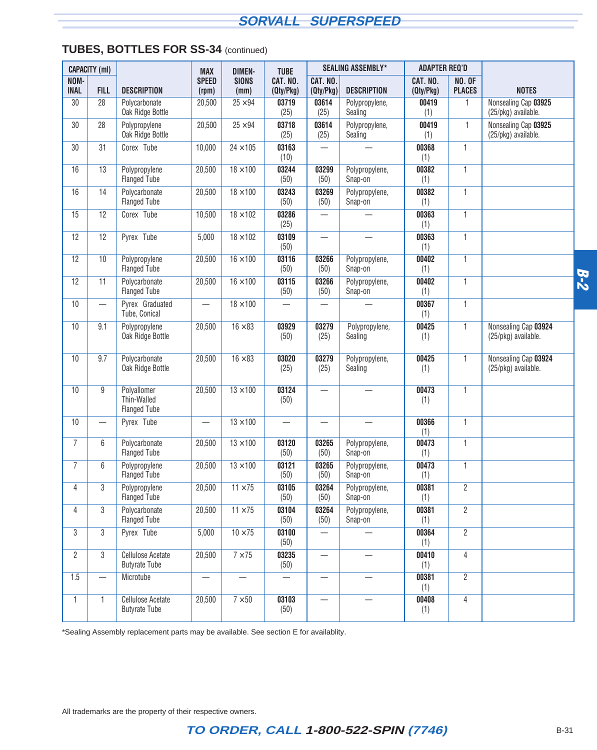## TUBES, BOTTLES FOR SS-34 (continued)

| CAPACITY (ml) | | DESCRIPTION | MAX SPEED (rpm) | DIMEN-SIONS (mm) | TUBE CAT. NO. (Qty/Pkg) | SEALING ASSEMBLY* | | ADAPTER REQ'D | | NOTES |
|---|---|---|---|---|---|---|---|---|---|---|
| NOM-INAL | FILL | | | | | CAT. NO. (Qty/Pkg) | DESCRIPTION | CAT. NO. (Qty/Pkg) | NO. OF PLACES | |
| 30 | 28 | Polycarbonate Oak Ridge Bottle | 20,500 | 25 ×94 | **03719** (25) | **03614** (25) | Polypropylene, Sealing | **00419** (1) | 1 | Nonsealing Cap **03925** (25/pkg) available. |
| 30 | 28 | Polypropylene Oak Ridge Bottle | 20,500 | 25 ×94 | **03718** (25) | **03614** (25) | Polypropylene, Sealing | **00419** (1) | 1 | Nonsealing Cap **03925** (25/pkg) available. |
| 30 | 31 | Corex Tube | 10,000 | 24 ×105 | **03163** (10) | — | — | **00368** (1) | 1 | |
| 16 | 13 | Polypropylene Flanged Tube | 20,500 | 18 ×100 | **03244** (50) | **03299** (50) | Polypropylene, Snap-on | **00382** (1) | 1 | |
| 16 | 14 | Polycarbonate Flanged Tube | 20,500 | 18 ×100 | **03243** (50) | **03269** (50) | Polypropylene, Snap-on | **00382** (1) | 1 | |
| 15 | 12 | Corex Tube | 10,500 | 18 ×102 | **03286** (25) | — | — | **00363** (1) | 1 | |
| 12 | 12 | Pyrex Tube | 5,000 | 18 ×102 | **03109** (50) | — | — | **00363** (1) | 1 | |
| 12 | 10 | Polypropylene Flanged Tube | 20,500 | 16 ×100 | **03116** (50) | **03266** (50) | Polypropylene, Snap-on | **00402** (1) | 1 | |
| 12 | 11 | Polycarbonate Flanged Tube | 20,500 | 16 ×100 | **03115** (50) | **03266** (50) | Polypropylene, Snap-on | **00402** (1) | 1 | |
| 10 | — | Pyrex Graduated Tube, Conical | — | 18 ×100 | — | — | — | **00367** (1) | 1 | |
| 10 | 9.1 | Polypropylene Oak Ridge Bottle | 20,500 | 16 ×83 | **03929** (50) | **03279** (25) | Polypropylene, Sealing | **00425** (1) | 1 | Nonsealing Cap **03924** (25/pkg) available. |
| 10 | 9.7 | Polycarbonate Oak Ridge Bottle | 20,500 | 16 ×83 | **03020** (25) | **03279** (25) | Polypropylene, Sealing | **00425** (1) | 1 | Nonsealing Cap **03924** (25/pkg) available. |
| 10 | 9 | Polyallomer Thin-Walled Flanged Tube | 20,500 | 13 ×100 | **03124** (50) | — | — | **00473** (1) | 1 | |
| 10 | — | Pyrex Tube | — | 13 ×100 | — | — | — | **00366** (1) | 1 | |
| 7 | 6 | Polycarbonate Flanged Tube | 20,500 | 13 ×100 | **03120** (50) | **03265** (50) | Polypropylene, Snap-on | **00473** (1) | 1 | |
| 7 | 6 | Polypropylene Flanged Tube | 20,500 | 13 ×100 | **03121** (50) | **03265** (50) | Polypropylene, Snap-on | **00473** (1) | 1 | |
| 4 | 3 | Polypropylene Flanged Tube | 20,500 | 11 ×75 | **03105** (50) | **03264** (50) | Polypropylene, Snap-on | **00381** (1) | 2 | |
| 4 | 3 | Polycarbonate Flanged Tube | 20,500 | 11 ×75 | **03104** (50) | **03264** (50) | Polypropylene, Snap-on | **00381** (1) | 2 | |
| 3 | 3 | Pyrex Tube | 5,000 | 10 ×75 | **03100** (50) | — | — | **00364** (1) | 2 | |
| 2 | 3 | Cellulose Acetate Butyrate Tube | 20,500 | 7 ×75 | **03235** (50) | — | — | **00410** (1) | 4 | |
| 1.5 | — | Microtube | — | — | — | — | — | **00381** (1) | 2 | |
| 1 | 1 | Cellulose Acetate Butyrate Tube | 20,500 | 7 ×50 | **03103** (50) | — | — | **00408** (1) | 4 | |

*Sealing Assembly replacement parts may be available. See section E for availablity.

All trademarks are the property of their respective owners.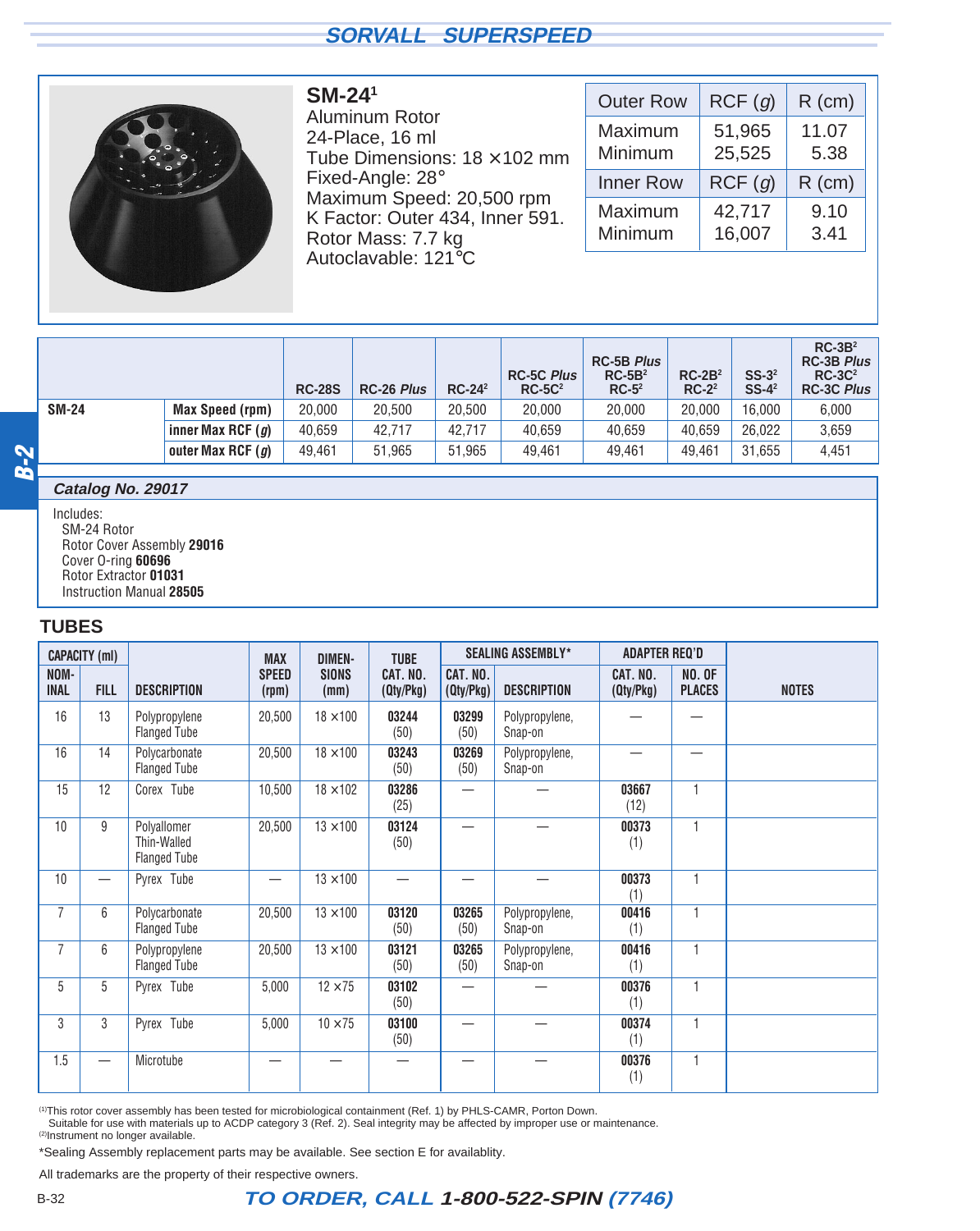## SM-24[1]

Aluminum Rotor
24-Place, 16 ml
Tube Dimensions: 18 ×102 mm
Fixed-Angle: 28°
Maximum Speed: 20,500 rpm
K Factor: Outer 434, Inner 591.
Rotor Mass: 7.7 kg
Autoclavable: 121°C

| Outer Row | RCF (*g*) | R (cm) |
|---|---|---|
| Maximum | 51,965 | 11.07 |
| Minimum | 25,525 | 5.38 |
| **Inner Row** | **RCF (*g*)** | **R (cm)** |
| Maximum | 42,717 | 9.10 |
| Minimum | 16,007 | 3.41 |

| | | RC-28S | RC-26 *Plus* | RC-24[2] | RC-5C *Plus* RC-5C[2] | RC-5B *Plus* RC-5B[2] RC-5[2] | RC-2B[2] RC-2[2] | SS-3[2] SS-4[2] | RC-3B[2] RC-3B *Plus* RC-3C[2] RC-3C *Plus* |
|---|---|---|---|---|---|---|---|---|---|
| **SM-24** | **Max Speed (rpm)** | 20,000 | 20,500 | 20,500 | 20,000 | 20,000 | 20,000 | 16,000 | 6,000 |
| | **inner Max RCF (*g*)** | 40,659 | 42,717 | 42,717 | 40,659 | 40,659 | 40,659 | 26,022 | 3,659 |
| | **outer Max RCF (*g*)** | 49,461 | 51,965 | 51,965 | 49,461 | 49,461 | 49,461 | 31,655 | 4,451 |

### Catalog No. 29017

Includes:
- SM-24 Rotor
- Rotor Cover Assembly **29016**
- Cover O-ring **60696**
- Rotor Extractor **01031**
- Instruction Manual **28505**

## TUBES

| CAPACITY (ml) | | | MAX | DIMEN- | TUBE | SEALING ASSEMBLY* | | ADAPTER REQ'D | | |
|---|---|---|---|---|---|---|---|---|---|---|
| NOM-INAL | FILL | DESCRIPTION | SPEED (rpm) | SIONS (mm) | CAT. NO. (Qty/Pkg) | CAT. NO. (Qty/Pkg) | DESCRIPTION | CAT. NO. (Qty/Pkg) | NO. OF PLACES | NOTES |
| 16 | 13 | Polypropylene Flanged Tube | 20,500 | 18 ×100 | **03244** (50) | **03299** (50) | Polypropylene, Snap-on | — | — | |
| 16 | 14 | Polycarbonate Flanged Tube | 20,500 | 18 ×100 | **03243** (50) | **03269** (50) | Polypropylene, Snap-on | — | — | |
| 15 | 12 | Corex Tube | 10,500 | 18 ×102 | **03286** (25) | — | — | **03667** (12) | 1 | |
| 10 | 9 | Polyallomer Thin-Walled Flanged Tube | 20,500 | 13 ×100 | **03124** (50) | — | — | **00373** (1) | 1 | |
| 10 | — | Pyrex Tube | — | 13 ×100 | — | — | — | **00373** (1) | 1 | |
| 7 | 6 | Polycarbonate Flanged Tube | 20,500 | 13 ×100 | **03120** (50) | **03265** (50) | Polypropylene, Snap-on | **00416** (1) | 1 | |
| 7 | 6 | Polypropylene Flanged Tube | 20,500 | 13 ×100 | **03121** (50) | **03265** (50) | Polypropylene, Snap-on | **00416** (1) | 1 | |
| 5 | 5 | Pyrex Tube | 5,000 | 12 ×75 | **03102** (50) | — | — | **00376** (1) | 1 | |
| 3 | 3 | Pyrex Tube | 5,000 | 10 ×75 | **03100** (50) | — | — | **00374** (1) | 1 | |
| 1.5 | — | Microtube | — | — | — | — | — | **00376** (1) | 1 | |

(1)This rotor cover assembly has been tested for microbiological containment (Ref. 1) by PHLS-CAMR, Porton Down. Suitable for use with materials up to ACDP category 3 (Ref. 2). Seal integrity may be affected by improper use or maintenance.
(2)Instrument no longer available.

*Sealing Assembly replacement parts may be available. See section E for availablity.

All trademarks are the property of their respective owners.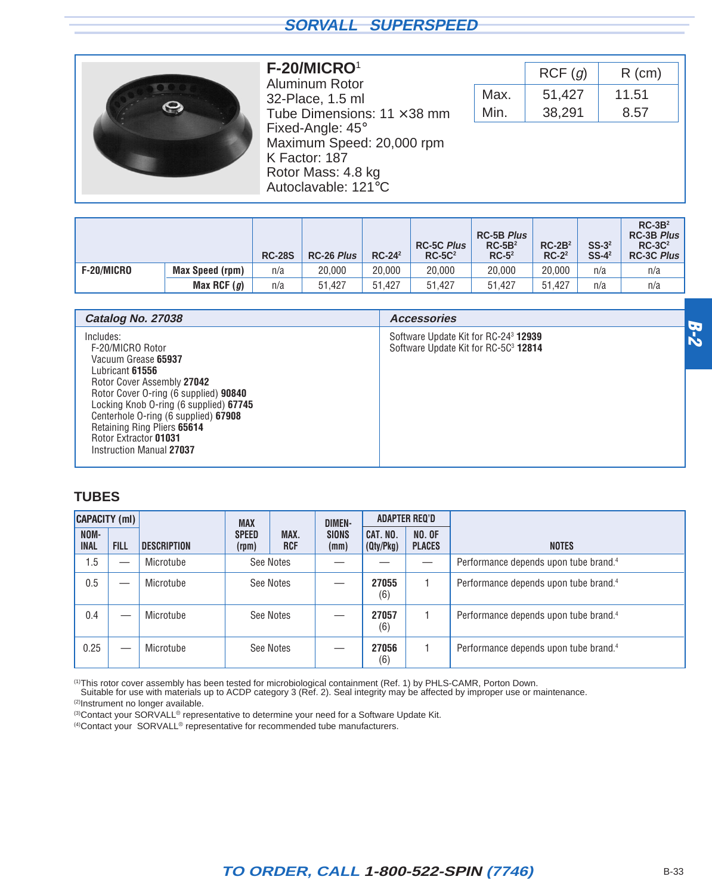## SORVALL SUPERSPEED

### F-20/MICRO[1]

Aluminum Rotor
32-Place, 1.5 ml
Tube Dimensions: 11 ×38 mm
Fixed-Angle: 45°
Maximum Speed: 20,000 rpm
K Factor: 187
Rotor Mass: 4.8 kg
Autoclavable: 121°C

| | RCF (*g*) | R (cm) |
|---|---|---|
| Max. | 51,427 | 11.51 |
| Min. | 38,291 | 8.57 |

| | | RC-28S | RC-26 *Plus* | RC-24[2] | RC-5C *Plus* RC-5C[2] | RC-5B *Plus* RC-5B[2] RC-5[2] | RC-2B[2] RC-2[2] | SS-3[2] SS-4[2] | RC-3B[2] RC-3B *Plus* RC-3C[2] RC-3C *Plus* |
|---|---|---|---|---|---|---|---|---|---|
| **F-20/MICRO** | **Max Speed (rpm)** | n/a | 20,000 | 20,000 | 20,000 | 20,000 | 20,000 | n/a | n/a |
| | **Max RCF (*g*)** | n/a | 51,427 | 51,427 | 51,427 | 51,427 | 51,427 | n/a | n/a |

| *Catalog No. 27038* | *Accessories* |
|---|---|
| Includes:<br>F-20/MICRO Rotor<br>Vacuum Grease **65937**<br>Lubricant **61556**<br>Rotor Cover Assembly **27042**<br>Rotor Cover O-ring (6 supplied) **90840**<br>Locking Knob O-ring (6 supplied) **67745**<br>Centerhole O-ring (6 supplied) **67908**<br>Retaining Ring Pliers **65614**<br>Rotor Extractor **01031**<br>Instruction Manual **27037** | Software Update Kit for RC-24[3] **12939**<br>Software Update Kit for RC-5C[3] **12814** |

## TUBES

| CAPACITY (ml) | | | MAX | | DIMEN- | ADAPTER REQ'D | | |
|---|---|---|---|---|---|---|---|---|
| NOM-INAL | FILL | DESCRIPTION | SPEED (rpm) | MAX. RCF | SIONS (mm) | CAT. NO. (Qty/Pkg) | NO. OF PLACES | NOTES |
| 1.5 | — | Microtube | See Notes | | — | — | — | Performance depends upon tube brand.[4] |
| 0.5 | — | Microtube | See Notes | | — | **27055** (6) | 1 | Performance depends upon tube brand.[4] |
| 0.4 | — | Microtube | See Notes | | — | **27057** (6) | 1 | Performance depends upon tube brand.[4] |
| 0.25 | — | Microtube | See Notes | | — | **27056** (6) | 1 | Performance depends upon tube brand.[4] |

(1)This rotor cover assembly has been tested for microbiological containment (Ref. 1) by PHLS-CAMR, Porton Down. Suitable for use with materials up to ACDP category 3 (Ref. 2). Seal integrity may be affected by improper use or maintenance.
(2)Instrument no longer available.
(3)Contact your SORVALL® representative to determine your need for a Software Update Kit.
(4)Contact your SORVALL® representative for recommended tube manufacturers.

**TO ORDER, CALL 1-800-522-SPIN (7746)**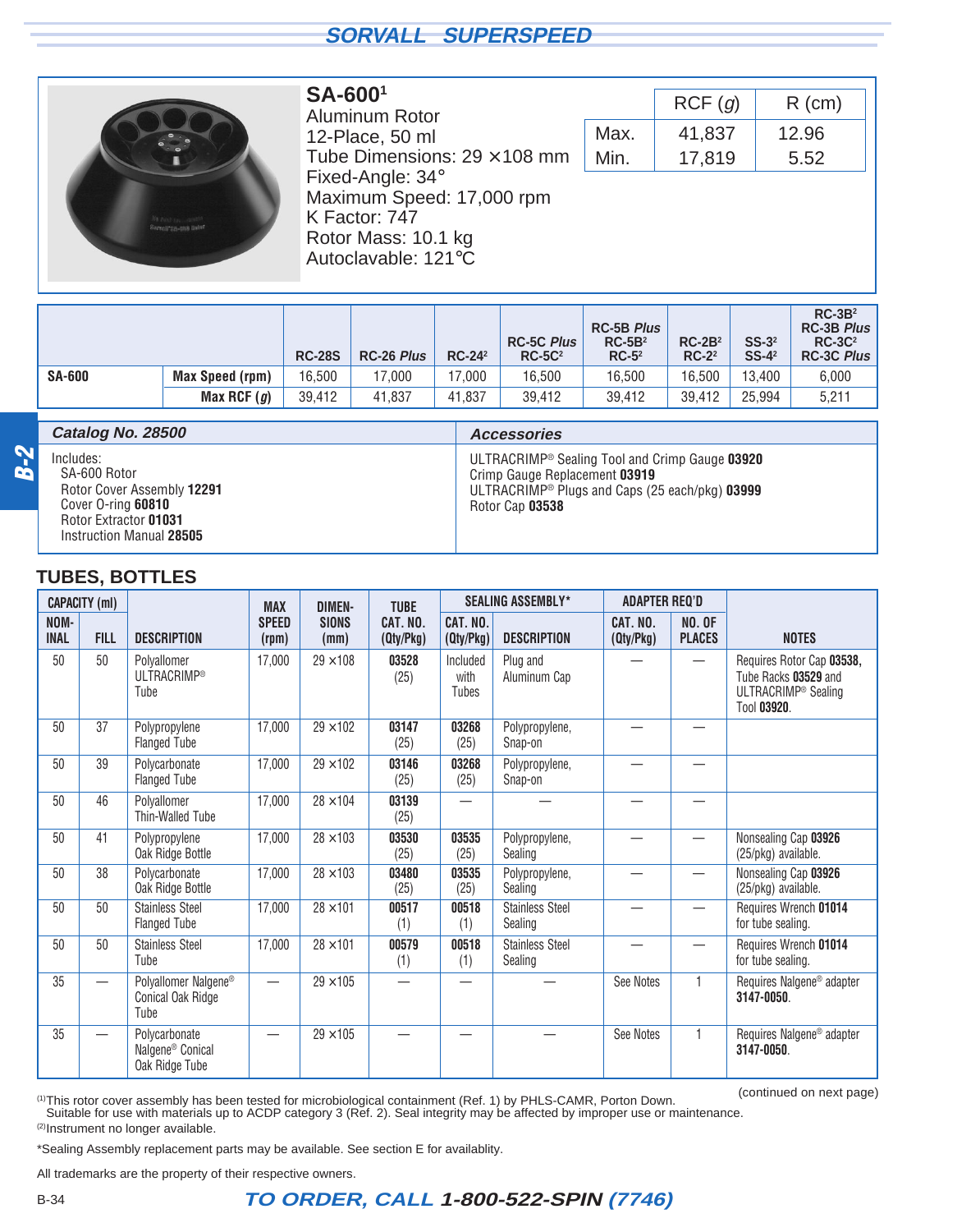## SA-600[1]

Aluminum Rotor
12-Place, 50 ml
Tube Dimensions: 29 × 108 mm
Fixed-Angle: 34°
Maximum Speed: 17,000 rpm
K Factor: 747
Rotor Mass: 10.1 kg
Autoclavable: 121°C

| | RCF (*g*) | R (cm) |
|---|---|---|
| Max. | 41,837 | 12.96 |
| Min. | 17,819 | 5.52 |

| | | RC-28S | RC-26 *Plus* | RC-24[2] | RC-5C *Plus* RC-5C[2] | RC-5B *Plus* RC-5B[2] RC-5[2] | RC-2B[2] RC-2[2] | SS-3[2] SS-4[2] | RC-3B[2] RC-3B *Plus* RC-3C[2] RC-3C *Plus* |
|---|---|---|---|---|---|---|---|---|---|
| **SA-600** | **Max Speed (rpm)** | 16,500 | 17,000 | 17,000 | 16,500 | 16,500 | 16,500 | 13,400 | 6,000 |
| | **Max RCF (*g*)** | 39,412 | 41,837 | 41,837 | 39,412 | 39,412 | 39,412 | 25,994 | 5,211 |

### Catalog No. 28500

Includes:
- SA-600 Rotor
- Rotor Cover Assembly **12291**
- Cover O-ring **60810**
- Rotor Extractor **01031**
- Instruction Manual **28505**

### Accessories

ULTRACRIMP® Sealing Tool and Crimp Gauge **03920**
Crimp Gauge Replacement **03919**
ULTRACRIMP® Plugs and Caps (25 each/pkg) **03999**
Rotor Cap **03538**

## TUBES, BOTTLES

| CAPACITY (ml) | | | MAX | DIMEN- | TUBE | SEALING ASSEMBLY* | | ADAPTER REQ'D | | |
|---|---|---|---|---|---|---|---|---|---|---|
| NOMINAL | FILL | DESCRIPTION | SPEED (rpm) | SIONS (mm) | CAT. NO. (Qty/Pkg) | CAT. NO. (Qty/Pkg) | DESCRIPTION | CAT. NO. (Qty/Pkg) | NO. OF PLACES | NOTES |
| 50 | 50 | Polyallomer ULTRACRIMP® Tube | 17,000 | 29 ×108 | **03528** (25) | Included with Tubes | Plug and Aluminum Cap | — | — | Requires Rotor Cap **03538**, Tube Racks **03529** and ULTRACRIMP® Sealing Tool **03920**. |
| 50 | 37 | Polypropylene Flanged Tube | 17,000 | 29 ×102 | **03147** (25) | **03268** (25) | Polypropylene, Snap-on | — | — | |
| 50 | 39 | Polycarbonate Flanged Tube | 17,000 | 29 ×102 | **03146** (25) | **03268** (25) | Polypropylene, Snap-on | — | — | |
| 50 | 46 | Polyallomer Thin-Walled Tube | 17,000 | 28 ×104 | **03139** (25) | — | — | — | — | |
| 50 | 41 | Polypropylene Oak Ridge Bottle | 17,000 | 28 ×103 | **03530** (25) | **03535** (25) | Polypropylene, Sealing | — | — | Nonsealing Cap **03926** (25/pkg) available. |
| 50 | 38 | Polycarbonate Oak Ridge Bottle | 17,000 | 28 ×103 | **03480** (25) | **03535** (25) | Polypropylene, Sealing | — | — | Nonsealing Cap **03926** (25/pkg) available. |
| 50 | 50 | Stainless Steel Flanged Tube | 17,000 | 28 ×101 | **00517** (1) | **00518** (1) | Stainless Steel Sealing | — | — | Requires Wrench **01014** for tube sealing. |
| 50 | 50 | Stainless Steel Tube | 17,000 | 28 ×101 | **00579** (1) | **00518** (1) | Stainless Steel Sealing | — | — | Requires Wrench **01014** for tube sealing. |
| 35 | — | Polyallomer Nalgene® Conical Oak Ridge Tube | — | 29 ×105 | — | — | — | See Notes | 1 | Requires Nalgene® adapter **3147-0050**. |
| 35 | — | Polycarbonate Nalgene® Conical Oak Ridge Tube | — | 29 ×105 | — | — | — | See Notes | 1 | Requires Nalgene® adapter **3147-0050**. |

(continued on next page)

[1] This rotor cover assembly has been tested for microbiological containment (Ref. 1) by PHLS-CAMR, Porton Down. Suitable for use with materials up to ACDP category 3 (Ref. 2). Seal integrity may be affected by improper use or maintenance.
[2] Instrument no longer available.

*Sealing Assembly replacement parts may be available. See section E for availablity.

All trademarks are the property of their respective owners.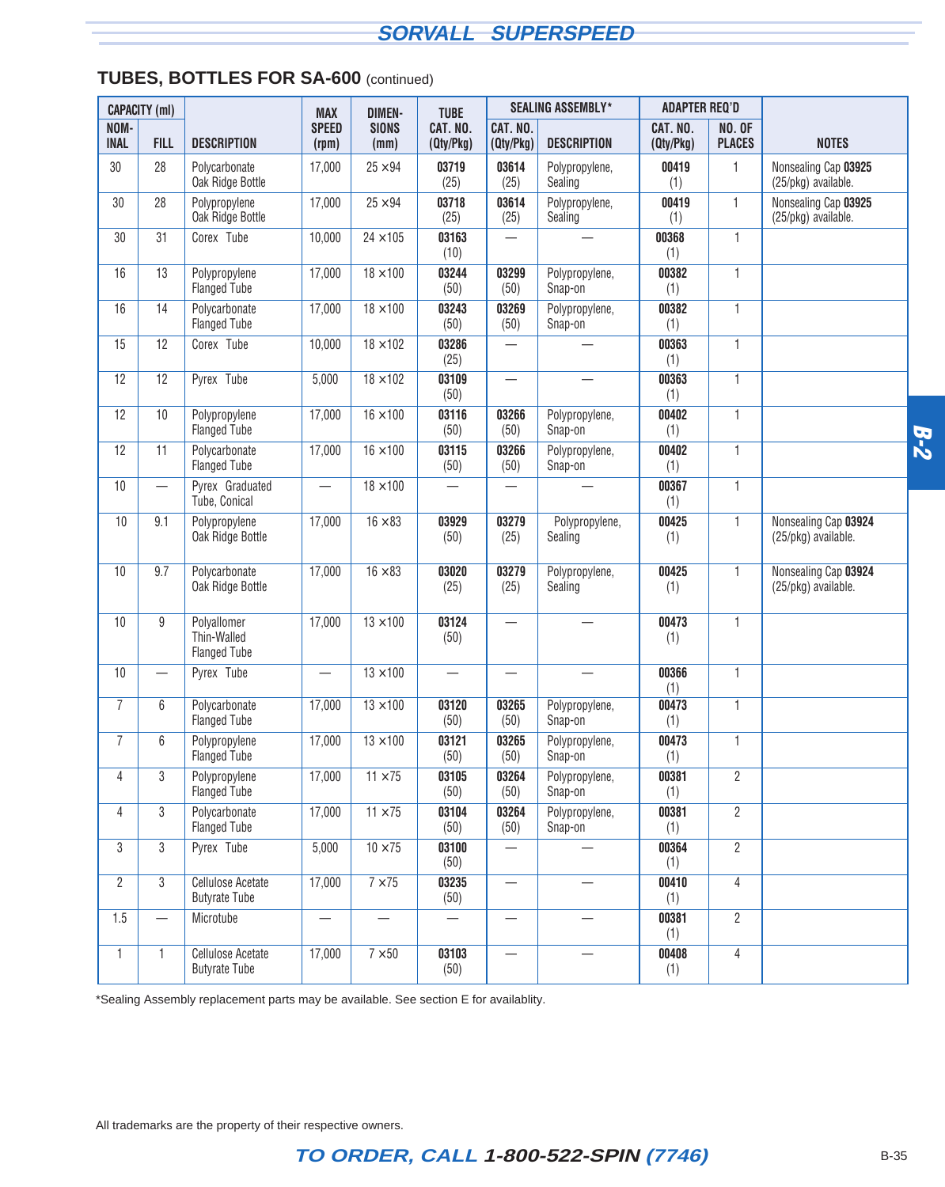## TUBES, BOTTLES FOR SA-600 (continued)

| CAPACITY (ml) | | DESCRIPTION | MAX SPEED (rpm) | DIMEN-SIONS (mm) | TUBE CAT. NO. (Qty/Pkg) | SEALING ASSEMBLY* | | ADAPTER REQ'D | | NOTES |
|---|---|---|---|---|---|---|---|---|---|---|
| NOM-INAL | FILL | | | | | CAT. NO. (Qty/Pkg) | DESCRIPTION | CAT. NO. (Qty/Pkg) | NO. OF PLACES | |
| 30 | 28 | Polycarbonate Oak Ridge Bottle | 17,000 | 25 ×94 | **03719** (25) | **03614** (25) | Polypropylene, Sealing | **00419** (1) | 1 | Nonsealing Cap **03925** (25/pkg) available. |
| 30 | 28 | Polypropylene Oak Ridge Bottle | 17,000 | 25 ×94 | **03718** (25) | **03614** (25) | Polypropylene, Sealing | **00419** (1) | 1 | Nonsealing Cap **03925** (25/pkg) available. |
| 30 | 31 | Corex Tube | 10,000 | 24 ×105 | **03163** (10) | — | — | **00368** (1) | 1 | |
| 16 | 13 | Polypropylene Flanged Tube | 17,000 | 18 ×100 | **03244** (50) | **03299** (50) | Polypropylene, Snap-on | **00382** (1) | 1 | |
| 16 | 14 | Polycarbonate Flanged Tube | 17,000 | 18 ×100 | **03243** (50) | **03269** (50) | Polypropylene, Snap-on | **00382** (1) | 1 | |
| 15 | 12 | Corex Tube | 10,000 | 18 ×102 | **03286** (25) | — | — | **00363** (1) | 1 | |
| 12 | 12 | Pyrex Tube | 5,000 | 18 ×102 | **03109** (50) | — | — | **00363** (1) | 1 | |
| 12 | 10 | Polypropylene Flanged Tube | 17,000 | 16 ×100 | **03116** (50) | **03266** (50) | Polypropylene, Snap-on | **00402** (1) | 1 | |
| 12 | 11 | Polycarbonate Flanged Tube | 17,000 | 16 ×100 | **03115** (50) | **03266** (50) | Polypropylene, Snap-on | **00402** (1) | 1 | |
| 10 | — | Pyrex Graduated Tube, Conical | — | 18 ×100 | — | — | — | **00367** (1) | 1 | |
| 10 | 9.1 | Polypropylene Oak Ridge Bottle | 17,000 | 16 ×83 | **03929** (50) | **03279** (25) | Polypropylene, Sealing | **00425** (1) | 1 | Nonsealing Cap **03924** (25/pkg) available. |
| 10 | 9.7 | Polycarbonate Oak Ridge Bottle | 17,000 | 16 ×83 | **03020** (25) | **03279** (25) | Polypropylene, Sealing | **00425** (1) | 1 | Nonsealing Cap **03924** (25/pkg) available. |
| 10 | 9 | Polyallomer Thin-Walled Flanged Tube | 17,000 | 13 ×100 | **03124** (50) | — | — | **00473** (1) | 1 | |
| 10 | — | Pyrex Tube | — | 13 ×100 | — | — | — | **00366** (1) | 1 | |
| 7 | 6 | Polycarbonate Flanged Tube | 17,000 | 13 ×100 | **03120** (50) | **03265** (50) | Polypropylene, Snap-on | **00473** (1) | 1 | |
| 7 | 6 | Polypropylene Flanged Tube | 17,000 | 13 ×100 | **03121** (50) | **03265** (50) | Polypropylene, Snap-on | **00473** (1) | 1 | |
| 4 | 3 | Polypropylene Flanged Tube | 17,000 | 11 ×75 | **03105** (50) | **03264** (50) | Polypropylene, Snap-on | **00381** (1) | 2 | |
| 4 | 3 | Polycarbonate Flanged Tube | 17,000 | 11 ×75 | **03104** (50) | **03264** (50) | Polypropylene, Snap-on | **00381** (1) | 2 | |
| 3 | 3 | Pyrex Tube | 5,000 | 10 ×75 | **03100** (50) | — | — | **00364** (1) | 2 | |
| 2 | 3 | Cellulose Acetate Butyrate Tube | 17,000 | 7 ×75 | **03235** (50) | — | — | **00410** (1) | 4 | |
| 1.5 | — | Microtube | — | — | — | — | — | **00381** (1) | 2 | |
| 1 | 1 | Cellulose Acetate Butyrate Tube | 17,000 | 7 ×50 | **03103** (50) | — | — | **00408** (1) | 4 | |

*Sealing Assembly replacement parts may be available. See section E for availablity.

All trademarks are the property of their respective owners.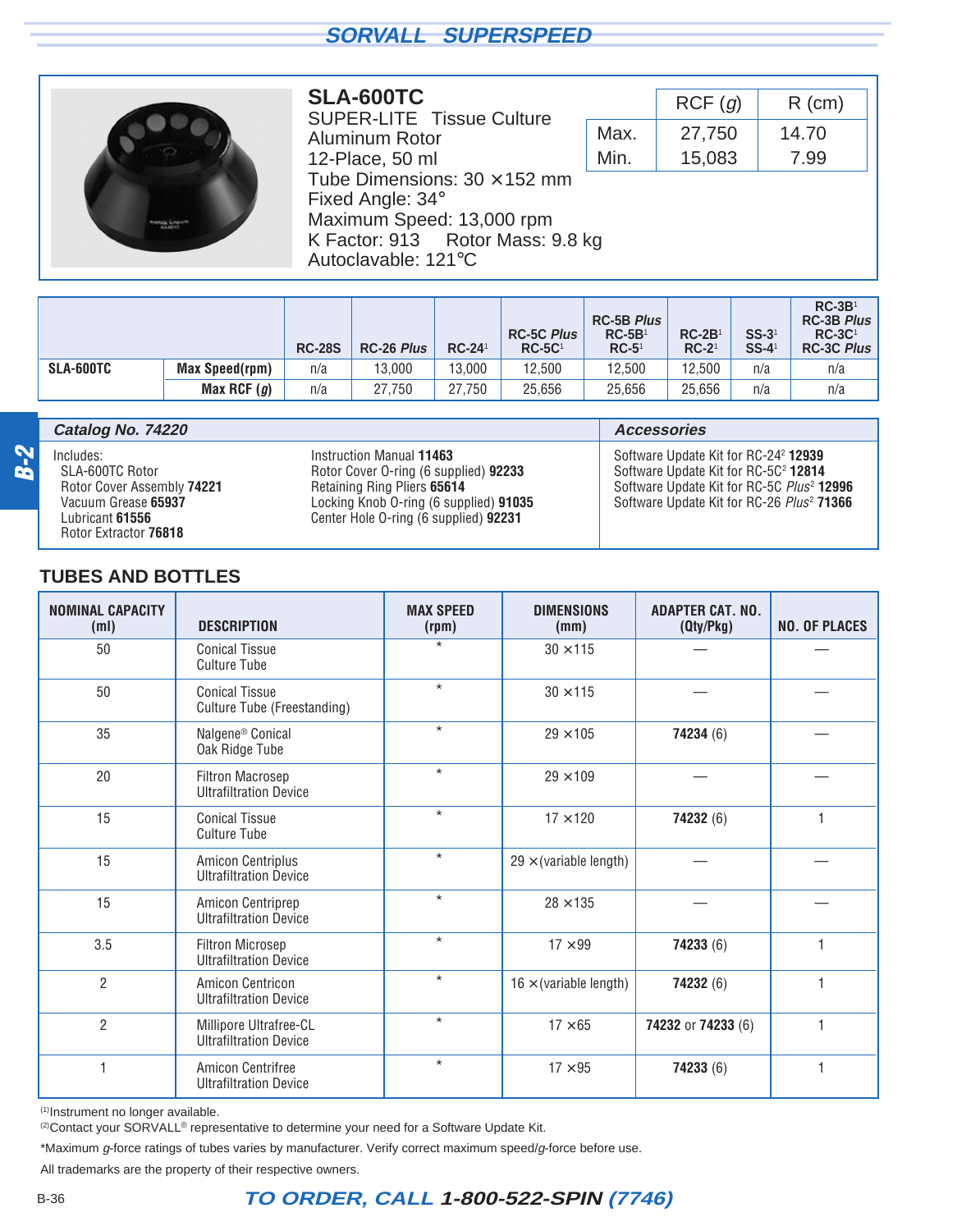## SORVALL SUPERSPEED

### SLA-600TC

SUPER-LITE Tissue Culture Aluminum Rotor
12-Place, 50 ml
Tube Dimensions: 30 × 152 mm
Fixed Angle: 34°
Maximum Speed: 13,000 rpm
K Factor: 913 Rotor Mass: 9.8 kg
Autoclavable: 121°C

| | RCF (*g*) | R (cm) |
|---|---|---|
| Max. | 27,750 | 14.70 |
| Min. | 15,083 | 7.99 |

| | | RC-28S | RC-26 *Plus* | RC-24[1] | RC-5C *Plus* RC-5C[1] | RC-5B *Plus* RC-5B[1] RC-5[1] | RC-2B[1] RC-2[1] | SS-3[1] SS-4[1] | RC-3B[1] RC-3B *Plus* RC-3C[1] RC-3C *Plus* |
|---|---|---|---|---|---|---|---|---|---|
| **SLA-600TC** | **Max Speed(rpm)** | n/a | 13,000 | 13,000 | 12,500 | 12,500 | 12,500 | n/a | n/a |
| | **Max RCF (*g*)** | n/a | 27,750 | 27,750 | 25,656 | 25,656 | 25,656 | n/a | n/a |

**Catalog No. 74220**

Includes:
- SLA-600TC Rotor
- Rotor Cover Assembly **74221**
- Vacuum Grease **65937**
- Lubricant **61556**
- Rotor Extractor **76818**
- Instruction Manual **11463**
- Rotor Cover O-ring (6 supplied) **92233**
- Retaining Ring Pliers **65614**
- Locking Knob O-ring (6 supplied) **91035**
- Center Hole O-ring (6 supplied) **92231**

**Accessories**

- Software Update Kit for RC-24[2] **12939**
- Software Update Kit for RC-5C[2] **12814**
- Software Update Kit for RC-5C *Plus*[2] **12996**
- Software Update Kit for RC-26 *Plus*[2] **71366**

## TUBES AND BOTTLES

| NOMINAL CAPACITY (ml) | DESCRIPTION | MAX SPEED (rpm) | DIMENSIONS (mm) | ADAPTER CAT. NO. (Qty/Pkg) | NO. OF PLACES |
|---|---|---|---|---|---|
| 50 | Conical Tissue Culture Tube | * | 30 × 115 | — | — |
| 50 | Conical Tissue Culture Tube (Freestanding) | * | 30 × 115 | — | — |
| 35 | Nalgene® Conical Oak Ridge Tube | * | 29 × 105 | **74234** (6) | — |
| 20 | Filtron Macrosep Ultrafiltration Device | * | 29 × 109 | — | — |
| 15 | Conical Tissue Culture Tube | * | 17 × 120 | **74232** (6) | 1 |
| 15 | Amicon Centriplus Ultrafiltration Device | * | 29 × (variable length) | — | — |
| 15 | Amicon Centriprep Ultrafiltration Device | * | 28 × 135 | — | — |
| 3.5 | Filtron Microsep Ultrafiltration Device | * | 17 × 99 | **74233** (6) | 1 |
| 2 | Amicon Centricon Ultrafiltration Device | * | 16 × (variable length) | **74232** (6) | 1 |
| 2 | Millipore Ultrafree-CL Ultrafiltration Device | * | 17 × 65 | **74232** or **74233** (6) | 1 |
| 1 | Amicon Centrifree Ultrafiltration Device | * | 17 × 95 | **74233** (6) | 1 |

(1)Instrument no longer available.
(2)Contact your SORVALL® representative to determine your need for a Software Update Kit.

*Maximum *g*-force ratings of tubes varies by manufacturer. Verify correct maximum speed/*g*-force before use.

All trademarks are the property of their respective owners.

**TO ORDER, CALL 1-800-522-SPIN (7746)**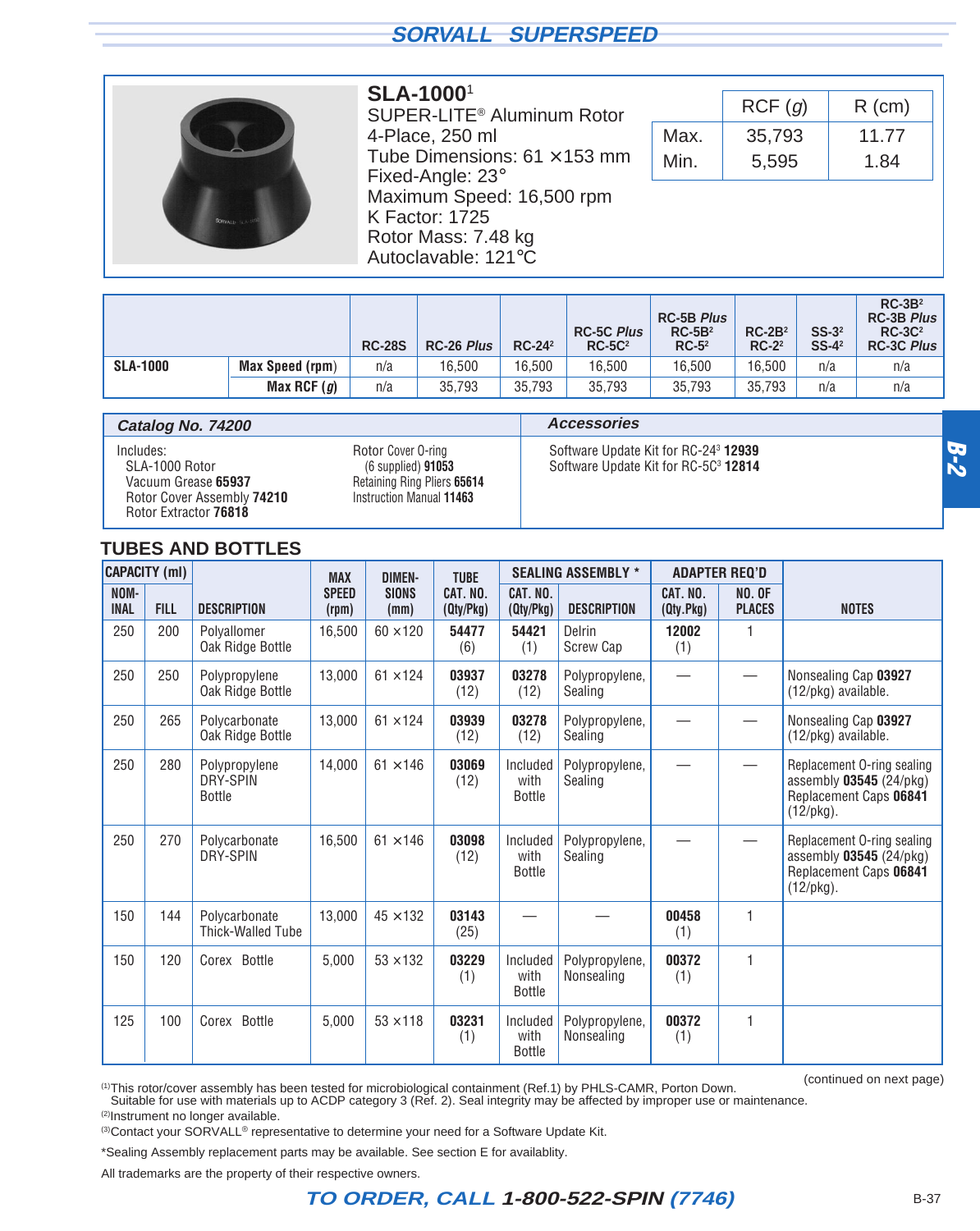## SORVALL SUPERSPEED

### SLA-1000[1]

SUPER-LITE® Aluminum Rotor
4-Place, 250 ml
Tube Dimensions: 61 ×153 mm
Fixed-Angle: 23°
Maximum Speed: 16,500 rpm
K Factor: 1725
Rotor Mass: 7.48 kg
Autoclavable: 121°C

| | RCF (*g*) | R (cm) |
|---|---|---|
| Max. | 35,793 | 11.77 |
| Min. | 5,595 | 1.84 |

| | | RC-28S | RC-26 *Plus* | RC-24[2] | RC-5C *Plus* RC-5C[2] | RC-5B *Plus* RC-5B[2] RC-5[2] | RC-2B[2] RC-2[2] | SS-3[2] SS-4[2] | RC-3B[2] RC-3B *Plus* RC-3C[2] RC-3C *Plus* |
|---|---|---|---|---|---|---|---|---|---|
| **SLA-1000** | **Max Speed** (rpm) | n/a | 16,500 | 16,500 | 16,500 | 16,500 | 16,500 | n/a | n/a |
| | **Max RCF** (*g*) | n/a | 35,793 | 35,793 | 35,793 | 35,793 | 35,793 | n/a | n/a |

**Catalog No. 74200**

Includes:
- SLA-1000 Rotor
- Vacuum Grease **65937**
- Rotor Cover Assembly **74210**
- Rotor Extractor **76818**
- Rotor Cover O-ring (6 supplied) **91053**
- Retaining Ring Pliers **65614**
- Instruction Manual **11463**

**Accessories**

- Software Update Kit for RC-24[3] **12939**
- Software Update Kit for RC-5C[3] **12814**

### TUBES AND BOTTLES

| CAPACITY (ml) NOMINAL | FILL | DESCRIPTION | MAX SPEED (rpm) | DIMENSIONS (mm) | TUBE CAT. NO. (Qty/Pkg) | SEALING ASSEMBLY * CAT. NO. (Qty/Pkg) | SEALING ASSEMBLY * DESCRIPTION | ADAPTER REQ'D CAT. NO. (Qty.Pkg) | ADAPTER REQ'D NO. OF PLACES | NOTES |
|---|---|---|---|---|---|---|---|---|---|---|
| 250 | 200 | Polyallomer Oak Ridge Bottle | 16,500 | 60 ×120 | **54477** (6) | **54421** (1) | Delrin Screw Cap | **12002** (1) | 1 | |
| 250 | 250 | Polypropylene Oak Ridge Bottle | 13,000 | 61 ×124 | **03937** (12) | **03278** (12) | Polypropylene, Sealing | — | — | Nonsealing Cap **03927** (12/pkg) available. |
| 250 | 265 | Polycarbonate Oak Ridge Bottle | 13,000 | 61 ×124 | **03939** (12) | **03278** (12) | Polypropylene, Sealing | — | — | Nonsealing Cap **03927** (12/pkg) available. |
| 250 | 280 | Polypropylene DRY-SPIN Bottle | 14,000 | 61 ×146 | **03069** (12) | Included with Bottle | Polypropylene, Sealing | — | — | Replacement O-ring sealing assembly **03545** (24/pkg) Replacement Caps **06841** (12/pkg). |
| 250 | 270 | Polycarbonate DRY-SPIN | 16,500 | 61 ×146 | **03098** (12) | Included with Bottle | Polypropylene, Sealing | — | — | Replacement O-ring sealing assembly **03545** (24/pkg) Replacement Caps **06841** (12/pkg). |
| 150 | 144 | Polycarbonate Thick-Walled Tube | 13,000 | 45 ×132 | **03143** (25) | — | — | **00458** (1) | 1 | |
| 150 | 120 | Corex Bottle | 5,000 | 53 ×132 | **03229** (1) | Included with Bottle | Polypropylene, Nonsealing | **00372** (1) | 1 | |
| 125 | 100 | Corex Bottle | 5,000 | 53 ×118 | **03231** (1) | Included with Bottle | Polypropylene, Nonsealing | **00372** (1) | 1 | |

(continued on next page)

(1)This rotor/cover assembly has been tested for microbiological containment (Ref.1) by PHLS-CAMR, Porton Down. Suitable for use with materials up to ACDP category 3 (Ref. 2). Seal integrity may be affected by improper use or maintenance.

(2)Instrument no longer available.

(3)Contact your SORVALL® representative to determine your need for a Software Update Kit.

*Sealing Assembly replacement parts may be available. See section E for availablity.

All trademarks are the property of their respective owners.

**TO ORDER, CALL 1-800-522-SPIN (7746)**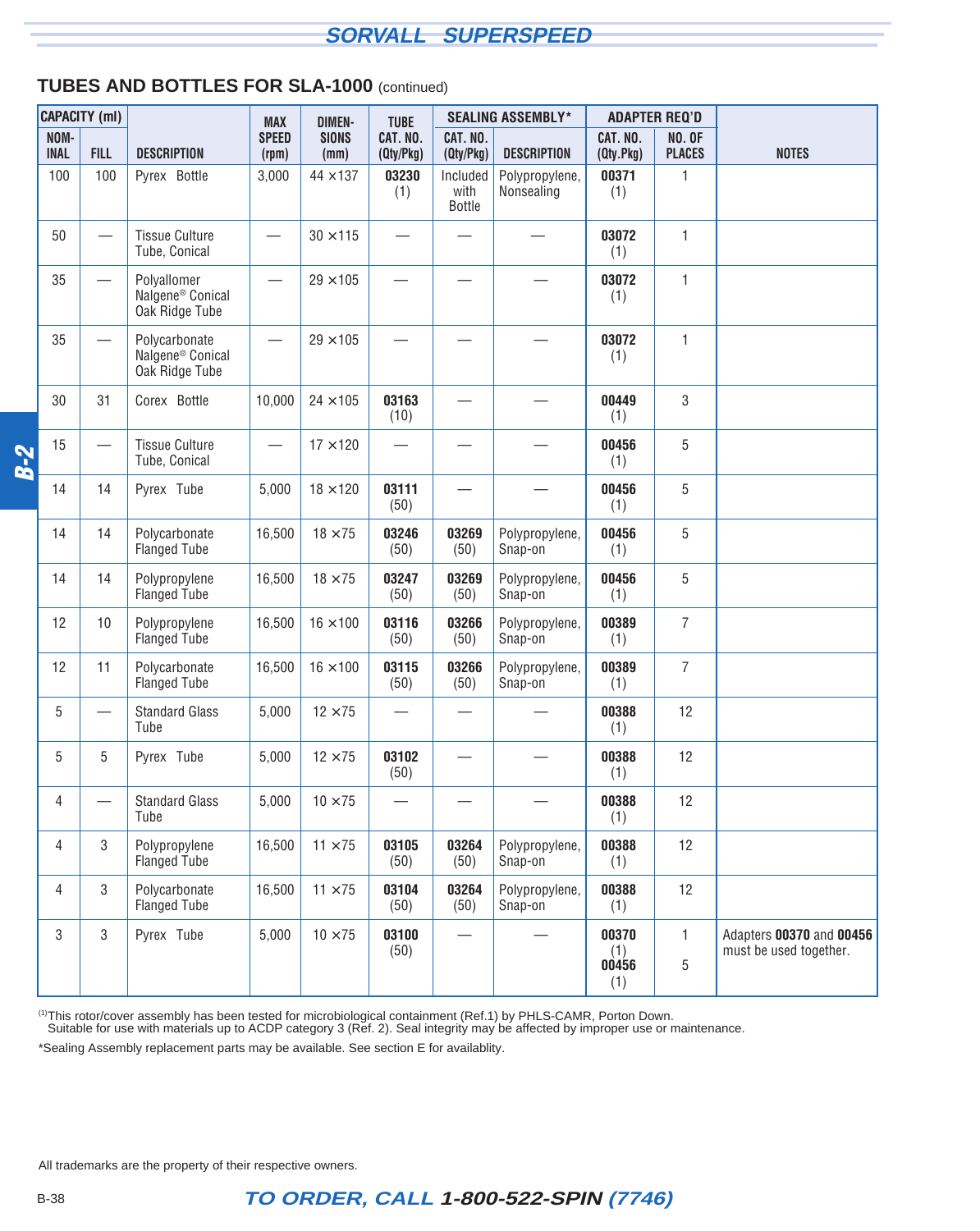## TUBES AND BOTTLES FOR SLA-1000 (continued)

| CAPACITY (ml) | | DESCRIPTION | MAX SPEED (rpm) | DIMEN-SIONS (mm) | TUBE CAT. NO. (Qty/Pkg) | SEALING ASSEMBLY* | | ADAPTER REQ'D | | NOTES |
|---|---|---|---|---|---|---|---|---|---|---|
| NOM-INAL | FILL | | | | | CAT. NO. (Qty/Pkg) | DESCRIPTION | CAT. NO. (Qty.Pkg) | NO. OF PLACES | |
| 100 | 100 | Pyrex Bottle | 3,000 | 44 ×137 | **03230** (1) | Included with Bottle | Polypropylene, Nonsealing | **00371** (1) | 1 | |
| 50 | — | Tissue Culture Tube, Conical | — | 30 ×115 | — | — | — | **03072** (1) | 1 | |
| 35 | — | Polyallomer Nalgene® Conical Oak Ridge Tube | — | 29 ×105 | — | — | — | **03072** (1) | 1 | |
| 35 | — | Polycarbonate Nalgene® Conical Oak Ridge Tube | — | 29 ×105 | — | — | — | **03072** (1) | 1 | |
| 30 | 31 | Corex Bottle | 10,000 | 24 ×105 | **03163** (10) | — | — | **00449** (1) | 3 | |
| 15 | — | Tissue Culture Tube, Conical | — | 17 ×120 | — | — | — | **00456** (1) | 5 | |
| 14 | 14 | Pyrex Tube | 5,000 | 18 ×120 | **03111** (50) | — | — | **00456** (1) | 5 | |
| 14 | 14 | Polycarbonate Flanged Tube | 16,500 | 18 ×75 | **03246** (50) | **03269** (50) | Polypropylene, Snap-on | **00456** (1) | 5 | |
| 14 | 14 | Polypropylene Flanged Tube | 16,500 | 18 ×75 | **03247** (50) | **03269** (50) | Polypropylene, Snap-on | **00456** (1) | 5 | |
| 12 | 10 | Polypropylene Flanged Tube | 16,500 | 16 ×100 | **03116** (50) | **03266** (50) | Polypropylene, Snap-on | **00389** (1) | 7 | |
| 12 | 11 | Polycarbonate Flanged Tube | 16,500 | 16 ×100 | **03115** (50) | **03266** (50) | Polypropylene, Snap-on | **00389** (1) | 7 | |
| 5 | — | Standard Glass Tube | 5,000 | 12 ×75 | — | — | — | **00388** (1) | 12 | |
| 5 | 5 | Pyrex Tube | 5,000 | 12 ×75 | **03102** (50) | — | — | **00388** (1) | 12 | |
| 4 | — | Standard Glass Tube | 5,000 | 10 ×75 | — | — | — | **00388** (1) | 12 | |
| 4 | 3 | Polypropylene Flanged Tube | 16,500 | 11 ×75 | **03105** (50) | **03264** (50) | Polypropylene, Snap-on | **00388** (1) | 12 | |
| 4 | 3 | Polycarbonate Flanged Tube | 16,500 | 11 ×75 | **03104** (50) | **03264** (50) | Polypropylene, Snap-on | **00388** (1) | 12 | |
| 3 | 3 | Pyrex Tube | 5,000 | 10 ×75 | **03100** (50) | — | — | **00370** (1) **00456** (1) | 1 5 | Adapters **00370** and **00456** must be used together. |

[(1)]This rotor/cover assembly has been tested for microbiological containment (Ref.1) by PHLS-CAMR, Porton Down. Suitable for use with materials up to ACDP category 3 (Ref. 2). Seal integrity may be affected by improper use or maintenance.

*Sealing Assembly replacement parts may be available. See section E for availablity.

All trademarks are the property of their respective owners.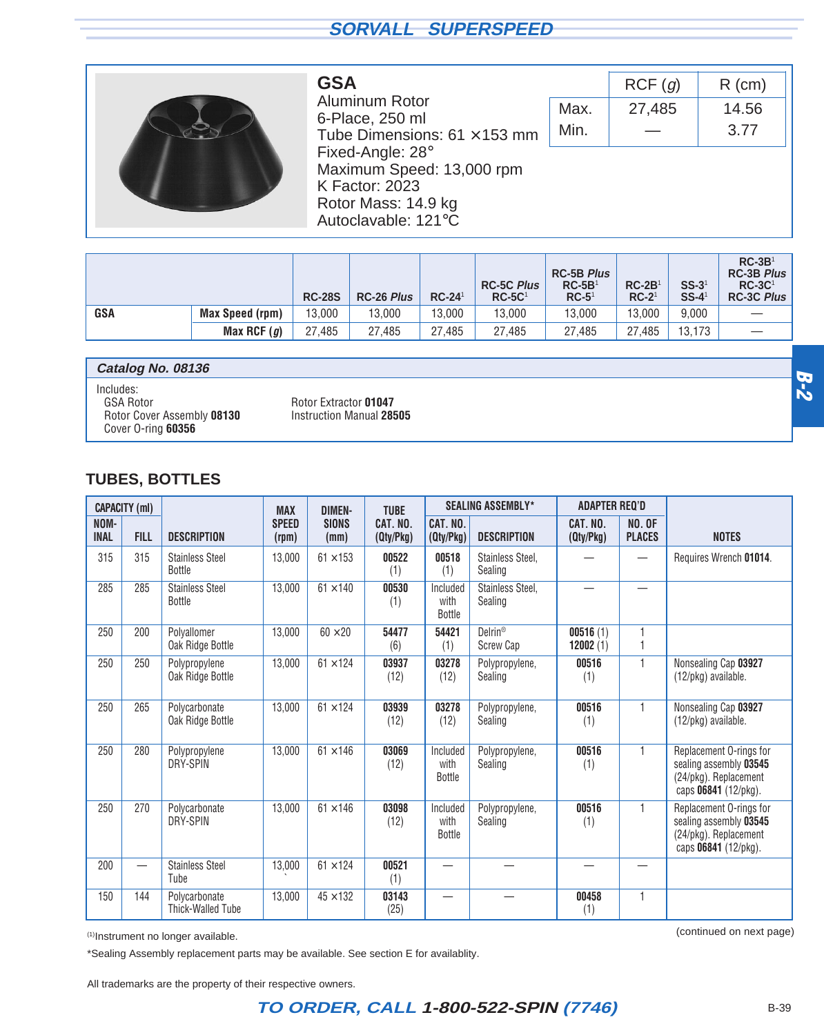## GSA

Aluminum Rotor
6-Place, 250 ml
Tube Dimensions: 61 ×153 mm
Fixed-Angle: 28°
Maximum Speed: 13,000 rpm
K Factor: 2023
Rotor Mass: 14.9 kg
Autoclavable: 121°C

| | RCF (*g*) | R (cm) |
|---|---|---|
| Max. | 27,485 | 14.56 |
| Min. | — | 3.77 |

| | | RC-28S | RC-26 *Plus* | RC-24[1] | RC-5C *Plus* RC-5C[1] | RC-5B *Plus* RC-5B[1] RC-5[1] | RC-2B[1] RC-2[1] | SS-3[1] SS-4[1] | RC-3B[1] RC-3B *Plus* RC-3C[1] RC-3C *Plus* |
|---|---|---|---|---|---|---|---|---|---|
| **GSA** | **Max Speed (rpm)** | 13,000 | 13,000 | 13,000 | 13,000 | 13,000 | 13,000 | 9,000 | — |
| | **Max RCF (*g*)** | 27,485 | 27,485 | 27,485 | 27,485 | 27,485 | 27,485 | 13,173 | — |

### Catalog No. 08136

Includes:
- GSA Rotor
- Rotor Cover Assembly **08130**
- Cover O-ring **60356**
- Rotor Extractor **01047**
- Instruction Manual **28505**

## TUBES, BOTTLES

| CAPACITY (ml) | | | | | | SEALING ASSEMBLY* | | ADAPTER REQ'D | | |
|---|---|---|---|---|---|---|---|---|---|---|
| NOMINAL | FILL | DESCRIPTION | MAX SPEED (rpm) | DIMENSIONS (mm) | TUBE CAT. NO. (Qty/Pkg) | CAT. NO. (Qty/Pkg) | DESCRIPTION | CAT. NO. (Qty/Pkg) | NO. OF PLACES | NOTES |
| 315 | 315 | Stainless Steel Bottle | 13,000 | 61 ×153 | **00522** (1) | **00518** (1) | Stainless Steel, Sealing | — | — | Requires Wrench **01014**. |
| 285 | 285 | Stainless Steel Bottle | 13,000 | 61 ×140 | **00530** (1) | Included with Bottle | Stainless Steel, Sealing | — | — | |
| 250 | 200 | Polyallomer Oak Ridge Bottle | 13,000 | 60 ×20 | **54477** (6) | **54421** (1) | Delrin® Screw Cap | **00516** (1) **12002** (1) | 1 1 | |
| 250 | 250 | Polypropylene Oak Ridge Bottle | 13,000 | 61 ×124 | **03937** (12) | **03278** (12) | Polypropylene, Sealing | **00516** (1) | 1 | Nonsealing Cap **03927** (12/pkg) available. |
| 250 | 265 | Polycarbonate Oak Ridge Bottle | 13,000 | 61 ×124 | **03939** (12) | **03278** (12) | Polypropylene, Sealing | **00516** (1) | 1 | Nonsealing Cap **03927** (12/pkg) available. |
| 250 | 280 | Polypropylene DRY-SPIN | 13,000 | 61 ×146 | **03069** (12) | Included with Bottle | Polypropylene, Sealing | **00516** (1) | 1 | Replacement O-rings for sealing assembly **03545** (24/pkg). Replacement caps **06841** (12/pkg). |
| 250 | 270 | Polycarbonate DRY-SPIN | 13,000 | 61 ×146 | **03098** (12) | Included with Bottle | Polypropylene, Sealing | **00516** (1) | 1 | Replacement O-rings for sealing assembly **03545** (24/pkg). Replacement caps **06841** (12/pkg). |
| 200 | — | Stainless Steel Tube | 13,000 | 61 ×124 | **00521** (1) | — | — | — | — | |
| 150 | 144 | Polycarbonate Thick-Walled Tube | 13,000 | 45 ×132 | **03143** (25) | — | — | **00458** (1) | 1 | |

(continued on next page)

[1] Instrument no longer available.

*Sealing Assembly replacement parts may be available. See section E for availablity.

All trademarks are the property of their respective owners.

**TO ORDER, CALL 1-800-522-SPIN (7746)**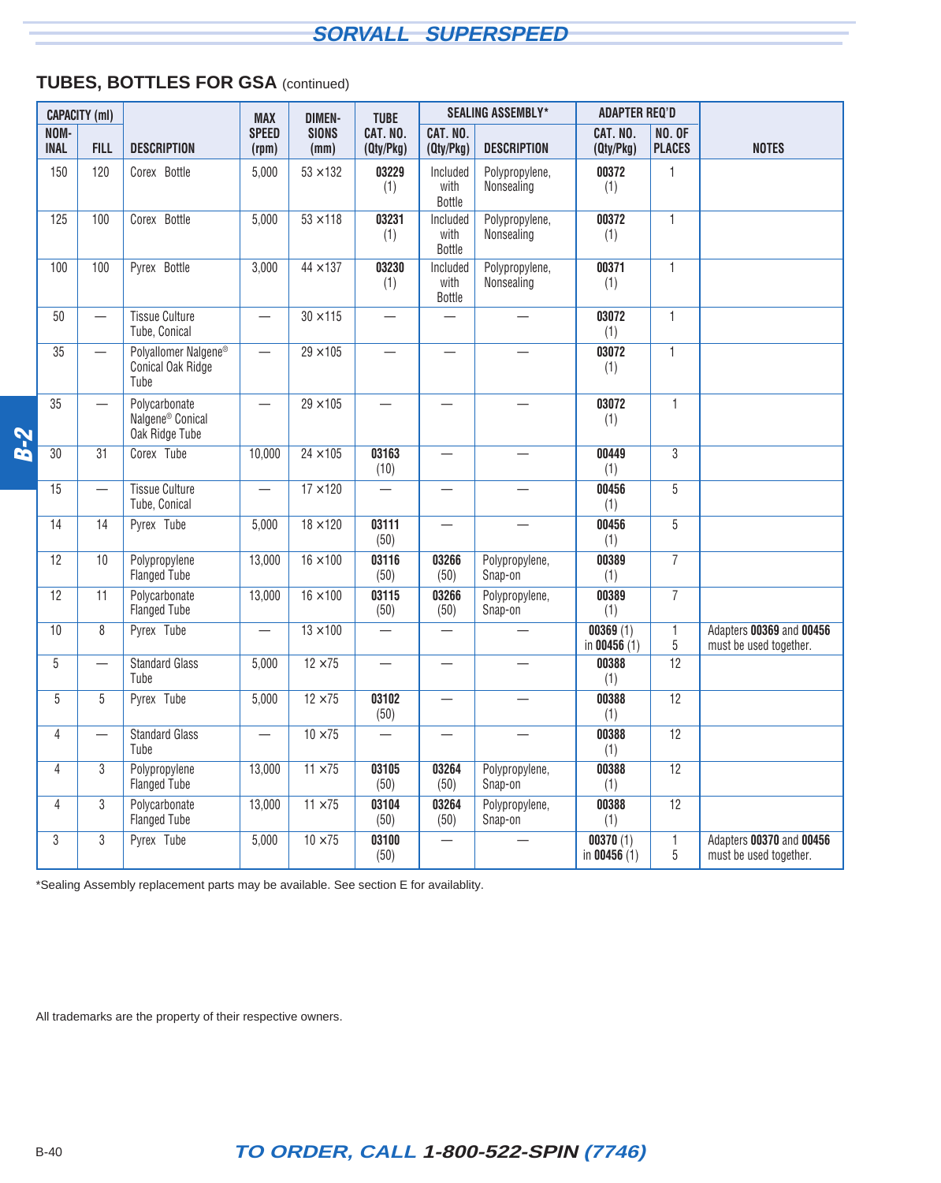## TUBES, BOTTLES FOR GSA (continued)

| CAPACITY (ml) | | DESCRIPTION | MAX SPEED (rpm) | DIMEN-SIONS (mm) | TUBE CAT. NO. (Qty/Pkg) | SEALING ASSEMBLY* | | ADAPTER REQ'D | | NOTES |
|---|---|---|---|---|---|---|---|---|---|---|
| NOM-INAL | FILL | | | | | CAT. NO. (Qty/Pkg) | DESCRIPTION | CAT. NO. (Qty/Pkg) | NO. OF PLACES | |
| 150 | 120 | Corex Bottle | 5,000 | 53 ×132 | **03229** (1) | Included with Bottle | Polypropylene, Nonsealing | **00372** (1) | 1 | |
| 125 | 100 | Corex Bottle | 5,000 | 53 ×118 | **03231** (1) | Included with Bottle | Polypropylene, Nonsealing | **00372** (1) | 1 | |
| 100 | 100 | Pyrex Bottle | 3,000 | 44 ×137 | **03230** (1) | Included with Bottle | Polypropylene, Nonsealing | **00371** (1) | 1 | |
| 50 | — | Tissue Culture Tube, Conical | — | 30 ×115 | — | — | — | **03072** (1) | 1 | |
| 35 | — | Polyallomer Nalgene® Conical Oak Ridge Tube | — | 29 ×105 | — | — | — | **03072** (1) | 1 | |
| 35 | — | Polycarbonate Nalgene® Conical Oak Ridge Tube | — | 29 ×105 | — | — | — | **03072** (1) | 1 | |
| 30 | 31 | Corex Tube | 10,000 | 24 ×105 | **03163** (10) | — | — | **00449** (1) | 3 | |
| 15 | — | Tissue Culture Tube, Conical | — | 17 ×120 | — | — | — | **00456** (1) | 5 | |
| 14 | 14 | Pyrex Tube | 5,000 | 18 ×120 | **03111** (50) | — | — | **00456** (1) | 5 | |
| 12 | 10 | Polypropylene Flanged Tube | 13,000 | 16 ×100 | **03116** (50) | **03266** (50) | Polypropylene, Snap-on | **00389** (1) | 7 | |
| 12 | 11 | Polycarbonate Flanged Tube | 13,000 | 16 ×100 | **03115** (50) | **03266** (50) | Polypropylene, Snap-on | **00389** (1) | 7 | |
| 10 | 8 | Pyrex Tube | — | 13 ×100 | — | — | — | **00369** (1) in **00456** (1) | 1 5 | Adapters **00369** and **00456** must be used together. |
| 5 | — | Standard Glass Tube | 5,000 | 12 ×75 | — | — | — | **00388** (1) | 12 | |
| 5 | 5 | Pyrex Tube | 5,000 | 12 ×75 | **03102** (50) | — | — | **00388** (1) | 12 | |
| 4 | — | Standard Glass Tube | — | 10 ×75 | — | — | — | **00388** (1) | 12 | |
| 4 | 3 | Polypropylene Flanged Tube | 13,000 | 11 ×75 | **03105** (50) | **03264** (50) | Polypropylene, Snap-on | **00388** (1) | 12 | |
| 4 | 3 | Polycarbonate Flanged Tube | 13,000 | 11 ×75 | **03104** (50) | **03264** (50) | Polypropylene, Snap-on | **00388** (1) | 12 | |
| 3 | 3 | Pyrex Tube | 5,000 | 10 ×75 | **03100** (50) | — | — | **00370** (1) in **00456** (1) | 1 5 | Adapters **00370** and **00456** must be used together. |

*Sealing Assembly replacement parts may be available. See section E for availablity.

All trademarks are the property of their respective owners.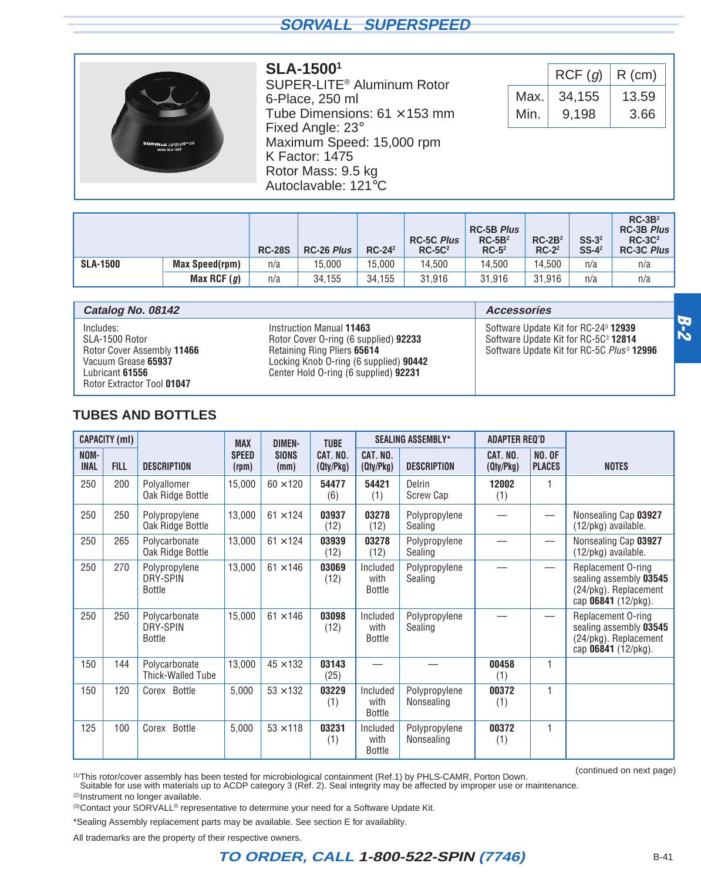## SLA-1500[1]

SUPER-LITE® Aluminum Rotor
6-Place, 250 ml
Tube Dimensions: 61 ×153 mm
Fixed Angle: 23°
Maximum Speed: 15,000 rpm
K Factor: 1475
Rotor Mass: 9.5 kg
Autoclavable: 121°C

| | RCF (*g*) | R (cm) |
|---|---|---|
| Max. | 34,155 | 13.59 |
| Min. | 9,198 | 3.66 |

| | | RC-28S | RC-26 *Plus* | RC-24[2] | RC-5C *Plus* RC-5C[2] | RC-5B *Plus* RC-5B[2] RC-5[2] | RC-2B[2] RC-2[2] | SS-3[2] SS-4[2] | RC-3B[2] RC-3B *Plus* RC-3C[2] RC-3C *Plus* |
|---|---|---|---|---|---|---|---|---|---|
| **SLA-1500** | **Max Speed(rpm)** | n/a | 15,000 | 15,000 | 14,500 | 14,500 | 14,500 | n/a | n/a |
| | **Max RCF (*g*)** | n/a | 34,155 | 34,155 | 31,916 | 31,916 | 31,916 | n/a | n/a |

### Catalog No. 08142

Includes:
SLA-1500 Rotor
Rotor Cover Assembly **11466**
Vacuum Grease **65937**
Lubricant **61556**
Rotor Extractor Tool **01047**
Instruction Manual **11463**
Rotor Cover O-ring (6 supplied) **92233**
Retaining Ring Pliers **65614**
Locking Knob O-ring (6 supplied) **90442**
Center Hold O-ring (6 supplied) **92231**

### Accessories

Software Update Kit for RC-24[3] **12939**
Software Update Kit for RC-5C[3] **12814**
Software Update Kit for RC-5C *Plus*[3] **12996**

## TUBES AND BOTTLES

| CAPACITY (ml) | | | MAX | DIMEN- | TUBE | SEALING ASSEMBLY* | | ADAPTER REQ'D | | |
|---|---|---|---|---|---|---|---|---|---|---|
| NOM-INAL | FILL | DESCRIPTION | SPEED (rpm) | SIONS (mm) | CAT. NO. (Qty/Pkg) | CAT. NO. (Qty/Pkg) | DESCRIPTION | CAT. NO. (Qty/Pkg) | NO. OF PLACES | NOTES |
| 250 | 200 | Polyallomer Oak Ridge Bottle | 15,000 | 60 ×120 | **54477** (6) | **54421** (1) | Delrin Screw Cap | **12002** (1) | 1 | |
| 250 | 250 | Polypropylene Oak Ridge Bottle | 13,000 | 61 ×124 | **03937** (12) | **03278** (12) | Polypropylene Sealing | — | — | Nonsealing Cap **03927** (12/pkg) available. |
| 250 | 265 | Polycarbonate Oak Ridge Bottle | 13,000 | 61 ×124 | **03939** (12) | **03278** (12) | Polypropylene Sealing | — | — | Nonsealing Cap **03927** (12/pkg) available. |
| 250 | 270 | Polypropylene DRY-SPIN Bottle | 13,000 | 61 ×146 | **03069** (12) | Included with Bottle | Polypropylene Sealing | — | — | Replacement O-ring sealing assembly **03545** (24/pkg). Replacement cap **06841** (12/pkg). |
| 250 | 250 | Polycarbonate DRY-SPIN Bottle | 15,000 | 61 ×146 | **03098** (12) | Included with Bottle | Polypropylene Sealing | — | — | Replacement O-ring sealing assembly **03545** (24/pkg). Replacement cap **06841** (12/pkg). |
| 150 | 144 | Polycarbonate Thick-Walled Tube | 13,000 | 45 ×132 | **03143** (25) | — | — | **00458** (1) | 1 | |
| 150 | 120 | Corex Bottle | 5,000 | 53 ×132 | **03229** (1) | Included with Bottle | Polypropylene Nonsealing | **00372** (1) | 1 | |
| 125 | 100 | Corex Bottle | 5,000 | 53 ×118 | **03231** (1) | Included with Bottle | Polypropylene Nonsealing | **00372** (1) | 1 | |

(continued on next page)

(1) This rotor/cover assembly has been tested for microbiological containment (Ref.1) by PHLS-CAMR, Porton Down. Suitable for use with materials up to ACDP category 3 (Ref. 2). Seal integrity may be affected by improper use or maintenance.

(2) Instrument no longer available.

(3) Contact your SORVALL® representative to determine your need for a Software Update Kit.

*Sealing Assembly replacement parts may be available. See section E for availablity.

All trademarks are the property of their respective owners.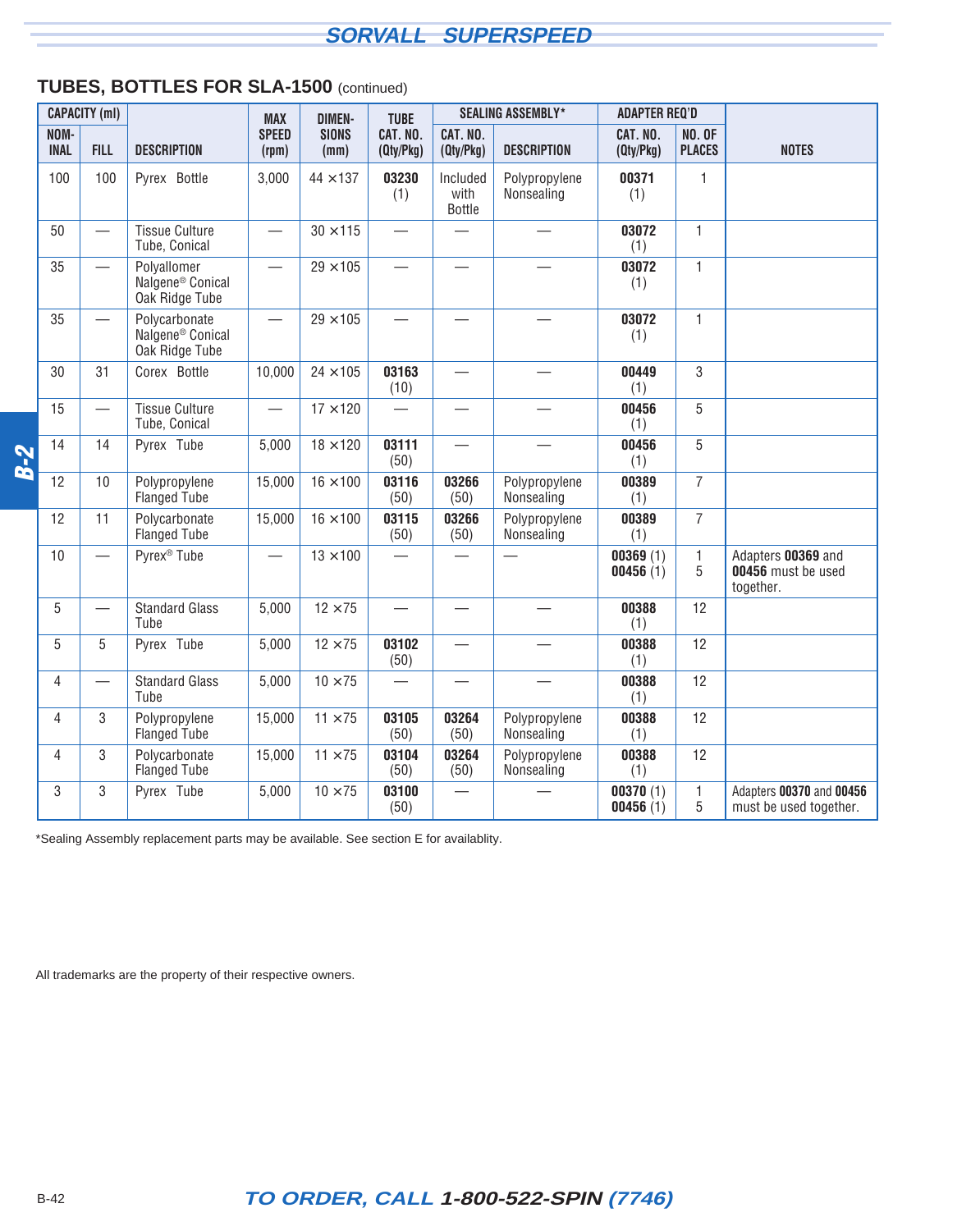## TUBES, BOTTLES FOR SLA-1500 (continued)

| CAPACITY (ml) | | DESCRIPTION | MAX SPEED (rpm) | DIMEN-SIONS (mm) | TUBE CAT. NO. (Qty/Pkg) | SEALING ASSEMBLY* | | ADAPTER REQ'D | | NOTES |
|---|---|---|---|---|---|---|---|---|---|---|
| NOM-INAL | FILL | | | | | CAT. NO. (Qty/Pkg) | DESCRIPTION | CAT. NO. (Qty/Pkg) | NO. OF PLACES | |
| 100 | 100 | Pyrex Bottle | 3,000 | 44 ×137 | **03230** (1) | Included with Bottle | Polypropylene Nonsealing | **00371** (1) | 1 | |
| 50 | — | Tissue Culture Tube, Conical | — | 30 ×115 | — | — | — | **03072** (1) | 1 | |
| 35 | — | Polyallomer Nalgene® Conical Oak Ridge Tube | — | 29 ×105 | — | — | — | **03072** (1) | 1 | |
| 35 | — | Polycarbonate Nalgene® Conical Oak Ridge Tube | — | 29 ×105 | — | — | — | **03072** (1) | 1 | |
| 30 | 31 | Corex Bottle | 10,000 | 24 ×105 | **03163** (10) | — | — | **00449** (1) | 3 | |
| 15 | — | Tissue Culture Tube, Conical | — | 17 ×120 | — | — | — | **00456** (1) | 5 | |
| 14 | 14 | Pyrex Tube | 5,000 | 18 ×120 | **03111** (50) | — | — | **00456** (1) | 5 | |
| 12 | 10 | Polypropylene Flanged Tube | 15,000 | 16 ×100 | **03116** (50) | **03266** (50) | Polypropylene Nonsealing | **00389** (1) | 7 | |
| 12 | 11 | Polycarbonate Flanged Tube | 15,000 | 16 ×100 | **03115** (50) | **03266** (50) | Polypropylene Nonsealing | **00389** (1) | 7 | |
| 10 | — | Pyrex® Tube | — | 13 ×100 | — | — | — | **00369** (1) **00456** (1) | 1 5 | Adapters **00369** and **00456** must be used together. |
| 5 | — | Standard Glass Tube | 5,000 | 12 ×75 | — | — | — | **00388** (1) | 12 | |
| 5 | 5 | Pyrex Tube | 5,000 | 12 ×75 | **03102** (50) | — | — | **00388** (1) | 12 | |
| 4 | — | Standard Glass Tube | 5,000 | 10 ×75 | — | — | — | **00388** (1) | 12 | |
| 4 | 3 | Polypropylene Flanged Tube | 15,000 | 11 ×75 | **03105** (50) | **03264** (50) | Polypropylene Nonsealing | **00388** (1) | 12 | |
| 4 | 3 | Polycarbonate Flanged Tube | 15,000 | 11 ×75 | **03104** (50) | **03264** (50) | Polypropylene Nonsealing | **00388** (1) | 12 | |
| 3 | 3 | Pyrex Tube | 5,000 | 10 ×75 | **03100** (50) | — | — | **00370** (1) **00456** (1) | 1 5 | Adapters **00370** and **00456** must be used together. |

*Sealing Assembly replacement parts may be available. See section E for availablity.

All trademarks are the property of their respective owners.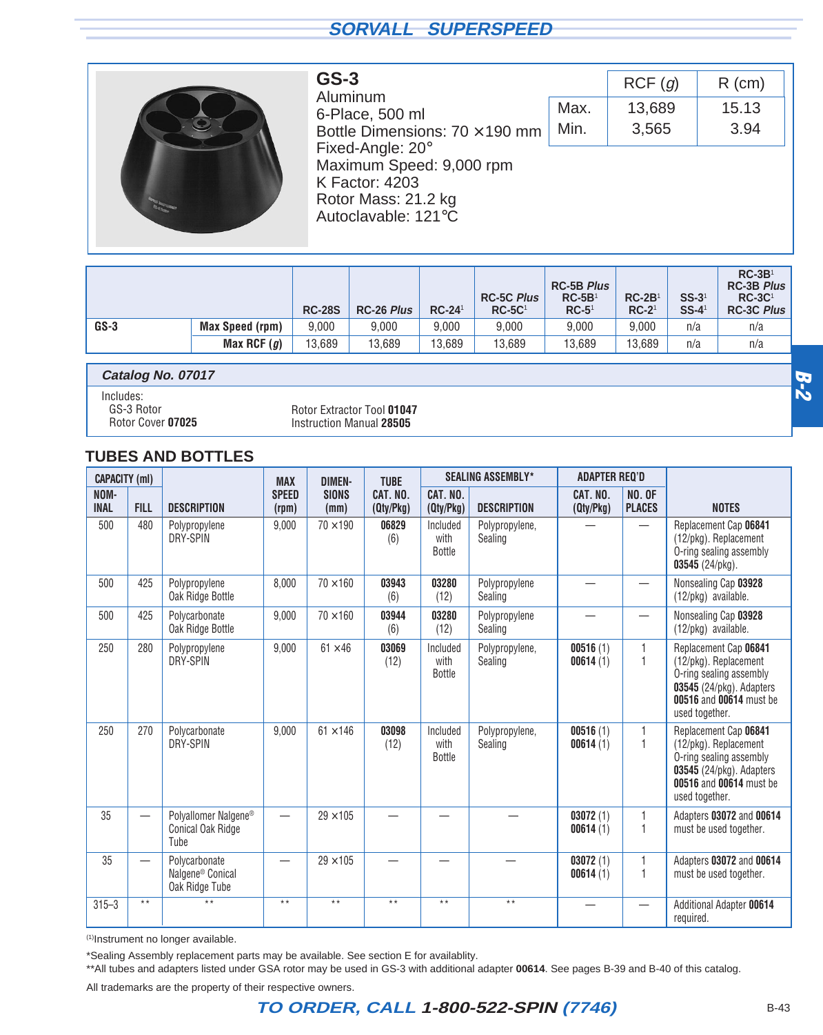## GS-3

Aluminum
6-Place, 500 ml
Bottle Dimensions: 70 ×190 mm
Fixed-Angle: 20°
Maximum Speed: 9,000 rpm
K Factor: 4203
Rotor Mass: 21.2 kg
Autoclavable: 121°C

| | RCF (*g*) | R (cm) |
|---|---|---|
| Max. | 13,689 | 15.13 |
| Min. | 3,565 | 3.94 |

| | | RC-28S | RC-26 *Plus* | RC-24[1] | RC-5C *Plus* RC-5C[1] | RC-5B *Plus* RC-5B[1] RC-5[1] | RC-2B[1] RC-2[1] | SS-3[1] SS-4[1] | RC-3B[1] RC-3B *Plus* RC-3C[1] RC-3C *Plus* |
|---|---|---|---|---|---|---|---|---|---|
| **GS-3** | **Max Speed (rpm)** | 9,000 | 9,000 | 9,000 | 9,000 | 9,000 | 9,000 | n/a | n/a |
| | **Max RCF (*g*)** | 13,689 | 13,689 | 13,689 | 13,689 | 13,689 | 13,689 | n/a | n/a |

### *Catalog No. 07017*

Includes:
GS-3 Rotor
Rotor Cover **07025**
Rotor Extractor Tool **01047**
Instruction Manual **28505**

## TUBES AND BOTTLES

| CAPACITY (ml) | | | MAX | DIMEN- | TUBE | SEALING ASSEMBLY* | | ADAPTER REQ'D | | |
|---|---|---|---|---|---|---|---|---|---|---|
| NOM-INAL | FILL | DESCRIPTION | SPEED (rpm) | SIONS (mm) | CAT. NO. (Qty/Pkg) | CAT. NO. (Qty/Pkg) | DESCRIPTION | CAT. NO. (Qty/Pkg) | NO. OF PLACES | NOTES |
| 500 | 480 | Polypropylene DRY-SPIN | 9,000 | 70 ×190 | **06829** (6) | Included with Bottle | Polypropylene, Sealing | — | — | Replacement Cap **06841** (12/pkg). Replacement O-ring sealing assembly **03545** (24/pkg). |
| 500 | 425 | Polypropylene Oak Ridge Bottle | 8,000 | 70 ×160 | **03943** (6) | **03280** (12) | Polypropylene Sealing | — | — | Nonsealing Cap **03928** (12/pkg) available. |
| 500 | 425 | Polycarbonate Oak Ridge Bottle | 9,000 | 70 ×160 | **03944** (6) | **03280** (12) | Polypropylene Sealing | — | — | Nonsealing Cap **03928** (12/pkg) available. |
| 250 | 280 | Polypropylene DRY-SPIN | 9,000 | 61 ×46 | **03069** (12) | Included with Bottle | Polypropylene, Sealing | **00516** (1) **00614** (1) | 1 1 | Replacement Cap **06841** (12/pkg). Replacement O-ring sealing assembly **03545** (24/pkg). Adapters **00516** and **00614** must be used together. |
| 250 | 270 | Polycarbonate DRY-SPIN | 9,000 | 61 ×146 | **03098** (12) | Included with Bottle | Polypropylene, Sealing | **00516** (1) **00614** (1) | 1 1 | Replacement Cap **06841** (12/pkg). Replacement O-ring sealing assembly **03545** (24/pkg). Adapters **00516** and **00614** must be used together. |
| 35 | — | Polyallomer Nalgene® Conical Oak Ridge Tube | — | 29 ×105 | — | — | — | **03072** (1) **00614** (1) | 1 1 | Adapters **03072** and **00614** must be used together. |
| 35 | — | Polycarbonate Nalgene® Conical Oak Ridge Tube | — | 29 ×105 | — | — | — | **03072** (1) **00614** (1) | 1 1 | Adapters **03072** and **00614** must be used together. |
| 315–3 | ** | ** | ** | ** | ** | ** | ** | — | — | Additional Adapter **00614** required. |

[1]Instrument no longer available.

*Sealing Assembly replacement parts may be available. See section E for availablity.

**All tubes and adapters listed under GSA rotor may be used in GS-3 with additional adapter **00614**. See pages B-39 and B-40 of this catalog.

All trademarks are the property of their respective owners.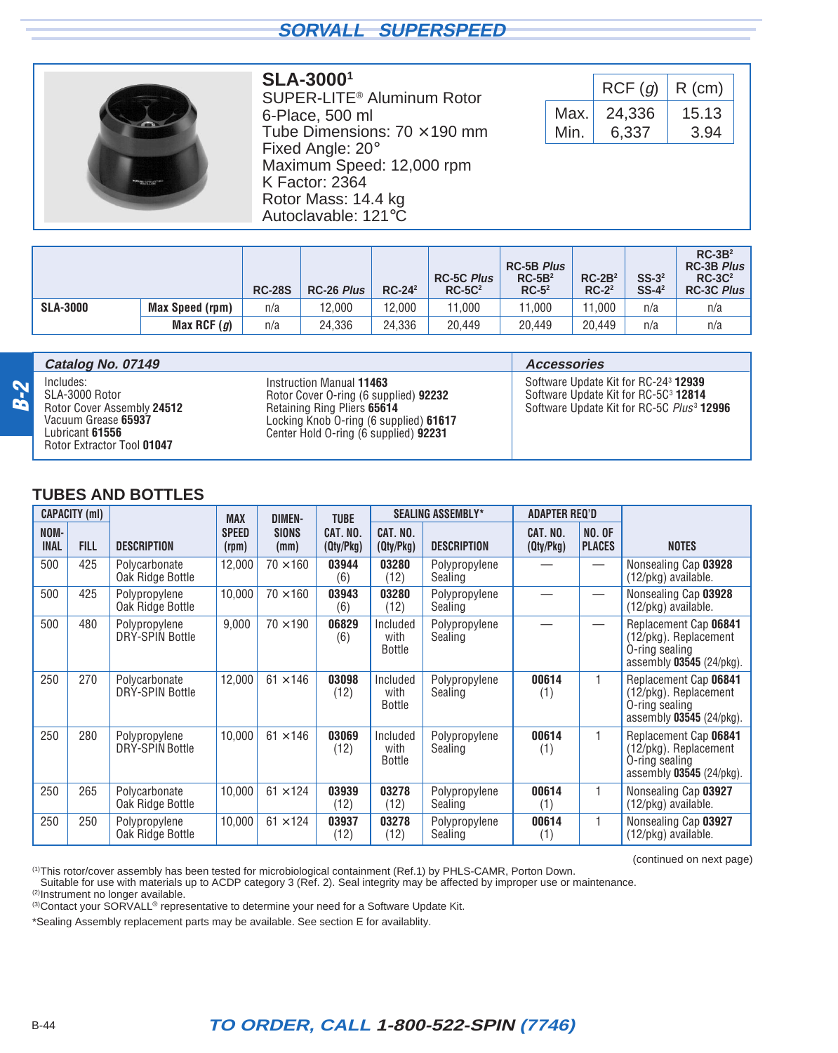## SLA-3000[1]

SUPER-LITE® Aluminum Rotor
6-Place, 500 ml
Tube Dimensions: 70 × 190 mm
Fixed Angle: 20°
Maximum Speed: 12,000 rpm
K Factor: 2364
Rotor Mass: 14.4 kg
Autoclavable: 121°C

| | RCF (*g*) | R (cm) |
|---|---|---|
| Max. | 24,336 | 15.13 |
| Min. | 6,337 | 3.94 |

| | | RC-28S | RC-26 *Plus* | RC-24[2] | RC-5C *Plus* RC-5C[2] | RC-5B *Plus* RC-5B[2] RC-5[2] | RC-2B[2] RC-2[2] | SS-3[2] SS-4[2] | RC-3B[2] RC-3B *Plus* RC-3C[2] RC-3C *Plus* |
|---|---|---|---|---|---|---|---|---|---|
| **SLA-3000** | **Max Speed (rpm)** | n/a | 12,000 | 12,000 | 11,000 | 11,000 | 11,000 | n/a | n/a |
| | **Max RCF (*g*)** | n/a | 24,336 | 24,336 | 20,449 | 20,449 | 20,449 | n/a | n/a |

### *Catalog No. 07149*

Includes:
SLA-3000 Rotor
Rotor Cover Assembly **24512**
Vacuum Grease **65937**
Lubricant **61556**
Rotor Extractor Tool **01047**
Instruction Manual **11463**
Rotor Cover O-ring (6 supplied) **92232**
Retaining Ring Pliers **65614**
Locking Knob O-ring (6 supplied) **61617**
Center Hold O-ring (6 supplied) **92231**

### *Accessories*

Software Update Kit for RC-24[3] **12939**
Software Update Kit for RC-5C[3] **12814**
Software Update Kit for RC-5C *Plus*[3] **12996**

## TUBES AND BOTTLES

| CAPACITY (ml) | | | MAX SPEED (rpm) | DIMEN-SIONS (mm) | TUBE CAT. NO. (Qty/Pkg) | SEALING ASSEMBLY* | | ADAPTER REQ'D | | |
|---|---|---|---|---|---|---|---|---|---|---|
| NOM-INAL | FILL | DESCRIPTION | | | | CAT. NO. (Qty/Pkg) | DESCRIPTION | CAT. NO. (Qty/Pkg) | NO. OF PLACES | NOTES |
| 500 | 425 | Polycarbonate Oak Ridge Bottle | 12,000 | 70 ×160 | **03944** (6) | **03280** (12) | Polypropylene Sealing | — | — | Nonsealing Cap **03928** (12/pkg) available. |
| 500 | 425 | Polypropylene Oak Ridge Bottle | 10,000 | 70 ×160 | **03943** (6) | **03280** (12) | Polypropylene Sealing | — | — | Nonsealing Cap **03928** (12/pkg) available. |
| 500 | 480 | Polypropylene DRY-SPIN Bottle | 9,000 | 70 ×190 | **06829** (6) | Included with Bottle | Polypropylene Sealing | — | — | Replacement Cap **06841** (12/pkg). Replacement O-ring sealing assembly **03545** (24/pkg). |
| 250 | 270 | Polycarbonate DRY-SPIN Bottle | 12,000 | 61 ×146 | **03098** (12) | Included with Bottle | Polypropylene Sealing | **00614** (1) | 1 | Replacement Cap **06841** (12/pkg). Replacement O-ring sealing assembly **03545** (24/pkg). |
| 250 | 280 | Polypropylene DRY-SPIN Bottle | 10,000 | 61 ×146 | **03069** (12) | Included with Bottle | Polypropylene Sealing | **00614** (1) | 1 | Replacement Cap **06841** (12/pkg). Replacement O-ring sealing assembly **03545** (24/pkg). |
| 250 | 265 | Polycarbonate Oak Ridge Bottle | 10,000 | 61 ×124 | **03939** (12) | **03278** (12) | Polypropylene Sealing | **00614** (1) | 1 | Nonsealing Cap **03927** (12/pkg) available. |
| 250 | 250 | Polypropylene Oak Ridge Bottle | 10,000 | 61 ×124 | **03937** (12) | **03278** (12) | Polypropylene Sealing | **00614** (1) | 1 | Nonsealing Cap **03927** (12/pkg) available. |

(continued on next page)

(1)This rotor/cover assembly has been tested for microbiological containment (Ref.1) by PHLS-CAMR, Porton Down. Suitable for use with materials up to ACDP category 3 (Ref. 2). Seal integrity may be affected by improper use or maintenance.
(2)Instrument no longer available.
(3)Contact your SORVALL® representative to determine your need for a Software Update Kit.

*Sealing Assembly replacement parts may be available. See section E for availablity.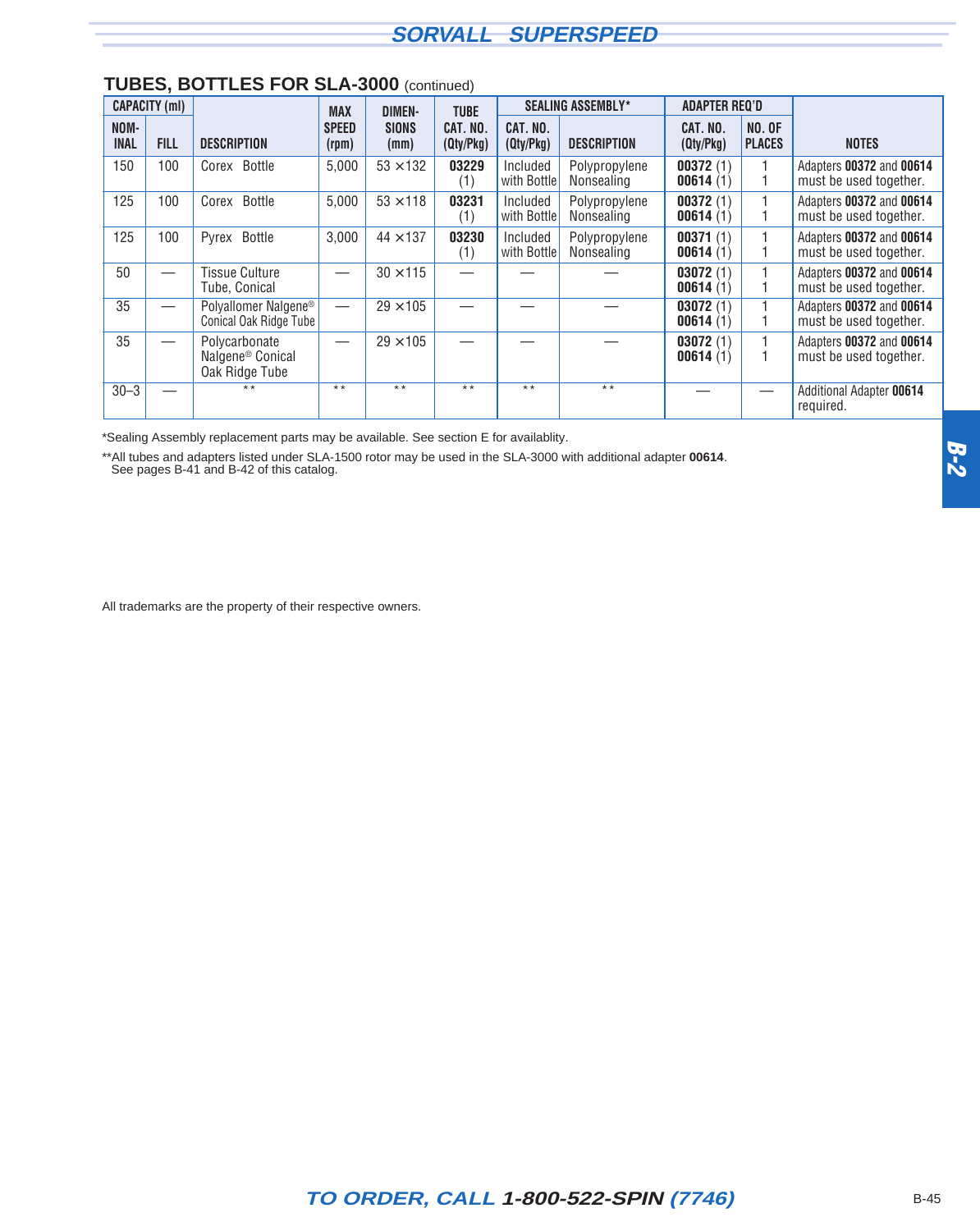## TUBES, BOTTLES FOR SLA-3000 (continued)

| CAPACITY (ml) | | DESCRIPTION | MAX SPEED (rpm) | DIMEN-SIONS (mm) | TUBE CAT. NO. (Qty/Pkg) | SEALING ASSEMBLY* | | ADAPTER REQ'D | | NOTES |
|---|---|---|---|---|---|---|---|---|---|---|
| NOM-INAL | FILL | | | | | CAT. NO. (Qty/Pkg) | DESCRIPTION | CAT. NO. (Qty/Pkg) | NO. OF PLACES | |
| 150 | 100 | Corex Bottle | 5,000 | 53 ×132 | **03229** (1) | Included with Bottle | Polypropylene Nonsealing | **00372** (1) **00614** (1) | 1 1 | Adapters **00372** and **00614** must be used together. |
| 125 | 100 | Corex Bottle | 5,000 | 53 ×118 | **03231** (1) | Included with Bottle | Polypropylene Nonsealing | **00372** (1) **00614** (1) | 1 1 | Adapters **00372** and **00614** must be used together. |
| 125 | 100 | Pyrex Bottle | 3,000 | 44 ×137 | **03230** (1) | Included with Bottle | Polypropylene Nonsealing | **00371** (1) **00614** (1) | 1 1 | Adapters **00372** and **00614** must be used together. |
| 50 | — | Tissue Culture Tube, Conical | — | 30 ×115 | — | — | — | **03072** (1) **00614** (1) | 1 1 | Adapters **00372** and **00614** must be used together. |
| 35 | — | Polyallomer Nalgene® Conical Oak Ridge Tube | — | 29 ×105 | — | — | — | **03072** (1) **00614** (1) | 1 1 | Adapters **00372** and **00614** must be used together. |
| 35 | — | Polycarbonate Nalgene® Conical Oak Ridge Tube | — | 29 ×105 | — | — | — | **03072** (1) **00614** (1) | 1 1 | Adapters **00372** and **00614** must be used together. |
| 30–3 | — | ** | ** | ** | ** | ** | ** | — | — | Additional Adapter **00614** required. |

*Sealing Assembly replacement parts may be available. See section E for availablity.

**All tubes and adapters listed under SLA-1500 rotor may be used in the SLA-3000 with additional adapter **00614**. See pages B-41 and B-42 of this catalog.

All trademarks are the property of their respective owners.

*TO ORDER, CALL* ***1-800-522-SPIN*** *(7746)*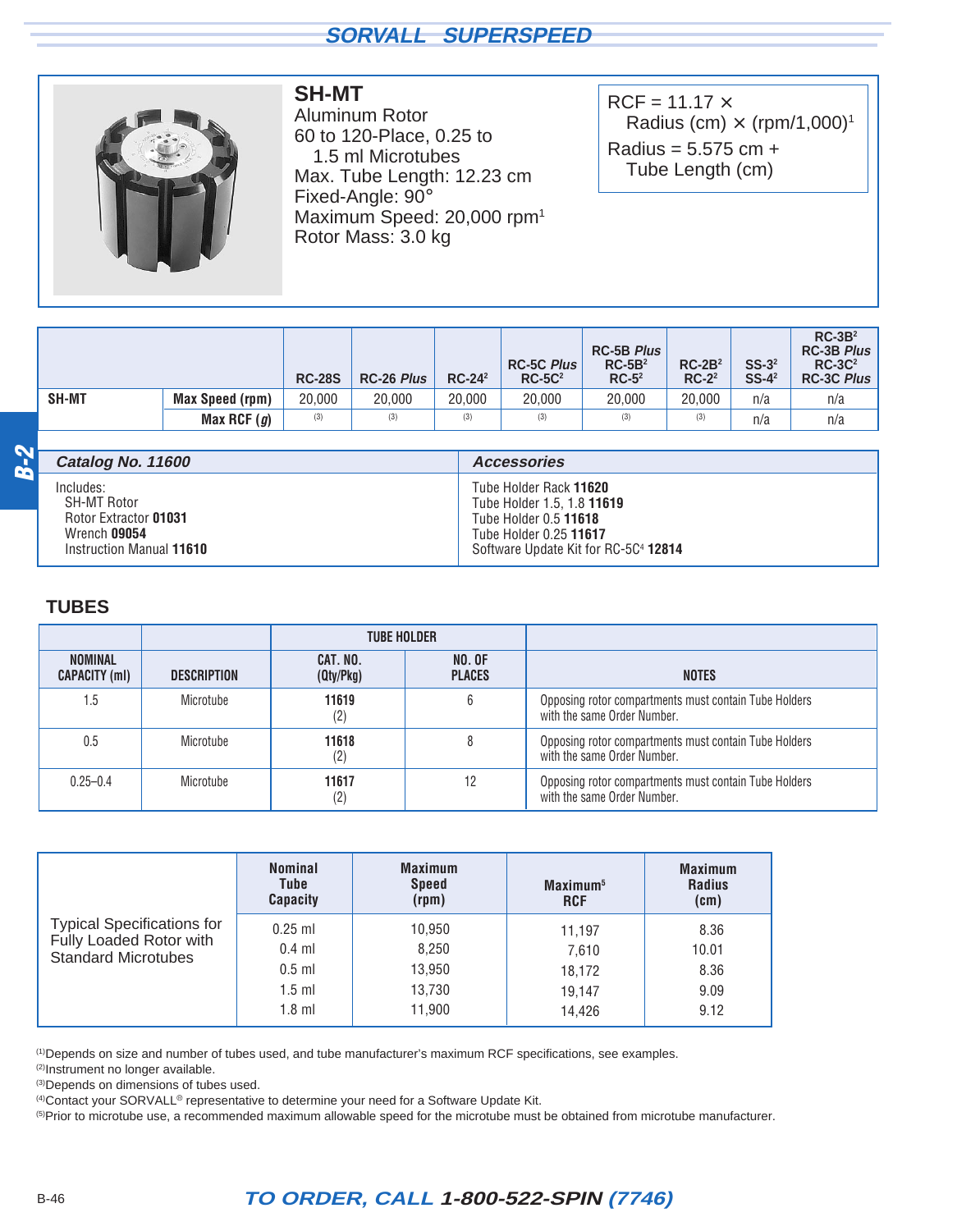## SH-MT

Aluminum Rotor
60 to 120-Place, 0.25 to 1.5 ml Microtubes
Max. Tube Length: 12.23 cm
Fixed-Angle: 90°
Maximum Speed: 20,000 rpm[1]
Rotor Mass: 3.0 kg

RCF = 11.17 × Radius (cm) × (rpm/1,000)[1]
Radius = 5.575 cm + Tube Length (cm)

| | | RC-28S | RC-26 *Plus* | RC-24[2] | RC-5C *Plus* RC-5C[2] | RC-5B *Plus* RC-5B[2] RC-5[2] | RC-2B[2] RC-2[2] | SS-3[2] SS-4[2] | RC-3B[2] RC-3B *Plus* RC-3C[2] RC-3C *Plus* |
|---|---|---|---|---|---|---|---|---|---|
| **SH-MT** | **Max Speed (rpm)** | 20,000 | 20,000 | 20,000 | 20,000 | 20,000 | 20,000 | n/a | n/a |
| | **Max RCF (*g*)** | (3) | (3) | (3) | (3) | (3) | (3) | n/a | n/a |

| *Catalog No. 11600* | *Accessories* |
|---|---|
| Includes:<br>SH-MT Rotor<br>Rotor Extractor **01031**<br>Wrench **09054**<br>Instruction Manual **11610** | Tube Holder Rack **11620**<br>Tube Holder 1.5, 1.8 **11619**<br>Tube Holder 0.5 **11618**<br>Tube Holder 0.25 **11617**<br>Software Update Kit for RC-5C[4] **12814** |

### TUBES

| | | TUBE HOLDER | | |
|---|---|---|---|---|
| **NOMINAL CAPACITY (ml)** | **DESCRIPTION** | **CAT. NO. (Qty/Pkg)** | **NO. OF PLACES** | **NOTES** |
| 1.5 | Microtube | **11619** (2) | 6 | Opposing rotor compartments must contain Tube Holders with the same Order Number. |
| 0.5 | Microtube | **11618** (2) | 8 | Opposing rotor compartments must contain Tube Holders with the same Order Number. |
| 0.25–0.4 | Microtube | **11617** (2) | 12 | Opposing rotor compartments must contain Tube Holders with the same Order Number. |

| Typical Specifications for Fully Loaded Rotor with Standard Microtubes | Nominal Tube Capacity | Maximum Speed (rpm) | Maximum[5] RCF | Maximum Radius (cm) |
|---|---|---|---|---|
| | 0.25 ml | 10,950 | 11,197 | 8.36 |
| | 0.4 ml | 8,250 | 7,610 | 10.01 |
| | 0.5 ml | 13,950 | 18,172 | 8.36 |
| | 1.5 ml | 13,730 | 19,147 | 9.09 |
| | 1.8 ml | 11,900 | 14,426 | 9.12 |

(1) Depends on size and number of tubes used, and tube manufacturer's maximum RCF specifications, see examples.
(2) Instrument no longer available.
(3) Depends on dimensions of tubes used.
(4) Contact your SORVALL® representative to determine your need for a Software Update Kit.
(5) Prior to microtube use, a recommended maximum allowable speed for the microtube must be obtained from microtube manufacturer.

*TO ORDER, CALL 1-800-522-SPIN (7746)*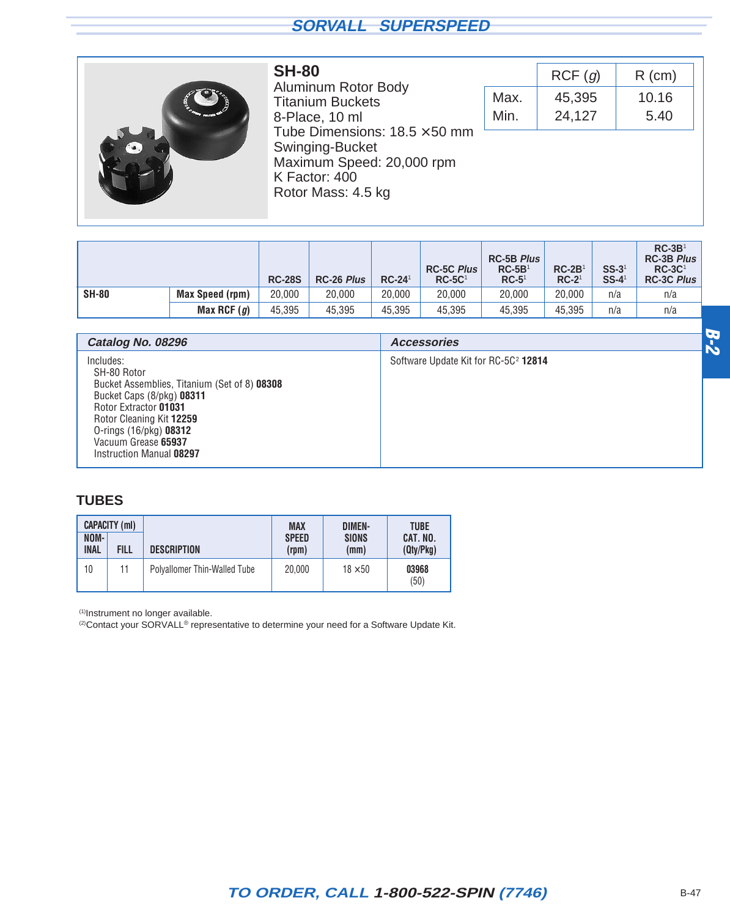## SH-80

Aluminum Rotor Body
Titanium Buckets
8-Place, 10 ml
Tube Dimensions: 18.5 × 50 mm
Swinging-Bucket
Maximum Speed: 20,000 rpm
K Factor: 400
Rotor Mass: 4.5 kg

| | RCF (*g*) | R (cm) |
|---|---|---|
| Max. | 45,395 | 10.16 |
| Min. | 24,127 | 5.40 |

| | | RC-28S | RC-26 *Plus* | RC-24[1] | RC-5C *Plus* RC-5C[1] | RC-5B *Plus* RC-5B[1] RC-5[1] | RC-2B[1] RC-2[1] | SS-3[1] SS-4[1] | RC-3B[1] RC-3B *Plus* RC-3C[1] RC-3C *Plus* |
|---|---|---|---|---|---|---|---|---|---|
| **SH-80** | **Max Speed (rpm)** | 20,000 | 20,000 | 20,000 | 20,000 | 20,000 | 20,000 | n/a | n/a |
| | **Max RCF (*g*)** | 45,395 | 45,395 | 45,395 | 45,395 | 45,395 | 45,395 | n/a | n/a |

| *Catalog No. 08296* | *Accessories* |
|---|---|
| Includes:<br>SH-80 Rotor<br>Bucket Assemblies, Titanium (Set of 8) **08308**<br>Bucket Caps (8/pkg) **08311**<br>Rotor Extractor **01031**<br>Rotor Cleaning Kit **12259**<br>O-rings (16/pkg) **08312**<br>Vacuum Grease **65937**<br>Instruction Manual **08297** | Software Update Kit for RC-5C[2] **12814** |

## TUBES

| CAPACITY (ml) | | DESCRIPTION | MAX SPEED (rpm) | DIMENSIONS (mm) | TUBE CAT. NO. (Qty/Pkg) |
|---|---|---|---|---|---|
| NOMINAL | FILL | | | | |
| 10 | 11 | Polyallomer Thin-Walled Tube | 20,000 | 18 × 50 | **03968** (50) |

(1) Instrument no longer available.
(2) Contact your SORVALL® representative to determine your need for a Software Update Kit.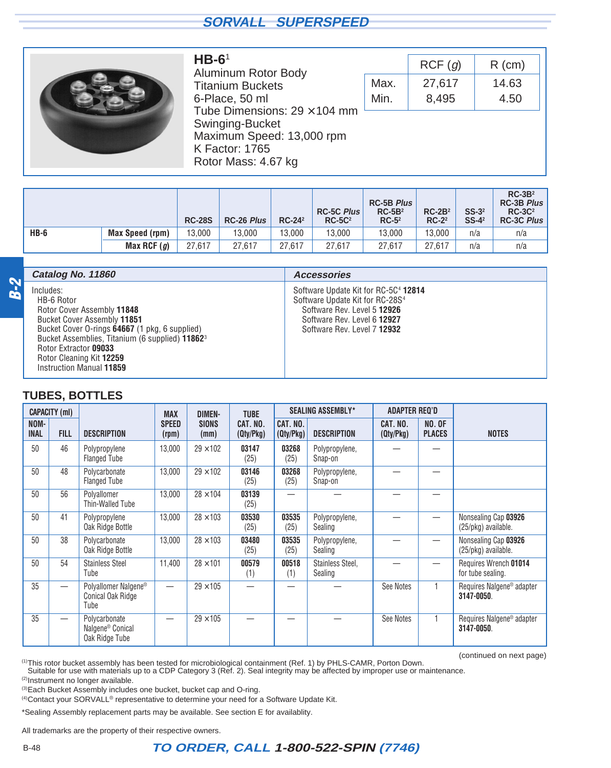## SORVALL SUPERSPEED

### HB-6[1]

Aluminum Rotor Body
Titanium Buckets
6-Place, 50 ml
Tube Dimensions: 29 × 104 mm
Swinging-Bucket
Maximum Speed: 13,000 rpm
K Factor: 1765
Rotor Mass: 4.67 kg

| | RCF (*g*) | R (cm) |
|---|---|---|
| Max. | 27,617 | 14.63 |
| Min. | 8,495 | 4.50 |

| | | RC-28S | RC-26 *Plus* | RC-24[2] | RC-5C *Plus* RC-5C[2] | RC-5B *Plus* RC-5B[2] RC-5[2] | RC-2B[2] RC-2[2] | SS-3[2] SS-4[2] | RC-3B[2] RC-3B *Plus* RC-3C[2] RC-3C *Plus* |
|---|---|---|---|---|---|---|---|---|---|
| **HB-6** | **Max Speed (rpm)** | 13,000 | 13,000 | 13,000 | 13,000 | 13,000 | 13,000 | n/a | n/a |
| | **Max RCF (*g*)** | 27,617 | 27,617 | 27,617 | 27,617 | 27,617 | 27,617 | n/a | n/a |

| ***Catalog No. 11860*** | ***Accessories*** |
|---|---|
| Includes:<br>HB-6 Rotor<br>Rotor Cover Assembly **11848**<br>Bucket Cover Assembly **11851**<br>Bucket Cover O-rings **64667** (1 pkg, 6 supplied)<br>Bucket Assemblies, Titanium (6 supplied) **11862**[3]<br>Rotor Extractor **09033**<br>Rotor Cleaning Kit **12259**<br>Instruction Manual **11859** | Software Update Kit for RC-5C[4] **12814**<br>Software Update Kit for RC-28S[4]<br>Software Rev. Level 5 **12926**<br>Software Rev. Level 6 **12927**<br>Software Rev. Level 7 **12932** |

## TUBES, BOTTLES

| CAPACITY (ml) | | | | | TUBE | SEALING ASSEMBLY* | | ADAPTER REQ'D | | |
|---|---|---|---|---|---|---|---|---|---|---|
| NOMINAL | FILL | DESCRIPTION | MAX SPEED (rpm) | DIMENSIONS (mm) | CAT. NO. (Qty/Pkg) | CAT. NO. (Qty/Pkg) | DESCRIPTION | CAT. NO. (Qty/Pkg) | NO. OF PLACES | NOTES |
| 50 | 46 | Polypropylene Flanged Tube | 13,000 | 29 × 102 | **03147** (25) | **03268** (25) | Polypropylene, Snap-on | — | — | |
| 50 | 48 | Polycarbonate Flanged Tube | 13,000 | 29 × 102 | **03146** (25) | **03268** (25) | Polypropylene, Snap-on | — | — | |
| 50 | 56 | Polyallomer Thin-Walled Tube | 13,000 | 28 × 104 | **03139** (25) | — | — | — | — | |
| 50 | 41 | Polypropylene Oak Ridge Bottle | 13,000 | 28 × 103 | **03530** (25) | **03535** (25) | Polypropylene, Sealing | — | — | Nonsealing Cap **03926** (25/pkg) available. |
| 50 | 38 | Polycarbonate Oak Ridge Bottle | 13,000 | 28 × 103 | **03480** (25) | **03535** (25) | Polypropylene, Sealing | — | — | Nonsealing Cap **03926** (25/pkg) available. |
| 50 | 54 | Stainless Steel Tube | 11,400 | 28 × 101 | **00579** (1) | **00518** (1) | Stainless Steel, Sealing | — | — | Requires Wrench **01014** for tube sealing. |
| 35 | — | Polyallomer Nalgene® Conical Oak Ridge Tube | — | 29 × 105 | — | — | — | See Notes | 1 | Requires Nalgene® adapter **3147-0050**. |
| 35 | — | Polycarbonate Nalgene® Conical Oak Ridge Tube | — | 29 × 105 | — | — | — | See Notes | 1 | Requires Nalgene® adapter **3147-0050**. |

(continued on next page)

[1] This rotor bucket assembly has been tested for microbiological containment (Ref. 1) by PHLS-CAMR, Porton Down. Suitable for use with materials up to a CDP Category 3 (Ref. 2). Seal integrity may be affected by improper use or maintenance.
[2] Instrument no longer available.
[3] Each Bucket Assembly includes one bucket, bucket cap and O-ring.
[4] Contact your SORVALL® representative to determine your need for a Software Update Kit.

*Sealing Assembly replacement parts may be available. See section E for availablity.

All trademarks are the property of their respective owners.

***TO ORDER, CALL 1-800-522-SPIN (7746)***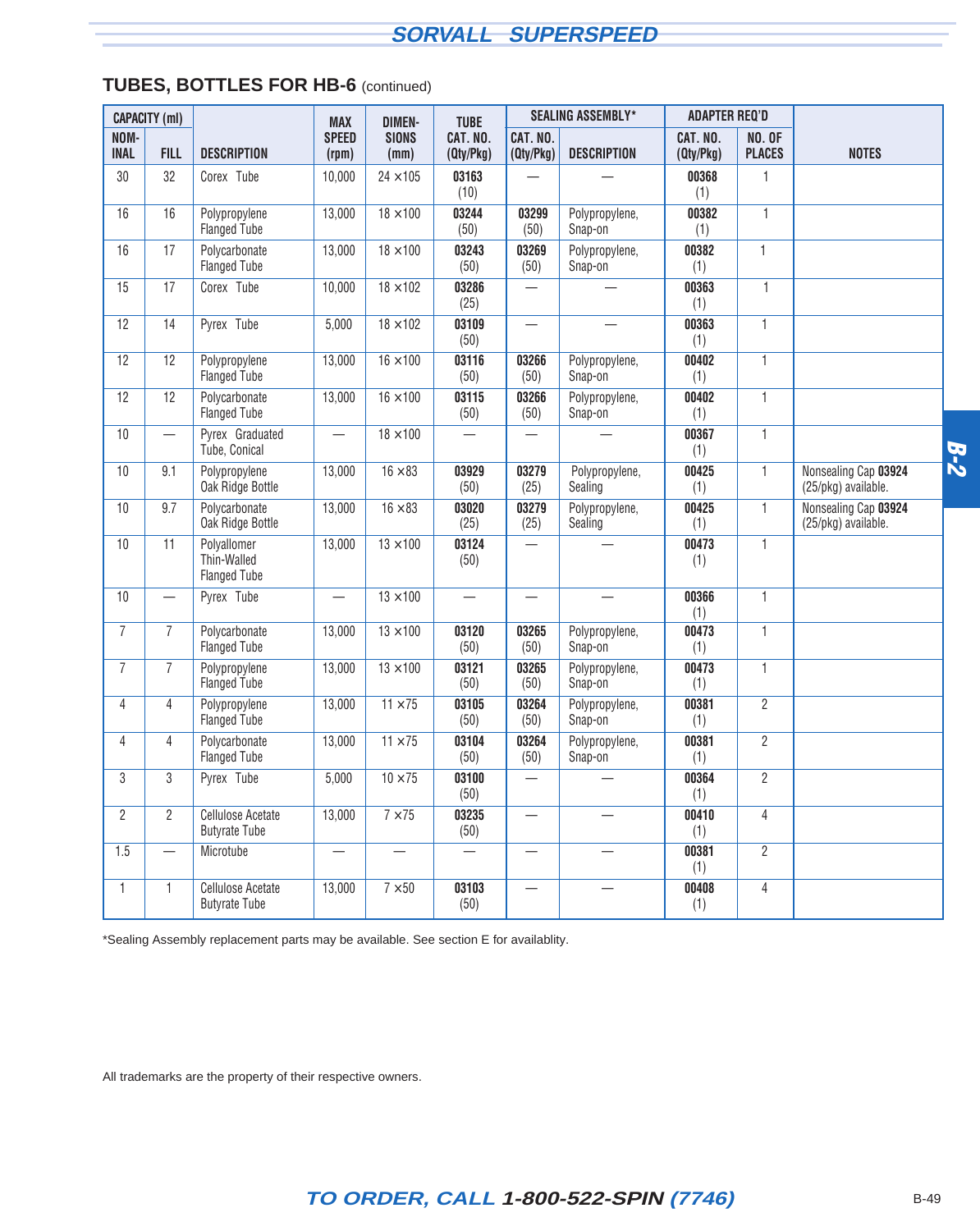## TUBES, BOTTLES FOR HB-6 (continued)

| CAPACITY (ml) | | | MAX | DIMEN- | TUBE | SEALING ASSEMBLY* | | ADAPTER REQ'D | | |
|---|---|---|---|---|---|---|---|---|---|---|
| NOM-INAL | FILL | DESCRIPTION | SPEED (rpm) | SIONS (mm) | CAT. NO. (Qty/Pkg) | CAT. NO. (Qty/Pkg) | DESCRIPTION | CAT. NO. (Qty/Pkg) | NO. OF PLACES | NOTES |
| 30 | 32 | Corex Tube | 10,000 | 24 ×105 | **03163** (10) | — | — | **00368** (1) | 1 | |
| 16 | 16 | Polypropylene Flanged Tube | 13,000 | 18 ×100 | **03244** (50) | **03299** (50) | Polypropylene, Snap-on | **00382** (1) | 1 | |
| 16 | 17 | Polycarbonate Flanged Tube | 13,000 | 18 ×100 | **03243** (50) | **03269** (50) | Polypropylene, Snap-on | **00382** (1) | 1 | |
| 15 | 17 | Corex Tube | 10,000 | 18 ×102 | **03286** (25) | — | — | **00363** (1) | 1 | |
| 12 | 14 | Pyrex Tube | 5,000 | 18 ×102 | **03109** (50) | — | — | **00363** (1) | 1 | |
| 12 | 12 | Polypropylene Flanged Tube | 13,000 | 16 ×100 | **03116** (50) | **03266** (50) | Polypropylene, Snap-on | **00402** (1) | 1 | |
| 12 | 12 | Polycarbonate Flanged Tube | 13,000 | 16 ×100 | **03115** (50) | **03266** (50) | Polypropylene, Snap-on | **00402** (1) | 1 | |
| 10 | — | Pyrex Graduated Tube, Conical | — | 18 ×100 | — | — | — | **00367** (1) | 1 | |
| 10 | 9.1 | Polypropylene Oak Ridge Bottle | 13,000 | 16 ×83 | **03929** (50) | **03279** (25) | Polypropylene, Sealing | **00425** (1) | 1 | Nonsealing Cap **03924** (25/pkg) available. |
| 10 | 9.7 | Polycarbonate Oak Ridge Bottle | 13,000 | 16 ×83 | **03020** (25) | **03279** (25) | Polypropylene, Sealing | **00425** (1) | 1 | Nonsealing Cap **03924** (25/pkg) available. |
| 10 | 11 | Polyallomer Thin-Walled Flanged Tube | 13,000 | 13 ×100 | **03124** (50) | — | — | **00473** (1) | 1 | |
| 10 | — | Pyrex Tube | — | 13 ×100 | — | — | — | **00366** (1) | 1 | |
| 7 | 7 | Polycarbonate Flanged Tube | 13,000 | 13 ×100 | **03120** (50) | **03265** (50) | Polypropylene, Snap-on | **00473** (1) | 1 | |
| 7 | 7 | Polypropylene Flanged Tube | 13,000 | 13 ×100 | **03121** (50) | **03265** (50) | Polypropylene, Snap-on | **00473** (1) | 1 | |
| 4 | 4 | Polypropylene Flanged Tube | 13,000 | 11 ×75 | **03105** (50) | **03264** (50) | Polypropylene, Snap-on | **00381** (1) | 2 | |
| 4 | 4 | Polycarbonate Flanged Tube | 13,000 | 11 ×75 | **03104** (50) | **03264** (50) | Polypropylene, Snap-on | **00381** (1) | 2 | |
| 3 | 3 | Pyrex Tube | 5,000 | 10 ×75 | **03100** (50) | — | — | **00364** (1) | 2 | |
| 2 | 2 | Cellulose Acetate Butyrate Tube | 13,000 | 7 ×75 | **03235** (50) | — | — | **00410** (1) | 4 | |
| 1.5 | — | Microtube | — | — | — | — | — | **00381** (1) | 2 | |
| 1 | 1 | Cellulose Acetate Butyrate Tube | 13,000 | 7 ×50 | **03103** (50) | — | — | **00408** (1) | 4 | |

*Sealing Assembly replacement parts may be available. See section E for availablity.

All trademarks are the property of their respective owners.

***TO ORDER, CALL 1-800-522-SPIN (7746)***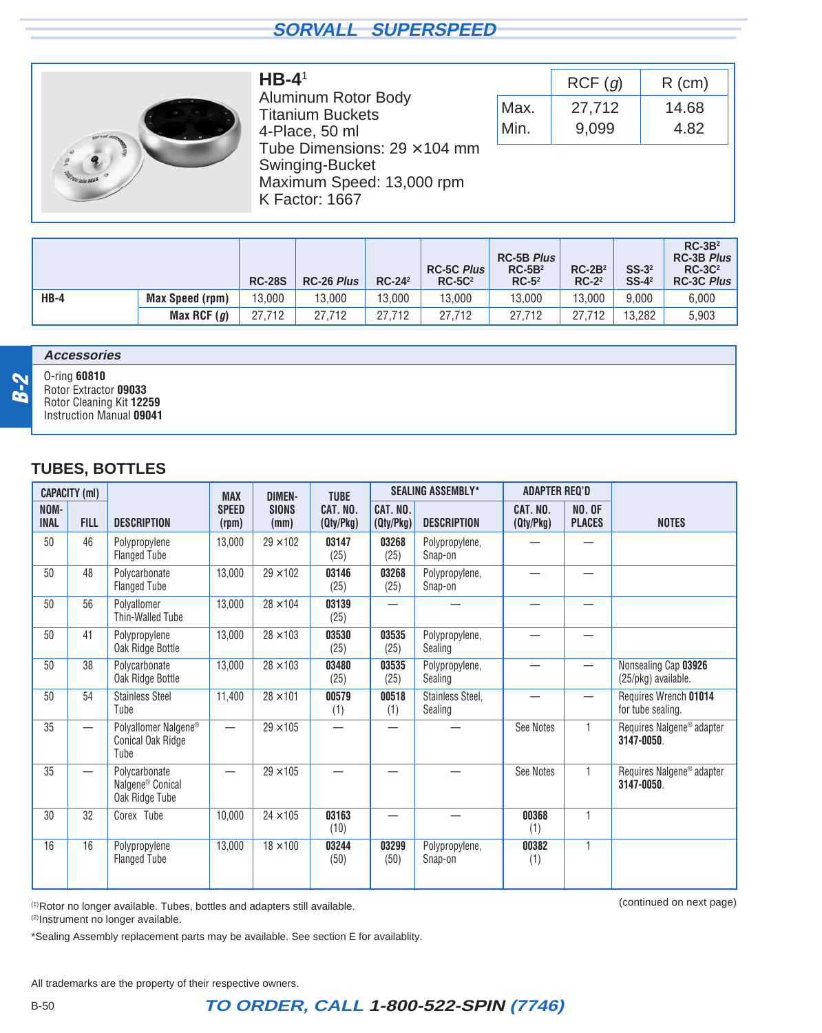## SORVALL SUPERSPEED

### HB-4[1]

Aluminum Rotor Body
Titanium Buckets
4-Place, 50 ml
Tube Dimensions: 29 ×104 mm
Swinging-Bucket
Maximum Speed: 13,000 rpm
K Factor: 1667

| | RCF (*g*) | R (cm) |
|---|---|---|
| Max. | 27,712 | 14.68 |
| Min. | 9,099 | 4.82 |

| | | RC-28S | RC-26 *Plus* | RC-24[2] | RC-5C *Plus* RC-5C[2] | RC-5B *Plus* RC-5B[2] RC-5[2] | RC-2B[2] RC-2[2] | SS-3[2] SS-4[2] | RC-3B[2] RC-3B *Plus* RC-3C[2] RC-3C *Plus* |
|---|---|---|---|---|---|---|---|---|---|
| **HB-4** | **Max Speed (rpm)** | 13,000 | 13,000 | 13,000 | 13,000 | 13,000 | 13,000 | 9,000 | 6,000 |
| | **Max RCF (*g*)** | 27,712 | 27,712 | 27,712 | 27,712 | 27,712 | 27,712 | 13,282 | 5,903 |

**Accessories**

O-ring **60810**
Rotor Extractor **09033**
Rotor Cleaning Kit **12259**
Instruction Manual **09041**

## TUBES, BOTTLES

| CAPACITY (ml) | | | | | | SEALING ASSEMBLY* | | ADAPTER REQ'D | | |
|---|---|---|---|---|---|---|---|---|---|---|
| NOMINAL | FILL | DESCRIPTION | MAX SPEED (rpm) | DIMENSIONS (mm) | TUBE CAT. NO. (Qty/Pkg) | CAT. NO. (Qty/Pkg) | DESCRIPTION | CAT. NO. (Qty/Pkg) | NO. OF PLACES | NOTES |
| 50 | 46 | Polypropylene Flanged Tube | 13,000 | 29 ×102 | **03147** (25) | **03268** (25) | Polypropylene, Snap-on | — | — | |
| 50 | 48 | Polycarbonate Flanged Tube | 13,000 | 29 ×102 | **03146** (25) | **03268** (25) | Polypropylene, Snap-on | — | — | |
| 50 | 56 | Polyallomer Thin-Walled Tube | 13,000 | 28 ×104 | **03139** (25) | — | — | — | — | |
| 50 | 41 | Polypropylene Oak Ridge Bottle | 13,000 | 28 ×103 | **03530** (25) | **03535** (25) | Polypropylene, Sealing | — | — | |
| 50 | 38 | Polycarbonate Oak Ridge Bottle | 13,000 | 28 ×103 | **03480** (25) | **03535** (25) | Polypropylene, Sealing | — | — | Nonsealing Cap **03926** (25/pkg) available. |
| 50 | 54 | Stainless Steel Tube | 11,400 | 28 ×101 | **00579** (1) | **00518** (1) | Stainless Steel, Sealing | — | — | Requires Wrench **01014** for tube sealing. |
| 35 | — | Polyallomer Nalgene® Conical Oak Ridge Tube | — | 29 ×105 | — | — | — | See Notes | 1 | Requires Nalgene® adapter **3147-0050**. |
| 35 | — | Polycarbonate Nalgene® Conical Oak Ridge Tube | — | 29 ×105 | — | — | — | See Notes | 1 | Requires Nalgene® adapter **3147-0050**. |
| 30 | 32 | Corex Tube | 10,000 | 24 ×105 | **03163** (10) | — | — | **00368** (1) | 1 | |
| 16 | 16 | Polypropylene Flanged Tube | 13,000 | 18 ×100 | **03244** (50) | **03299** (50) | Polypropylene, Snap-on | **00382** (1) | 1 | |

(1)Rotor no longer available. Tubes, bottles and adapters still available.
(2)Instrument no longer available.

(continued on next page)

*Sealing Assembly replacement parts may be available. See section E for availablity.

All trademarks are the property of their respective owners.

**TO ORDER, CALL 1-800-522-SPIN (7746)**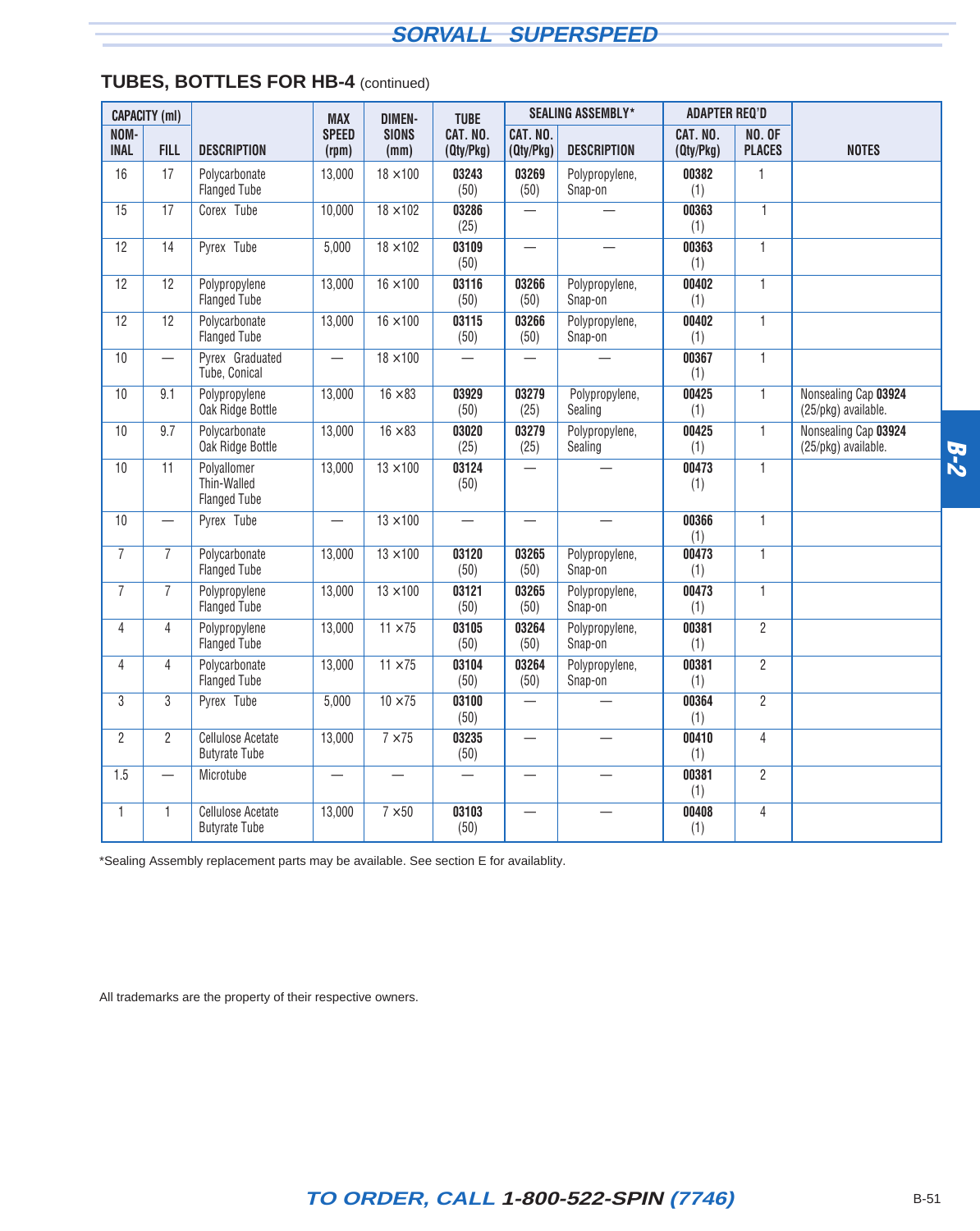## TUBES, BOTTLES FOR HB-4 (continued)

| CAPACITY (ml) | | | MAX | DIMEN- | TUBE | SEALING ASSEMBLY* | | ADAPTER REQ'D | | |
|---|---|---|---|---|---|---|---|---|---|---|
| NOM-INAL | FILL | DESCRIPTION | SPEED (rpm) | SIONS (mm) | CAT. NO. (Qty/Pkg) | CAT. NO. (Qty/Pkg) | DESCRIPTION | CAT. NO. (Qty/Pkg) | NO. OF PLACES | NOTES |
| 16 | 17 | Polycarbonate Flanged Tube | 13,000 | 18 ×100 | **03243** (50) | **03269** (50) | Polypropylene, Snap-on | **00382** (1) | 1 | |
| 15 | 17 | Corex Tube | 10,000 | 18 ×102 | **03286** (25) | — | — | **00363** (1) | 1 | |
| 12 | 14 | Pyrex Tube | 5,000 | 18 ×102 | **03109** (50) | — | — | **00363** (1) | 1 | |
| 12 | 12 | Polypropylene Flanged Tube | 13,000 | 16 ×100 | **03116** (50) | **03266** (50) | Polypropylene, Snap-on | **00402** (1) | 1 | |
| 12 | 12 | Polycarbonate Flanged Tube | 13,000 | 16 ×100 | **03115** (50) | **03266** (50) | Polypropylene, Snap-on | **00402** (1) | 1 | |
| 10 | — | Pyrex Graduated Tube, Conical | — | 18 ×100 | — | — | — | **00367** (1) | 1 | |
| 10 | 9.1 | Polypropylene Oak Ridge Bottle | 13,000 | 16 ×83 | **03929** (50) | **03279** (25) | Polypropylene, Sealing | **00425** (1) | 1 | Nonsealing Cap **03924** (25/pkg) available. |
| 10 | 9.7 | Polycarbonate Oak Ridge Bottle | 13,000 | 16 ×83 | **03020** (25) | **03279** (25) | Polypropylene, Sealing | **00425** (1) | 1 | Nonsealing Cap **03924** (25/pkg) available. |
| 10 | 11 | Polyallomer Thin-Walled Flanged Tube | 13,000 | 13 ×100 | **03124** (50) | — | — | **00473** (1) | 1 | |
| 10 | — | Pyrex Tube | — | 13 ×100 | — | — | — | **00366** (1) | 1 | |
| 7 | 7 | Polycarbonate Flanged Tube | 13,000 | 13 ×100 | **03120** (50) | **03265** (50) | Polypropylene, Snap-on | **00473** (1) | 1 | |
| 7 | 7 | Polypropylene Flanged Tube | 13,000 | 13 ×100 | **03121** (50) | **03265** (50) | Polypropylene, Snap-on | **00473** (1) | 1 | |
| 4 | 4 | Polypropylene Flanged Tube | 13,000 | 11 ×75 | **03105** (50) | **03264** (50) | Polypropylene, Snap-on | **00381** (1) | 2 | |
| 4 | 4 | Polycarbonate Flanged Tube | 13,000 | 11 ×75 | **03104** (50) | **03264** (50) | Polypropylene, Snap-on | **00381** (1) | 2 | |
| 3 | 3 | Pyrex Tube | 5,000 | 10 ×75 | **03100** (50) | — | — | **00364** (1) | 2 | |
| 2 | 2 | Cellulose Acetate Butyrate Tube | 13,000 | 7 ×75 | **03235** (50) | — | — | **00410** (1) | 4 | |
| 1.5 | — | Microtube | — | — | — | — | — | **00381** (1) | 2 | |
| 1 | 1 | Cellulose Acetate Butyrate Tube | 13,000 | 7 ×50 | **03103** (50) | — | — | **00408** (1) | 4 | |

*Sealing Assembly replacement parts may be available. See section E for availablity.

All trademarks are the property of their respective owners.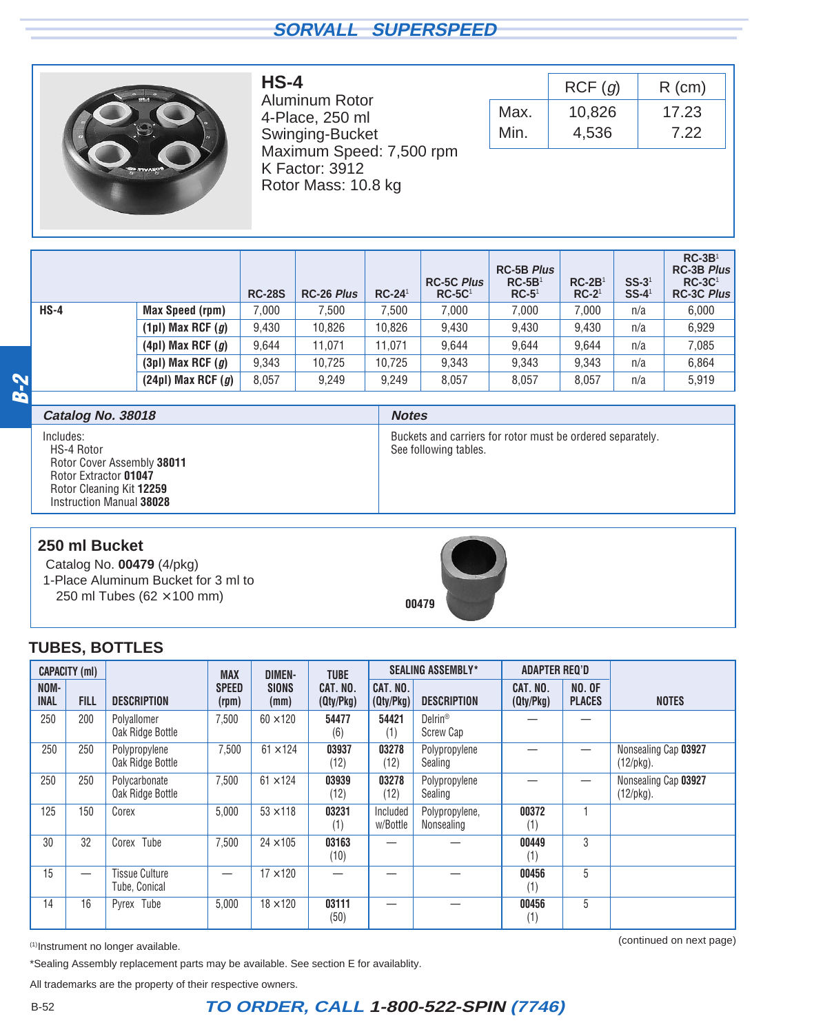## HS-4

Aluminum Rotor
4-Place, 250 ml
Swinging-Bucket
Maximum Speed: 7,500 rpm
K Factor: 3912
Rotor Mass: 10.8 kg

| | RCF (*g*) | R (cm) |
|---|---|---|
| Max. | 10,826 | 17.23 |
| Min. | 4,536 | 7.22 |

| | | RC-28S | RC-26 *Plus* | RC-24[1] | RC-5C *Plus* RC-5C[1] | RC-5B *Plus* RC-5B[1] RC-5[1] | RC-2B[1] RC-2[1] | SS-3[1] SS-4[1] | RC-3B[1] RC-3B *Plus* RC-3C[1] RC-3C *Plus* |
|---|---|---|---|---|---|---|---|---|---|
| **HS-4** | **Max Speed (rpm)** | 7,000 | 7,500 | 7,500 | 7,000 | 7,000 | 7,000 | n/a | 6,000 |
| | **(1pl) Max RCF (*g*)** | 9,430 | 10,826 | 10,826 | 9,430 | 9,430 | 9,430 | n/a | 6,929 |
| | **(4pl) Max RCF (*g*)** | 9,644 | 11,071 | 11,071 | 9,644 | 9,644 | 9,644 | n/a | 7,085 |
| | **(3pl) Max RCF (*g*)** | 9,343 | 10,725 | 10,725 | 9,343 | 9,343 | 9,343 | n/a | 6,864 |
| | **(24pl) Max RCF (*g*)** | 8,057 | 9,249 | 9,249 | 8,057 | 8,057 | 8,057 | n/a | 5,919 |

| *Catalog No. 38018* | *Notes* |
|---|---|
| Includes:<br>HS-4 Rotor<br>Rotor Cover Assembly **38011**<br>Rotor Extractor **01047**<br>Rotor Cleaning Kit **12259**<br>Instruction Manual **38028** | Buckets and carriers for rotor must be ordered separately. See following tables. |

### 250 ml Bucket

Catalog No. **00479** (4/pkg)
1-Place Aluminum Bucket for 3 ml to 250 ml Tubes (62 × 100 mm)

**00479**

## TUBES, BOTTLES

| CAPACITY (ml) NOMINAL | FILL | DESCRIPTION | MAX SPEED (rpm) | DIMENSIONS (mm) | TUBE CAT. NO. (Qty/Pkg) | SEALING ASSEMBLY* CAT. NO. (Qty/Pkg) | SEALING ASSEMBLY* DESCRIPTION | ADAPTER REQ'D CAT. NO. (Qty/Pkg) | ADAPTER REQ'D NO. OF PLACES | NOTES |
|---|---|---|---|---|---|---|---|---|---|---|
| 250 | 200 | Polyallomer Oak Ridge Bottle | 7,500 | 60 × 120 | **54477** (6) | **54421** (1) | Delrin® Screw Cap | — | — | |
| 250 | 250 | Polypropylene Oak Ridge Bottle | 7,500 | 61 × 124 | **03937** (12) | **03278** (12) | Polypropylene Sealing | — | — | Nonsealing Cap **03927** (12/pkg). |
| 250 | 250 | Polycarbonate Oak Ridge Bottle | 7,500 | 61 × 124 | **03939** (12) | **03278** (12) | Polypropylene Sealing | — | — | Nonsealing Cap **03927** (12/pkg). |
| 125 | 150 | Corex | 5,000 | 53 × 118 | **03231** (1) | Included w/Bottle | Polypropylene, Nonsealing | **00372** (1) | 1 | |
| 30 | 32 | Corex Tube | 7,500 | 24 × 105 | **03163** (10) | — | — | **00449** (1) | 3 | |
| 15 | — | Tissue Culture Tube, Conical | — | 17 × 120 | — | — | — | **00456** (1) | 5 | |
| 14 | 16 | Pyrex Tube | 5,000 | 18 × 120 | **03111** (50) | — | — | **00456** (1) | 5 | |

(continued on next page)

(1) Instrument no longer available.

*Sealing Assembly replacement parts may be available. See section E for availablity.

All trademarks are the property of their respective owners.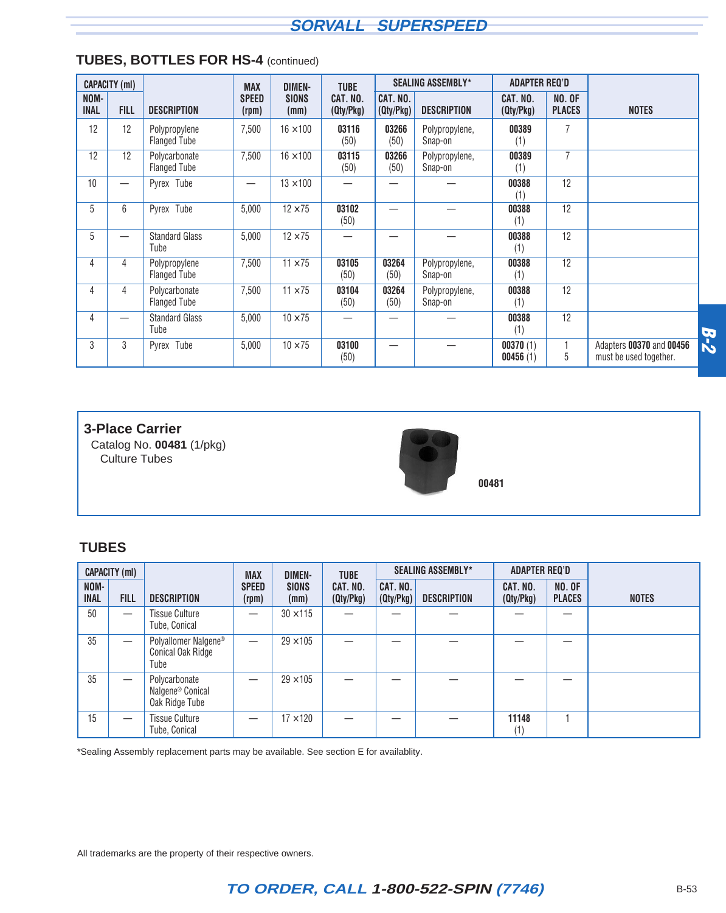## TUBES, BOTTLES FOR HS-4 (continued)

| CAPACITY (ml) | | DESCRIPTION | MAX SPEED (rpm) | DIMEN-SIONS (mm) | TUBE CAT. NO. (Qty/Pkg) | SEALING ASSEMBLY* | | ADAPTER REQ'D | | NOTES |
|---|---|---|---|---|---|---|---|---|---|---|
| NOM-INAL | FILL | | | | | CAT. NO. (Qty/Pkg) | DESCRIPTION | CAT. NO. (Qty/Pkg) | NO. OF PLACES | |
| 12 | 12 | Polypropylene Flanged Tube | 7,500 | 16 ×100 | **03116** (50) | **03266** (50) | Polypropylene, Snap-on | **00389** (1) | 7 | |
| 12 | 12 | Polycarbonate Flanged Tube | 7,500 | 16 ×100 | **03115** (50) | **03266** (50) | Polypropylene, Snap-on | **00389** (1) | 7 | |
| 10 | — | Pyrex Tube | — | 13 ×100 | — | — | — | **00388** (1) | 12 | |
| 5 | 6 | Pyrex Tube | 5,000 | 12 ×75 | **03102** (50) | — | — | **00388** (1) | 12 | |
| 5 | — | Standard Glass Tube | 5,000 | 12 ×75 | — | — | — | **00388** (1) | 12 | |
| 4 | 4 | Polypropylene Flanged Tube | 7,500 | 11 ×75 | **03105** (50) | **03264** (50) | Polypropylene, Snap-on | **00388** (1) | 12 | |
| 4 | 4 | Polycarbonate Flanged Tube | 7,500 | 11 ×75 | **03104** (50) | **03264** (50) | Polypropylene, Snap-on | **00388** (1) | 12 | |
| 4 | — | Standard Glass Tube | 5,000 | 10 ×75 | — | — | — | **00388** (1) | 12 | |
| 3 | 3 | Pyrex Tube | 5,000 | 10 ×75 | **03100** (50) | — | — | **00370** (1) **00456** (1) | 1 5 | Adapters **00370** and **00456** must be used together. |

**3-Place Carrier**
Catalog No. **00481** (1/pkg)
Culture Tubes

**00481**

## TUBES

| CAPACITY (ml) | | DESCRIPTION | MAX SPEED (rpm) | DIMEN-SIONS (mm) | TUBE CAT. NO. (Qty/Pkg) | SEALING ASSEMBLY* | | ADAPTER REQ'D | | NOTES |
|---|---|---|---|---|---|---|---|---|---|---|
| NOM-INAL | FILL | | | | | CAT. NO. (Qty/Pkg) | DESCRIPTION | CAT. NO. (Qty/Pkg) | NO. OF PLACES | |
| 50 | — | Tissue Culture Tube, Conical | — | 30 ×115 | — | — | — | — | — | |
| 35 | — | Polyallomer Nalgene® Conical Oak Ridge Tube | — | 29 ×105 | — | — | — | — | — | |
| 35 | — | Polycarbonate Nalgene® Conical Oak Ridge Tube | — | 29 ×105 | — | — | — | — | — | |
| 15 | — | Tissue Culture Tube, Conical | — | 17 ×120 | — | — | — | **11148** (1) | 1 | |

*Sealing Assembly replacement parts may be available. See section E for availablity.

All trademarks are the property of their respective owners.

*TO ORDER, CALL 1-800-522-SPIN (7746)*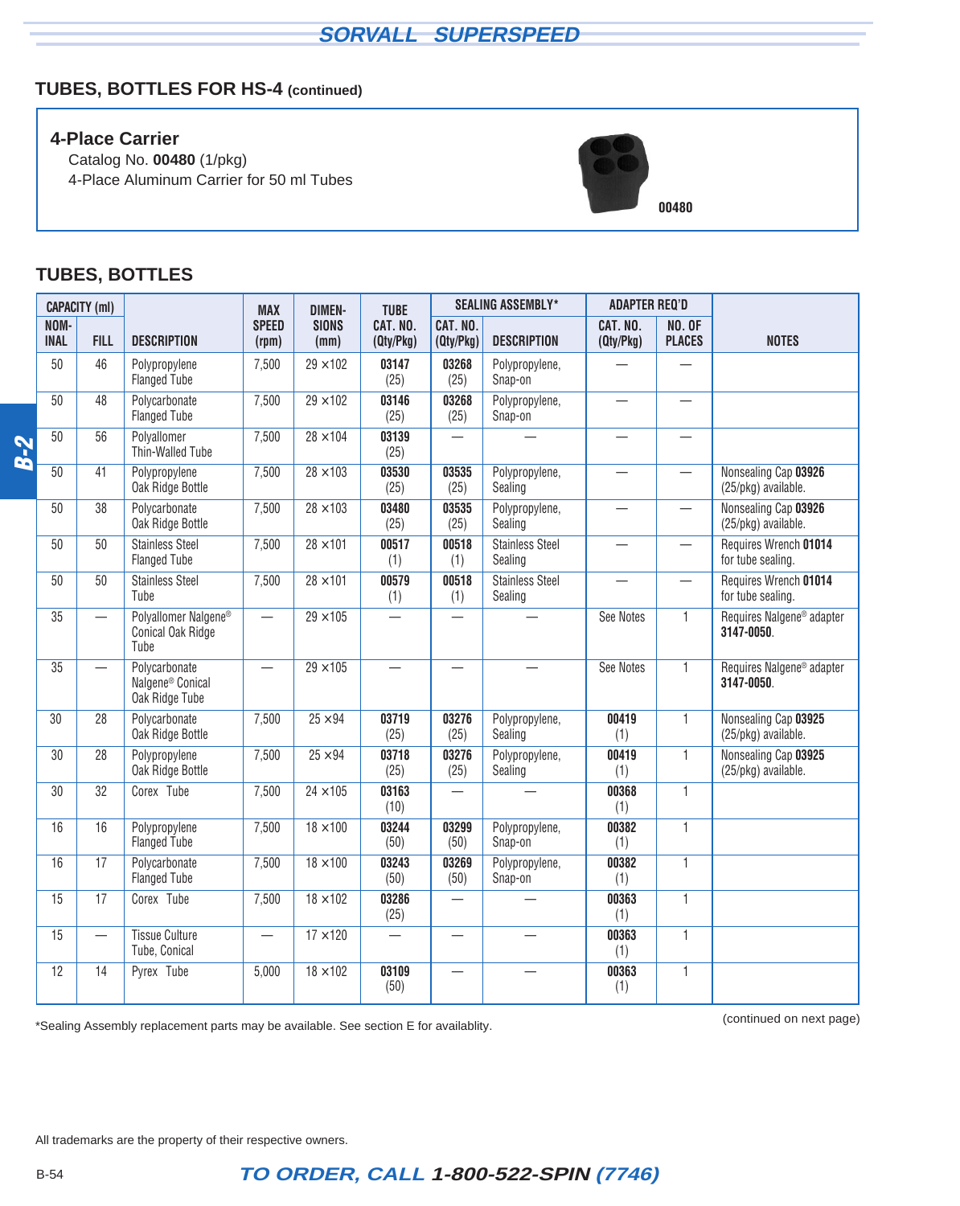## TUBES, BOTTLES FOR HS-4 (continued)

### 4-Place Carrier

Catalog No. **00480** (1/pkg)
4-Place Aluminum Carrier for 50 ml Tubes

00480

## TUBES, BOTTLES

| CAPACITY (ml) | | DESCRIPTION | MAX SPEED (rpm) | DIMEN-SIONS (mm) | TUBE CAT. NO. (Qty/Pkg) | SEALING ASSEMBLY* | | ADAPTER REQ'D | | NOTES |
|---|---|---|---|---|---|---|---|---|---|---|
| NOM-INAL | FILL | | | | | CAT. NO. (Qty/Pkg) | DESCRIPTION | CAT. NO. (Qty/Pkg) | NO. OF PLACES | |
| 50 | 46 | Polypropylene Flanged Tube | 7,500 | 29 ×102 | **03147** (25) | **03268** (25) | Polypropylene, Snap-on | — | — | |
| 50 | 48 | Polycarbonate Flanged Tube | 7,500 | 29 ×102 | **03146** (25) | **03268** (25) | Polypropylene, Snap-on | — | — | |
| 50 | 56 | Polyallomer Thin-Walled Tube | 7,500 | 28 ×104 | **03139** (25) | — | — | — | — | |
| 50 | 41 | Polypropylene Oak Ridge Bottle | 7,500 | 28 ×103 | **03530** (25) | **03535** (25) | Polypropylene, Sealing | — | — | Nonsealing Cap **03926** (25/pkg) available. |
| 50 | 38 | Polycarbonate Oak Ridge Bottle | 7,500 | 28 ×103 | **03480** (25) | **03535** (25) | Polypropylene, Sealing | — | — | Nonsealing Cap **03926** (25/pkg) available. |
| 50 | 50 | Stainless Steel Flanged Tube | 7,500 | 28 ×101 | **00517** (1) | **00518** (1) | Stainless Steel Sealing | — | — | Requires Wrench **01014** for tube sealing. |
| 50 | 50 | Stainless Steel Tube | 7,500 | 28 ×101 | **00579** (1) | **00518** (1) | Stainless Steel Sealing | — | — | Requires Wrench **01014** for tube sealing. |
| 35 | — | Polyallomer Nalgene® Conical Oak Ridge Tube | — | 29 ×105 | — | — | — | See Notes | 1 | Requires Nalgene® adapter **3147-0050**. |
| 35 | — | Polycarbonate Nalgene® Conical Oak Ridge Tube | — | 29 ×105 | — | — | — | See Notes | 1 | Requires Nalgene® adapter **3147-0050**. |
| 30 | 28 | Polycarbonate Oak Ridge Bottle | 7,500 | 25 ×94 | **03719** (25) | **03276** (25) | Polypropylene, Sealing | **00419** (1) | 1 | Nonsealing Cap **03925** (25/pkg) available. |
| 30 | 28 | Polypropylene Oak Ridge Bottle | 7,500 | 25 ×94 | **03718** (25) | **03276** (25) | Polypropylene, Sealing | **00419** (1) | 1 | Nonsealing Cap **03925** (25/pkg) available. |
| 30 | 32 | Corex Tube | 7,500 | 24 ×105 | **03163** (10) | — | — | **00368** (1) | 1 | |
| 16 | 16 | Polypropylene Flanged Tube | 7,500 | 18 ×100 | **03244** (50) | **03299** (50) | Polypropylene, Snap-on | **00382** (1) | 1 | |
| 16 | 17 | Polycarbonate Flanged Tube | 7,500 | 18 ×100 | **03243** (50) | **03269** (50) | Polypropylene, Snap-on | **00382** (1) | 1 | |
| 15 | 17 | Corex Tube | 7,500 | 18 ×102 | **03286** (25) | — | — | **00363** (1) | 1 | |
| 15 | — | Tissue Culture Tube, Conical | — | 17 ×120 | — | — | — | **00363** (1) | 1 | |
| 12 | 14 | Pyrex Tube | 5,000 | 18 ×102 | **03109** (50) | — | — | **00363** (1) | 1 | |

*Sealing Assembly replacement parts may be available. See section E for availablity.

(continued on next page)

All trademarks are the property of their respective owners.

**TO ORDER, CALL 1-800-522-SPIN (7746)**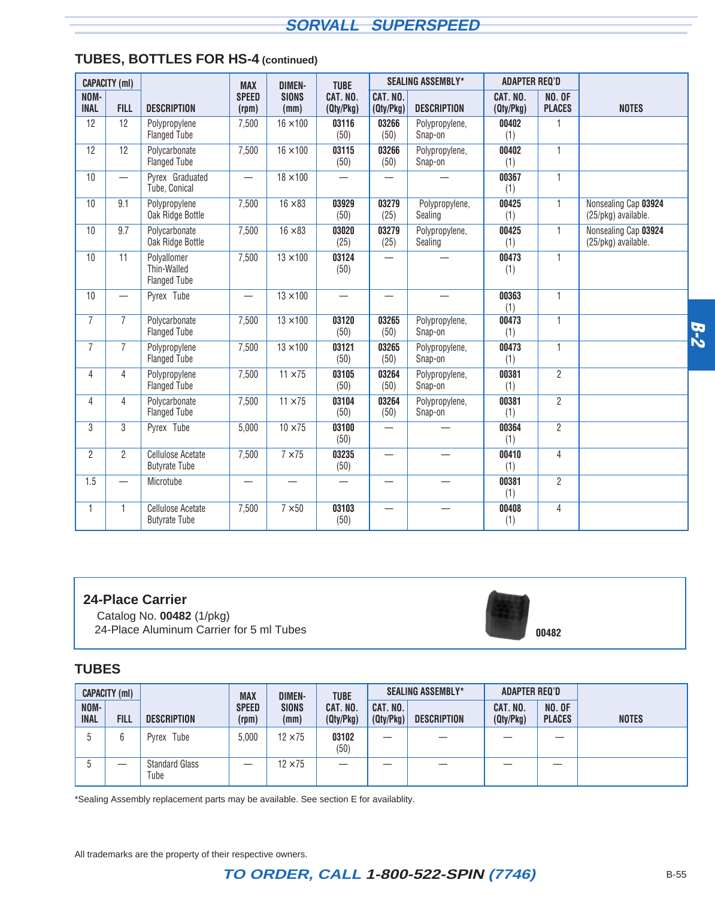## TUBES, BOTTLES FOR HS-4 (continued)

| CAPACITY (ml) | | DESCRIPTION | MAX SPEED (rpm) | DIMEN-SIONS (mm) | TUBE CAT. NO. (Qty/Pkg) | SEALING ASSEMBLY* | | ADAPTER REQ'D | | NOTES |
|---|---|---|---|---|---|---|---|---|---|---|
| NOM-INAL | FILL | | | | | CAT. NO. (Qty/Pkg) | DESCRIPTION | CAT. NO. (Qty/Pkg) | NO. OF PLACES | |
| 12 | 12 | Polypropylene Flanged Tube | 7,500 | 16 ×100 | **03116** (50) | **03266** (50) | Polypropylene, Snap-on | **00402** (1) | 1 | |
| 12 | 12 | Polycarbonate Flanged Tube | 7,500 | 16 ×100 | **03115** (50) | **03266** (50) | Polypropylene, Snap-on | **00402** (1) | 1 | |
| 10 | — | Pyrex Graduated Tube, Conical | — | 18 ×100 | — | — | — | **00367** (1) | 1 | |
| 10 | 9.1 | Polypropylene Oak Ridge Bottle | 7,500 | 16 ×83 | **03929** (50) | **03279** (25) | Polypropylene, Sealing | **00425** (1) | 1 | Nonsealing Cap **03924** (25/pkg) available. |
| 10 | 9.7 | Polycarbonate Oak Ridge Bottle | 7,500 | 16 ×83 | **03020** (25) | **03279** (25) | Polypropylene, Sealing | **00425** (1) | 1 | Nonsealing Cap **03924** (25/pkg) available. |
| 10 | 11 | Polyallomer Thin-Walled Flanged Tube | 7,500 | 13 ×100 | **03124** (50) | — | — | **00473** (1) | 1 | |
| 10 | — | Pyrex Tube | — | 13 ×100 | — | — | — | **00363** (1) | 1 | |
| 7 | 7 | Polycarbonate Flanged Tube | 7,500 | 13 ×100 | **03120** (50) | **03265** (50) | Polypropylene, Snap-on | **00473** (1) | 1 | |
| 7 | 7 | Polypropylene Flanged Tube | 7,500 | 13 ×100 | **03121** (50) | **03265** (50) | Polypropylene, Snap-on | **00473** (1) | 1 | |
| 4 | 4 | Polypropylene Flanged Tube | 7,500 | 11 ×75 | **03105** (50) | **03264** (50) | Polypropylene, Snap-on | **00381** (1) | 2 | |
| 4 | 4 | Polycarbonate Flanged Tube | 7,500 | 11 ×75 | **03104** (50) | **03264** (50) | Polypropylene, Snap-on | **00381** (1) | 2 | |
| 3 | 3 | Pyrex Tube | 5,000 | 10 ×75 | **03100** (50) | — | — | **00364** (1) | 2 | |
| 2 | 2 | Cellulose Acetate Butyrate Tube | 7,500 | 7 ×75 | **03235** (50) | — | — | **00410** (1) | 4 | |
| 1.5 | — | Microtube | — | — | — | — | — | **00381** (1) | 2 | |
| 1 | 1 | Cellulose Acetate Butyrate Tube | 7,500 | 7 ×50 | **03103** (50) | — | — | **00408** (1) | 4 | |

### 24-Place Carrier

Catalog No. **00482** (1/pkg)
24-Place Aluminum Carrier for 5 ml Tubes

**00482**

## TUBES

| CAPACITY (ml) | | DESCRIPTION | MAX SPEED (rpm) | DIMEN-SIONS (mm) | TUBE CAT. NO. (Qty/Pkg) | SEALING ASSEMBLY* | | ADAPTER REQ'D | | NOTES |
|---|---|---|---|---|---|---|---|---|---|---|
| NOM-INAL | FILL | | | | | CAT. NO. (Qty/Pkg) | DESCRIPTION | CAT. NO. (Qty/Pkg) | NO. OF PLACES | |
| 5 | 6 | Pyrex Tube | 5,000 | 12 ×75 | **03102** (50) | — | — | — | — | |
| 5 | — | Standard Glass Tube | — | 12 ×75 | — | — | — | — | — | |

*Sealing Assembly replacement parts may be available. See section E for availablity.

All trademarks are the property of their respective owners.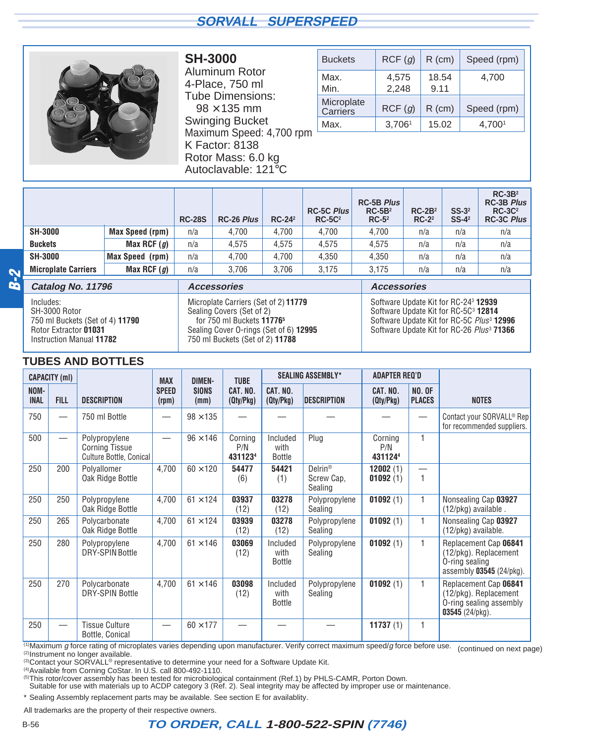## SORVALL SUPERSPEED

### SH-3000

Aluminum Rotor
4-Place, 750 ml
Tube Dimensions:
98 × 135 mm
Swinging Bucket
Maximum Speed: 4,700 rpm
K Factor: 8138
Rotor Mass: 6.0 kg
Autoclavable: 121°C

| Buckets | RCF (*g*) | R (cm) | Speed (rpm) |
|---|---|---|---|
| Max.<br>Min. | 4,575<br>2,248 | 18.54<br>9.11 | 4,700 |
| Microplate Carriers | RCF (*g*) | R (cm) | Speed (rpm) |
| Max. | 3,706[1] | 15.02 | 4,700[1] |

| | | RC-28S | RC-26 *Plus* | RC-24[2] | RC-5C *Plus*<br>RC-5C[2] | RC-5B *Plus*<br>RC-5B[2]<br>RC-5[2] | RC-2B[2]<br>RC-2[2] | SS-3[2]<br>SS-4[2] | RC-3B[2]<br>RC-3B *Plus*<br>RC-3C[2]<br>RC-3C *Plus* |
|---|---|---|---|---|---|---|---|---|---|
| **SH-3000** | **Max Speed (rpm)** | n/a | 4,700 | 4,700 | 4,700 | 4,700 | n/a | n/a | n/a |
| **Buckets** | **Max RCF (*g*)** | n/a | 4,575 | 4,575 | 4,575 | 4,575 | n/a | n/a | n/a |
| **SH-3000** | **Max Speed (rpm)** | n/a | 4,700 | 4,700 | 4,350 | 4,350 | n/a | n/a | n/a |
| **Microplate Carriers** | **Max RCF (*g*)** | n/a | 3,706 | 3,706 | 3,175 | 3,175 | n/a | n/a | n/a |

| *Catalog No. 11796* | *Accessories* | *Accessories* |
|---|---|---|
| Includes:<br>SH-3000 Rotor<br>750 ml Buckets (Set of 4) **11790**<br>Rotor Extractor **01031**<br>Instruction Manual **11782** | Microplate Carriers (Set of 2) **11779**<br>Sealing Covers (Set of 2)<br>for 750 ml Buckets **11776**[5]<br>Sealing Cover O-rings (Set of 6) **12995**<br>750 ml Buckets (Set of 2) **11788** | Software Update Kit for RC-24[3] **12939**<br>Software Update Kit for RC-5C[3] **12814**<br>Software Update Kit for RC-5C *Plus*[3] **12996**<br>Software Update Kit for RC-26 *Plus*[3] **71366** |

## TUBES AND BOTTLES

| CAPACITY (ml) NOMINAL | CAPACITY (ml) FILL | DESCRIPTION | MAX SPEED (rpm) | DIMENSIONS (mm) | TUBE CAT. NO. (Qty/Pkg) | SEALING ASSEMBLY* CAT. NO. (Qty/Pkg) | SEALING ASSEMBLY* DESCRIPTION | ADAPTER REQ'D CAT. NO. (Qty/Pkg) | ADAPTER REQ'D NO. OF PLACES | NOTES |
|---|---|---|---|---|---|---|---|---|---|---|
| 750 | — | 750 ml Bottle | — | 98 × 135 | — | — | — | — | — | Contact your SORVALL® Rep for recommended suppliers. |
| 500 | — | Polypropylene Corning Tissue Culture Bottle, Conical | — | 96 × 146 | Corning P/N 431123[4] | Included with Bottle | Plug | Corning P/N 431124[4] | 1 | |
| 250 | 200 | Polyallomer Oak Ridge Bottle | 4,700 | 60 × 120 | **54477** (6) | **54421** (1) | Delrin® Screw Cap, Sealing | **12002** (1)<br>**01092** (1) | —<br>1 | |
| 250 | 250 | Polypropylene Oak Ridge Bottle | 4,700 | 61 × 124 | **03937** (12) | **03278** (12) | Polypropylene Sealing | **01092** (1) | 1 | Nonsealing Cap **03927** (12/pkg) available . |
| 250 | 265 | Polycarbonate Oak Ridge Bottle | 4,700 | 61 × 124 | **03939** (12) | **03278** (12) | Polypropylene Sealing | **01092** (1) | 1 | Nonsealing Cap **03927** (12/pkg) available. |
| 250 | 280 | Polypropylene DRY-SPIN Bottle | 4,700 | 61 × 146 | **03069** (12) | Included with Bottle | Polypropylene Sealing | **01092** (1) | 1 | Replacement Cap **06841** (12/pkg). Replacement O-ring sealing assembly **03545** (24/pkg). |
| 250 | 270 | Polycarbonate DRY-SPIN Bottle | 4,700 | 61 × 146 | **03098** (12) | Included with Bottle | Polypropylene Sealing | **01092** (1) | 1 | Replacement Cap **06841** (12/pkg). Replacement O-ring sealing assembly **03545** (24/pkg). |
| 250 | — | Tissue Culture Bottle, Conical | — | 60 × 177 | — | — | — | **11737** (1) | 1 | |

(continued on next page)

(1) Maximum *g* force rating of microplates varies depending upon manufacturer. Verify correct maximum speed/*g* force before use.
(2) Instrument no longer available.
(3) Contact your SORVALL® representative to determine your need for a Software Update Kit.
(4) Available from Corning CoStar. In U.S. call 800-492-1110.
(5) This rotor/cover assembly has been tested for microbiological containment (Ref.1) by PHLS-CAMR, Porton Down. Suitable for use with materials up to ACDP category 3 (Ref. 2). Seal integrity may be affected by improper use or maintenance.

\* Sealing Assembly replacement parts may be available. See section E for availablity.

All trademarks are the property of their respective owners.

**TO ORDER, CALL 1-800-522-SPIN (7746)**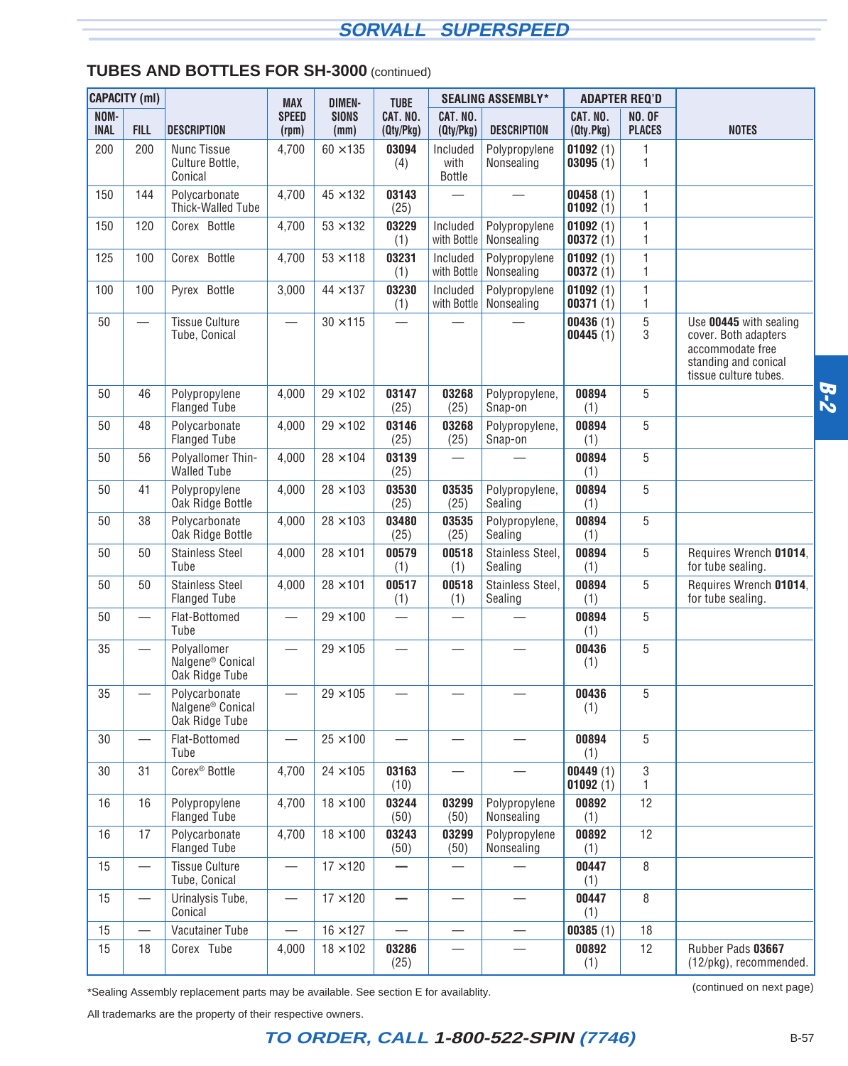## TUBES AND BOTTLES FOR SH-3000 (continued)

| CAPACITY (ml) | | DESCRIPTION | MAX SPEED (rpm) | DIMENSIONS (mm) | TUBE CAT. NO. (Qty/Pkg) | SEALING ASSEMBLY* | | ADAPTER REQ'D | | NOTES |
|---|---|---|---|---|---|---|---|---|---|---|
| NOMINAL | FILL | | | | | CAT. NO. (Qty/Pkg) | DESCRIPTION | CAT. NO. (Qty.Pkg) | NO. OF PLACES | |
| 200 | 200 | Nunc Tissue Culture Bottle, Conical | 4,700 | 60 ×135 | **03094** (4) | Included with Bottle | Polypropylene Nonsealing | **01092** (1) **03095** (1) | 1 1 | |
| 150 | 144 | Polycarbonate Thick-Walled Tube | 4,700 | 45 ×132 | **03143** (25) | — | — | **00458** (1) **01092** (1) | 1 1 | |
| 150 | 120 | Corex Bottle | 4,700 | 53 ×132 | **03229** (1) | Included with Bottle | Polypropylene Nonsealing | **01092** (1) **00372** (1) | 1 1 | |
| 125 | 100 | Corex Bottle | 4,700 | 53 ×118 | **03231** (1) | Included with Bottle | Polypropylene Nonsealing | **01092** (1) **00372** (1) | 1 1 | |
| 100 | 100 | Pyrex Bottle | 3,000 | 44 ×137 | **03230** (1) | Included with Bottle | Polypropylene Nonsealing | **01092** (1) **00371** (1) | 1 1 | |
| 50 | — | Tissue Culture Tube, Conical | — | 30 ×115 | — | — | — | **00436** (1) **00445** (1) | 5 3 | Use **00445** with sealing cover. Both adapters accommodate free standing and conical tissue culture tubes. |
| 50 | 46 | Polypropylene Flanged Tube | 4,000 | 29 ×102 | **03147** (25) | **03268** (25) | Polypropylene, Snap-on | **00894** (1) | 5 | |
| 50 | 48 | Polycarbonate Flanged Tube | 4,000 | 29 ×102 | **03146** (25) | **03268** (25) | Polypropylene, Snap-on | **00894** (1) | 5 | |
| 50 | 56 | Polyallomer Thin-Walled Tube | 4,000 | 28 ×104 | **03139** (25) | — | — | **00894** (1) | 5 | |
| 50 | 41 | Polypropylene Oak Ridge Bottle | 4,000 | 28 ×103 | **03530** (25) | **03535** (25) | Polypropylene, Sealing | **00894** (1) | 5 | |
| 50 | 38 | Polycarbonate Oak Ridge Bottle | 4,000 | 28 ×103 | **03480** (25) | **03535** (25) | Polypropylene, Sealing | **00894** (1) | 5 | |
| 50 | 50 | Stainless Steel Tube | 4,000 | 28 ×101 | **00579** (1) | **00518** (1) | Stainless Steel, Sealing | **00894** (1) | 5 | Requires Wrench **01014**, for tube sealing. |
| 50 | 50 | Stainless Steel Flanged Tube | 4,000 | 28 ×101 | **00517** (1) | **00518** (1) | Stainless Steel, Sealing | **00894** (1) | 5 | Requires Wrench **01014**, for tube sealing. |
| 50 | — | Flat-Bottomed Tube | — | 29 ×100 | — | — | — | **00894** (1) | 5 | |
| 35 | — | Polyallomer Nalgene® Conical Oak Ridge Tube | — | 29 ×105 | — | — | — | **00436** (1) | 5 | |
| 35 | — | Polycarbonate Nalgene® Conical Oak Ridge Tube | — | 29 ×105 | — | — | — | **00436** (1) | 5 | |
| 30 | — | Flat-Bottomed Tube | — | 25 ×100 | — | — | — | **00894** (1) | 5 | |
| 30 | 31 | Corex® Bottle | 4,700 | 24 ×105 | **03163** (10) | — | — | **00449** (1) **01092** (1) | 3 1 | |
| 16 | 16 | Polypropylene Flanged Tube | 4,700 | 18 ×100 | **03244** (50) | **03299** (50) | Polypropylene Nonsealing | **00892** (1) | 12 | |
| 16 | 17 | Polycarbonate Flanged Tube | 4,700 | 18 ×100 | **03243** (50) | **03299** (50) | Polypropylene Nonsealing | **00892** (1) | 12 | |
| 15 | — | Tissue Culture Tube, Conical | — | 17 ×120 | — | — | — | **00447** (1) | 8 | |
| 15 | — | Urinalysis Tube, Conical | — | 17 ×120 | — | — | — | **00447** (1) | 8 | |
| 15 | — | Vacutainer Tube | — | 16 ×127 | — | — | — | **00385** (1) | 18 | |
| 15 | 18 | Corex Tube | 4,000 | 18 ×102 | **03286** (25) | — | — | **00892** (1) | 12 | Rubber Pads **03667** (12/pkg), recommended. |

*Sealing Assembly replacement parts may be available. See section E for availablity.

(continued on next page)

All trademarks are the property of their respective owners.

**TO ORDER, CALL 1-800-522-SPIN (7746)**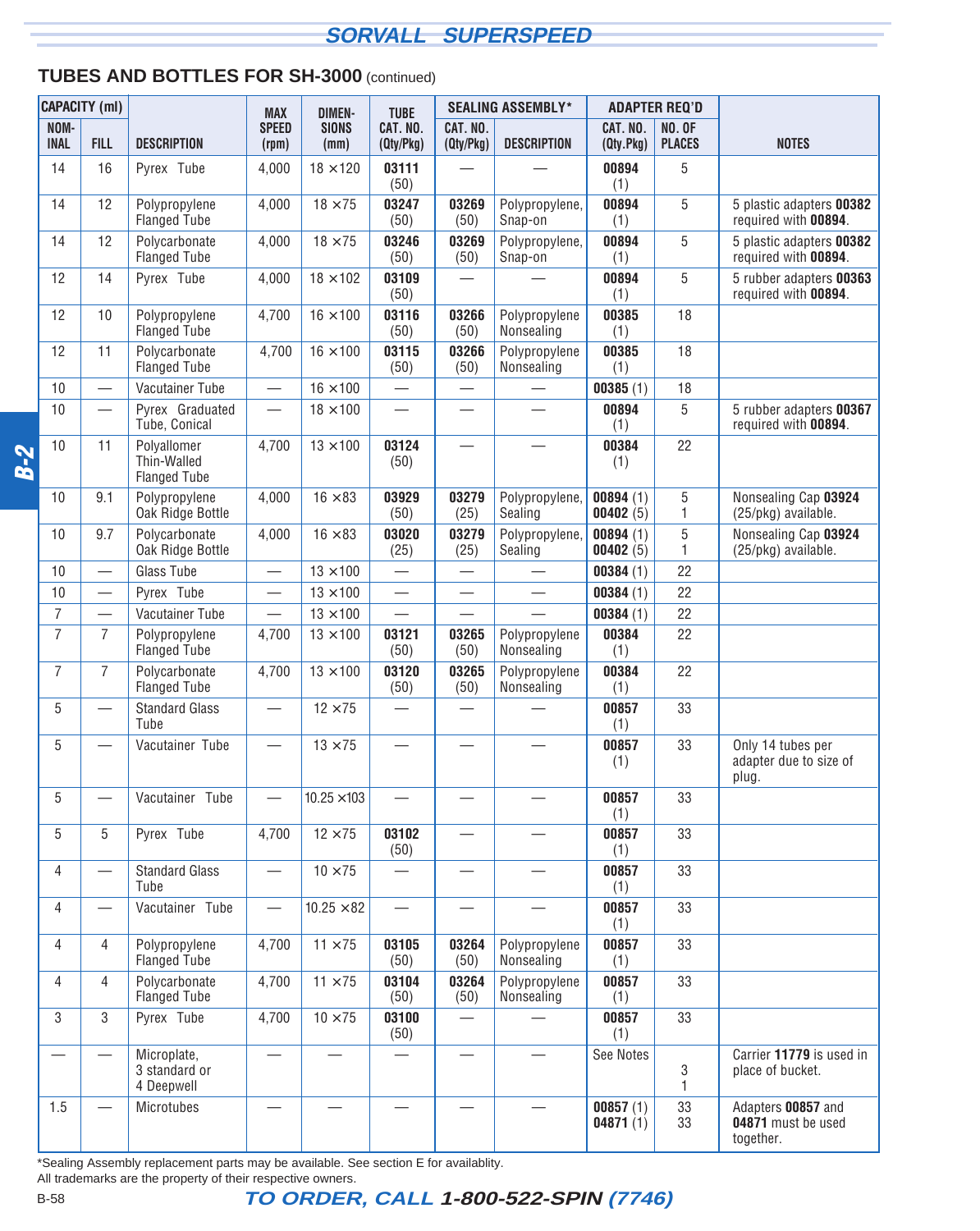## TUBES AND BOTTLES FOR SH-3000 (continued)

| CAPACITY (ml) | | | MAX SPEED | DIMENSIONS | TUBE | SEALING ASSEMBLY* | | ADAPTER REQ'D | | |
|---|---|---|---|---|---|---|---|---|---|---|
| NOMINAL | FILL | DESCRIPTION | (rpm) | (mm) | CAT. NO. (Qty/Pkg) | CAT. NO. (Qty/Pkg) | DESCRIPTION | CAT. NO. (Qty.Pkg) | NO. OF PLACES | NOTES |
| 14 | 16 | Pyrex Tube | 4,000 | 18 ×120 | **03111** (50) | — | — | **00894** (1) | 5 | |
| 14 | 12 | Polypropylene Flanged Tube | 4,000 | 18 ×75 | **03247** (50) | **03269** (50) | Polypropylene, Snap-on | **00894** (1) | 5 | 5 plastic adapters **00382** required with **00894**. |
| 14 | 12 | Polycarbonate Flanged Tube | 4,000 | 18 ×75 | **03246** (50) | **03269** (50) | Polypropylene, Snap-on | **00894** (1) | 5 | 5 plastic adapters **00382** required with **00894**. |
| 12 | 14 | Pyrex Tube | 4,000 | 18 ×102 | **03109** (50) | — | — | **00894** (1) | 5 | 5 rubber adapters **00363** required with **00894**. |
| 12 | 10 | Polypropylene Flanged Tube | 4,700 | 16 ×100 | **03116** (50) | **03266** (50) | Polypropylene Nonsealing | **00385** (1) | 18 | |
| 12 | 11 | Polycarbonate Flanged Tube | 4,700 | 16 ×100 | **03115** (50) | **03266** (50) | Polypropylene Nonsealing | **00385** (1) | 18 | |
| 10 | — | Vacutainer Tube | — | 16 ×100 | — | — | — | **00385** (1) | 18 | |
| 10 | — | Pyrex Graduated Tube, Conical | — | 18 ×100 | — | — | — | **00894** (1) | 5 | 5 rubber adapters **00367** required with **00894**. |
| 10 | 11 | Polyallomer Thin-Walled Flanged Tube | 4,700 | 13 ×100 | **03124** (50) | — | — | **00384** (1) | 22 | |
| 10 | 9.1 | Polypropylene Oak Ridge Bottle | 4,000 | 16 ×83 | **03929** (50) | **03279** (25) | Polypropylene, Sealing | **00894** (1) **00402** (5) | 5 1 | Nonsealing Cap **03924** (25/pkg) available. |
| 10 | 9.7 | Polycarbonate Oak Ridge Bottle | 4,000 | 16 ×83 | **03020** (25) | **03279** (25) | Polypropylene, Sealing | **00894** (1) **00402** (5) | 5 1 | Nonsealing Cap **03924** (25/pkg) available. |
| 10 | — | Glass Tube | — | 13 ×100 | — | — | — | **00384** (1) | 22 | |
| 10 | — | Pyrex Tube | — | 13 ×100 | — | — | — | **00384** (1) | 22 | |
| 7 | — | Vacutainer Tube | — | 13 ×100 | — | — | — | **00384** (1) | 22 | |
| 7 | 7 | Polypropylene Flanged Tube | 4,700 | 13 ×100 | **03121** (50) | **03265** (50) | Polypropylene Nonsealing | **00384** (1) | 22 | |
| 7 | 7 | Polycarbonate Flanged Tube | 4,700 | 13 ×100 | **03120** (50) | **03265** (50) | Polypropylene Nonsealing | **00384** (1) | 22 | |
| 5 | — | Standard Glass Tube | — | 12 ×75 | — | — | — | **00857** (1) | 33 | |
| 5 | — | Vacutainer Tube | — | 13 ×75 | — | — | — | **00857** (1) | 33 | Only 14 tubes per adapter due to size of plug. |
| 5 | — | Vacutainer Tube | — | 10.25 ×103 | — | — | — | **00857** (1) | 33 | |
| 5 | 5 | Pyrex Tube | 4,700 | 12 ×75 | **03102** (50) | — | — | **00857** (1) | 33 | |
| 4 | — | Standard Glass Tube | — | 10 ×75 | — | — | — | **00857** (1) | 33 | |
| 4 | — | Vacutainer Tube | — | 10.25 ×82 | — | — | — | **00857** (1) | 33 | |
| 4 | 4 | Polypropylene Flanged Tube | 4,700 | 11 ×75 | **03105** (50) | **03264** (50) | Polypropylene Nonsealing | **00857** (1) | 33 | |
| 4 | 4 | Polycarbonate Flanged Tube | 4,700 | 11 ×75 | **03104** (50) | **03264** (50) | Polypropylene Nonsealing | **00857** (1) | 33 | |
| 3 | 3 | Pyrex Tube | 4,700 | 10 ×75 | **03100** (50) | — | — | **00857** (1) | 33 | |
| — | — | Microplate, 3 standard or 4 Deepwell | — | — | — | — | — | See Notes | 3 1 | Carrier **11779** is used in place of bucket. |
| 1.5 | — | Microtubes | — | — | — | — | — | **00857** (1) **04871** (1) | 33 33 | Adapters **00857** and **04871** must be used together. |

*Sealing Assembly replacement parts may be available. See section E for availablity.

All trademarks are the property of their respective owners.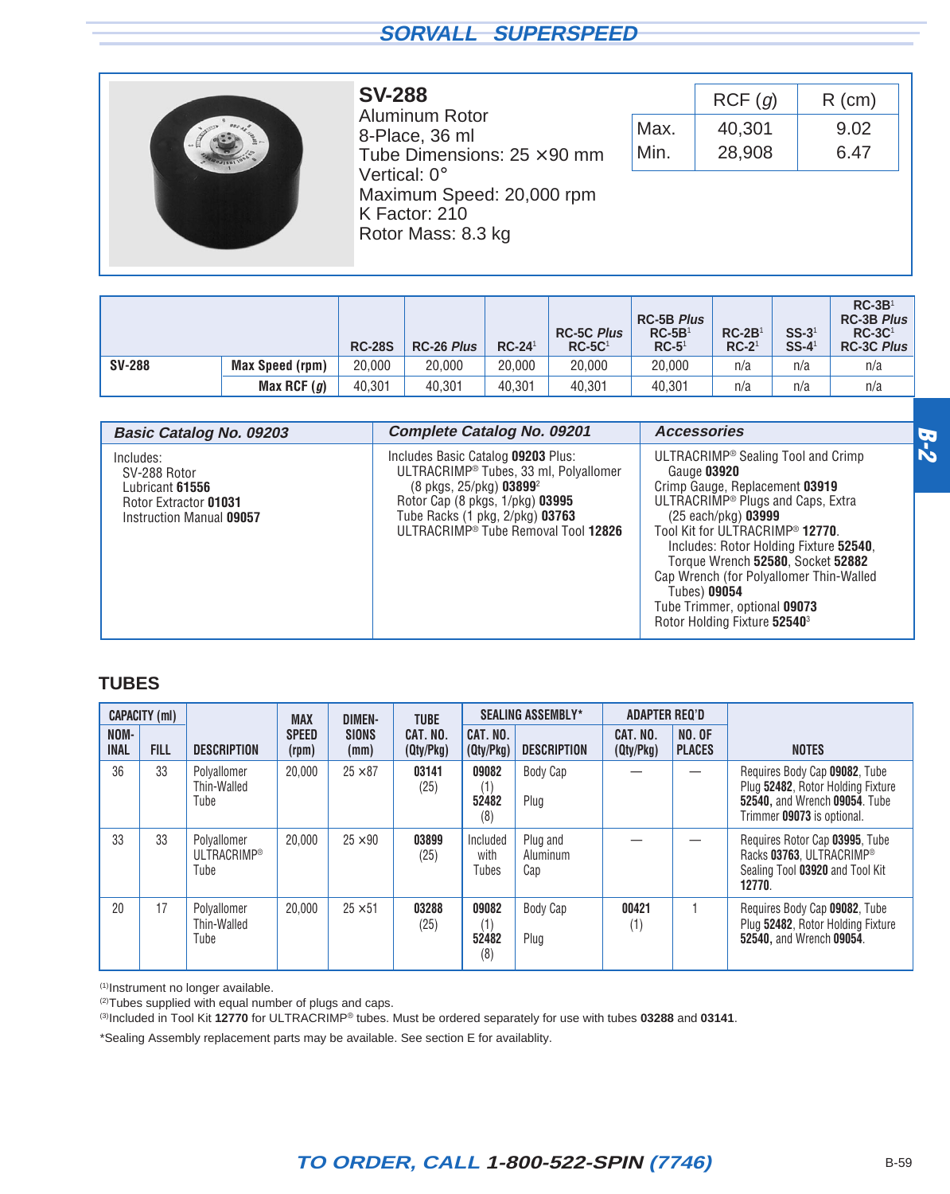## SV-288

Aluminum Rotor
8-Place, 36 ml
Tube Dimensions: 25 ×90 mm
Vertical: 0°
Maximum Speed: 20,000 rpm
K Factor: 210
Rotor Mass: 8.3 kg

| | RCF (g) | R (cm) |
|---|---|---|
| Max. | 40,301 | 9.02 |
| Min. | 28,908 | 6.47 |

| | | RC-28S | RC-26 *Plus* | RC-24[1] | RC-5C *Plus* RC-5C[1] | RC-5B *Plus* RC-5B[1] RC-5[1] | RC-2B[1] RC-2[1] | SS-3[1] SS-4[1] | RC-3B[1] RC-3B *Plus* RC-3C[1] RC-3C *Plus* |
|---|---|---|---|---|---|---|---|---|---|
| **SV-288** | **Max Speed (rpm)** | 20,000 | 20,000 | 20,000 | 20,000 | 20,000 | n/a | n/a | n/a |
| | **Max RCF (g)** | 40,301 | 40,301 | 40,301 | 40,301 | 40,301 | n/a | n/a | n/a |

| *Basic Catalog No. 09203* | *Complete Catalog No. 09201* | *Accessories* |
|---|---|---|
| Includes:<br>SV-288 Rotor<br>Lubricant **61556**<br>Rotor Extractor **01031**<br>Instruction Manual **09057** | Includes Basic Catalog **09203** Plus:<br>ULTRACRIMP® Tubes, 33 ml, Polyallomer (8 pkgs, 25/pkg) **03899**[2]<br>Rotor Cap (8 pkgs, 1/pkg) **03995**<br>Tube Racks (1 pkg, 2/pkg) **03763**<br>ULTRACRIMP® Tube Removal Tool **12826** | ULTRACRIMP® Sealing Tool and Crimp Gauge **03920**<br>Crimp Gauge, Replacement **03919**<br>ULTRACRIMP® Plugs and Caps, Extra (25 each/pkg) **03999**<br>Tool Kit for ULTRACRIMP® **12770**.<br>Includes: Rotor Holding Fixture **52540**, Torque Wrench **52580**, Socket **52882**<br>Cap Wrench (for Polyallomer Thin-Walled Tubes) **09054**<br>Tube Trimmer, optional **09073**<br>Rotor Holding Fixture **52540**[3] |

### TUBES

| CAPACITY (ml) | | | MAX SPEED | DIMEN-SIONS | TUBE | SEALING ASSEMBLY* | | ADAPTER REQ'D | | |
|---|---|---|---|---|---|---|---|---|---|---|
| NOM-INAL | FILL | DESCRIPTION | (rpm) | (mm) | CAT. NO. (Qty/Pkg) | CAT. NO. (Qty/Pkg) | DESCRIPTION | CAT. NO. (Qty/Pkg) | NO. OF PLACES | NOTES |
| 36 | 33 | Polyallomer Thin-Walled Tube | 20,000 | 25 ×87 | **03141** (25) | **09082** (1)<br>**52482** (8) | Body Cap<br>Plug | — | — | Requires Body Cap **09082**, Tube Plug **52482**, Rotor Holding Fixture **52540**, and Wrench **09054**. Tube Trimmer **09073** is optional. |
| 33 | 33 | Polyallomer ULTRACRIMP® Tube | 20,000 | 25 ×90 | **03899** (25) | Included with Tubes | Plug and Aluminum Cap | — | — | Requires Rotor Cap **03995**, Tube Racks **03763**, ULTRACRIMP® Sealing Tool **03920** and Tool Kit **12770**. |
| 20 | 17 | Polyallomer Thin-Walled Tube | 20,000 | 25 ×51 | **03288** (25) | **09082** (1)<br>**52482** (8) | Body Cap<br>Plug | **00421** (1) | 1 | Requires Body Cap **09082**, Tube Plug **52482**, Rotor Holding Fixture **52540**, and Wrench **09054**. |

(1)Instrument no longer available.
(2)Tubes supplied with equal number of plugs and caps.
(3)Included in Tool Kit **12770** for ULTRACRIMP® tubes. Must be ordered separately for use with tubes **03288** and **03141**.

*Sealing Assembly replacement parts may be available. See section E for availablity.

*TO ORDER, CALL* ***1-800-522-SPIN*** *(7746)*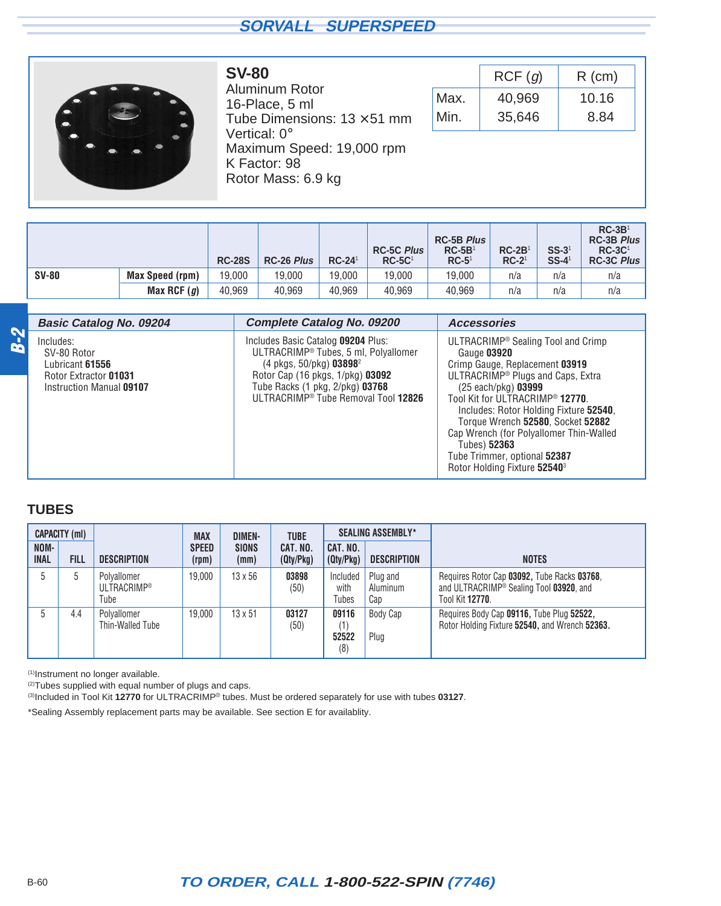## SORVALL SUPERSPEED

### SV-80

Aluminum Rotor
16-Place, 5 ml
Tube Dimensions: 13 ×51 mm
Vertical: 0°
Maximum Speed: 19,000 rpm
K Factor: 98
Rotor Mass: 6.9 kg

| | RCF (*g*) | R (cm) |
|---|---|---|
| Max. | 40,969 | 10.16 |
| Min. | 35,646 | 8.84 |

| | | RC-28S | RC-26 *Plus* | RC-24[1] | RC-5C *Plus* RC-5C[1] | RC-5B *Plus* RC-5B[1] RC-5[1] | RC-2B[1] RC-2[1] | SS-3[1] SS-4[1] | RC-3B[1] RC-3B *Plus* RC-3C[1] RC-3C *Plus* |
|---|---|---|---|---|---|---|---|---|---|
| **SV-80** | **Max Speed (rpm)** | 19,000 | 19,000 | 19,000 | 19,000 | 19,000 | n/a | n/a | n/a |
| | **Max RCF (*g*)** | 40,969 | 40,969 | 40,969 | 40,969 | 40,969 | n/a | n/a | n/a |

| *Basic Catalog No. 09204* | *Complete Catalog No. 09200* | *Accessories* |
|---|---|---|
| Includes:<br>SV-80 Rotor<br>Lubricant **61556**<br>Rotor Extractor **01031**<br>Instruction Manual **09107** | Includes Basic Catalog **09204** Plus:<br>ULTRACRIMP® Tubes, 5 ml, Polyallomer (4 pkgs, 50/pkg) **03898**[2]<br>Rotor Cap (16 pkgs, 1/pkg) **03092**<br>Tube Racks (1 pkg, 2/pkg) **03768**<br>ULTRACRIMP® Tube Removal Tool **12826** | ULTRACRIMP® Sealing Tool and Crimp Gauge **03920**<br>Crimp Gauge, Replacement **03919**<br>ULTRACRIMP® Plugs and Caps, Extra (25 each/pkg) **03999**<br>Tool Kit for ULTRACRIMP® **12770**.<br>Includes: Rotor Holding Fixture **52540**, Torque Wrench **52580**, Socket **52882**<br>Cap Wrench (for Polyallomer Thin-Walled Tubes) **52363**<br>Tube Trimmer, optional **52387**<br>Rotor Holding Fixture **52540**[3] |

## TUBES

| CAPACITY (ml) | | | | | | SEALING ASSEMBLY* | | |
|---|---|---|---|---|---|---|---|---|
| NOM-INAL | FILL | DESCRIPTION | MAX SPEED (rpm) | DIMEN-SIONS (mm) | TUBE CAT. NO. (Qty/Pkg) | CAT. NO. (Qty/Pkg) | DESCRIPTION | NOTES |
| 5 | 5 | Polyallomer ULTRACRIMP® Tube | 19,000 | 13 x 56 | **03898** (50) | Included with Tubes | Plug and Aluminum Cap | Requires Rotor Cap **03092**, Tube Racks **03768**, and ULTRACRIMP® Sealing Tool **03920**, and Tool Kit **12770**. |
| 5 | 4.4 | Polyallomer Thin-Walled Tube | 19,000 | 13 x 51 | **03127** (50) | **09116** (1)<br>**52522** (8) | Body Cap<br>Plug | Requires Body Cap **09116**, Tube Plug **52522**, Rotor Holding Fixture **52540**, and Wrench **52363**. |

(1)Instrument no longer available.
(2)Tubes supplied with equal number of plugs and caps.
(3)Included in Tool Kit **12770** for ULTRACRIMP® tubes. Must be ordered separately for use with tubes **03127**.

*Sealing Assembly replacement parts may be available. See section E for availablity.

***TO ORDER, CALL 1-800-522-SPIN (7746)***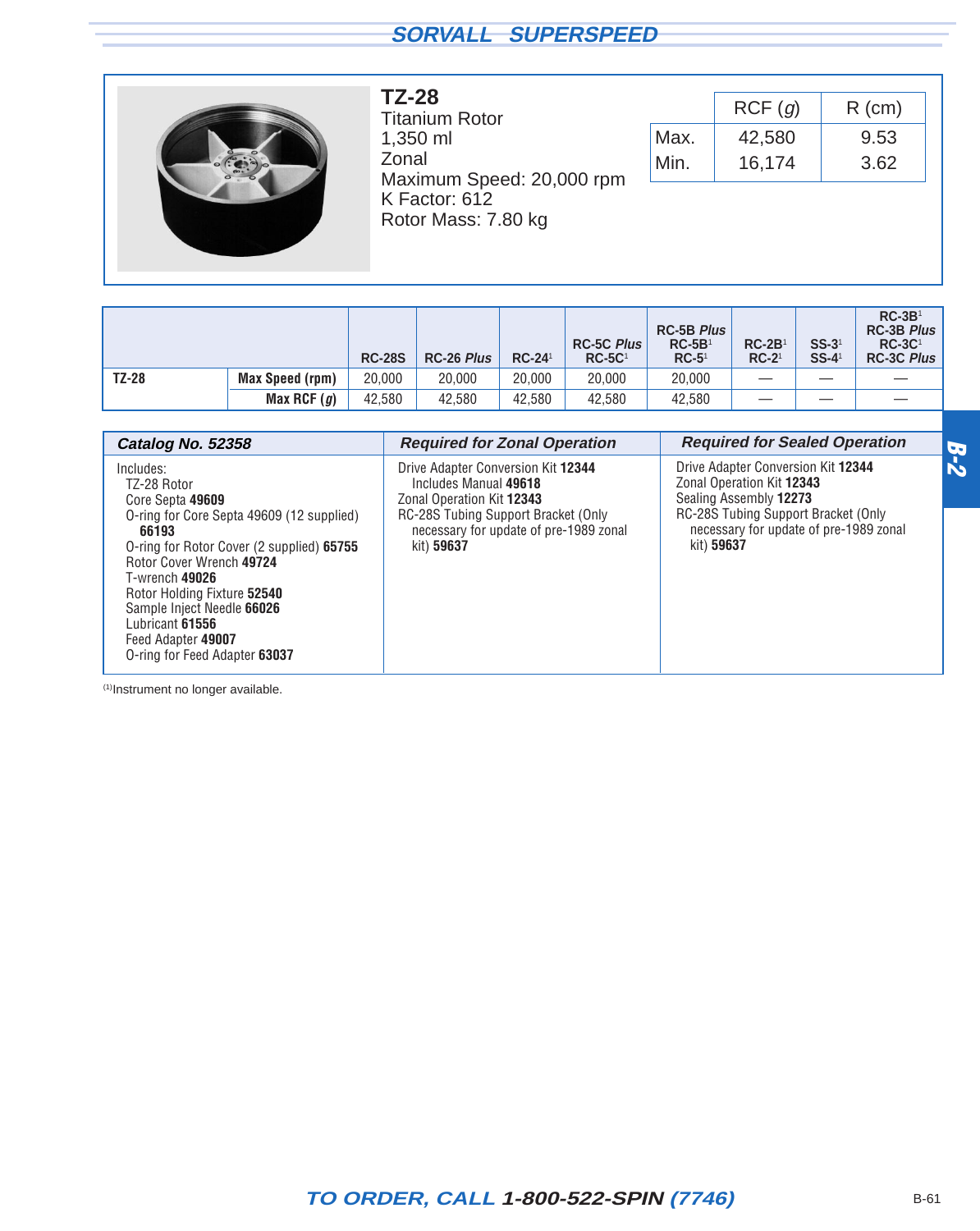## TZ-28

Titanium Rotor
1,350 ml
Zonal
Maximum Speed: 20,000 rpm
K Factor: 612
Rotor Mass: 7.80 kg

| | RCF (*g*) | R (cm) |
|---|---|---|
| Max. | 42,580 | 9.53 |
| Min. | 16,174 | 3.62 |

| | | RC-28S | RC-26 *Plus* | RC-24[1] | RC-5C *Plus* RC-5C[1] | RC-5B *Plus* RC-5B[1] RC-5[1] | RC-2B[1] RC-2[1] | SS-3[1] SS-4[1] | RC-3B[1] RC-3B *Plus* RC-3C[1] RC-3C *Plus* |
|---|---|---|---|---|---|---|---|---|---|
| **TZ-28** | **Max Speed (rpm)** | 20,000 | 20,000 | 20,000 | 20,000 | 20,000 | — | — | — |
| | **Max RCF (*g*)** | 42,580 | 42,580 | 42,580 | 42,580 | 42,580 | — | — | — |

| ***Catalog No. 52358*** | ***Required for Zonal Operation*** | ***Required for Sealed Operation*** |
|---|---|---|
| Includes:<br>TZ-28 Rotor<br>Core Septa **49609**<br>O-ring for Core Septa 49609 (12 supplied) **66193**<br>O-ring for Rotor Cover (2 supplied) **65755**<br>Rotor Cover Wrench **49724**<br>T-wrench **49026**<br>Rotor Holding Fixture **52540**<br>Sample Inject Needle **66026**<br>Lubricant **61556**<br>Feed Adapter **49007**<br>O-ring for Feed Adapter **63037** | Drive Adapter Conversion Kit **12344**<br>Includes Manual **49618**<br>Zonal Operation Kit **12343**<br>RC-28S Tubing Support Bracket (Only necessary for update of pre-1989 zonal kit) **59637** | Drive Adapter Conversion Kit **12344**<br>Zonal Operation Kit **12343**<br>Sealing Assembly **12273**<br>RC-28S Tubing Support Bracket (Only necessary for update of pre-1989 zonal kit) **59637** |

[1] Instrument no longer available.

***TO ORDER, CALL 1-800-522-SPIN (7746)***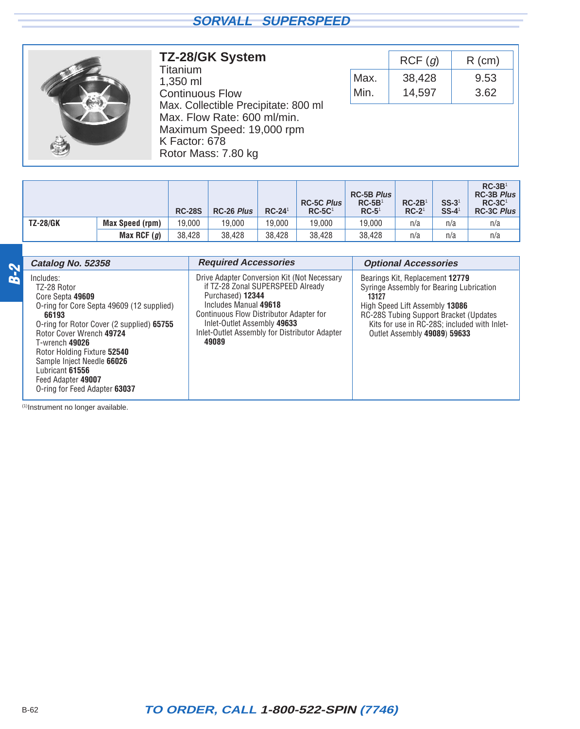## TZ-28/GK System

Titanium
1,350 ml
Continuous Flow
Max. Collectible Precipitate: 800 ml
Max. Flow Rate: 600 ml/min.
Maximum Speed: 19,000 rpm
K Factor: 678
Rotor Mass: 7.80 kg

| | RCF (*g*) | R (cm) |
|---|---|---|
| Max. | 38,428 | 9.53 |
| Min. | 14,597 | 3.62 |

| | | RC-28S | RC-26 *Plus* | RC-24[1] | RC-5C *Plus* RC-5C[1] | RC-5B *Plus* RC-5B[1] RC-5[1] | RC-2B[1] RC-2[1] | SS-3[1] SS-4[1] | RC-3B[1] RC-3B *Plus* RC-3C[1] RC-3C *Plus* |
|---|---|---|---|---|---|---|---|---|---|
| **TZ-28/GK** | **Max Speed (rpm)** | 19,000 | 19,000 | 19,000 | 19,000 | 19,000 | n/a | n/a | n/a |
| | **Max RCF (*g*)** | 38,428 | 38,428 | 38,428 | 38,428 | 38,428 | n/a | n/a | n/a |

| *Catalog No. 52358* | *Required Accessories* | *Optional Accessories* |
|---|---|---|
| Includes:<br>TZ-28 Rotor<br>Core Septa **49609**<br>O-ring for Core Septa 49609 (12 supplied) **66193**<br>O-ring for Rotor Cover (2 supplied) **65755**<br>Rotor Cover Wrench **49724**<br>T-wrench **49026**<br>Rotor Holding Fixture **52540**<br>Sample Inject Needle **66026**<br>Lubricant **61556**<br>Feed Adapter **49007**<br>O-ring for Feed Adapter **63037** | Drive Adapter Conversion Kit (Not Necessary if TZ-28 Zonal SUPERSPEED Already Purchased) **12344**<br>Includes Manual **49618**<br>Continuous Flow Distributor Adapter for Inlet-Outlet Assembly **49633**<br>Inlet-Outlet Assembly for Distributor Adapter **49089** | Bearings Kit, Replacement **12779**<br>Syringe Assembly for Bearing Lubrication **13127**<br>High Speed Lift Assembly **13086**<br>RC-28S Tubing Support Bracket (Updates Kits for use in RC-28S; included with Inlet-Outlet Assembly **49089**) **59633** |

(1)Instrument no longer available.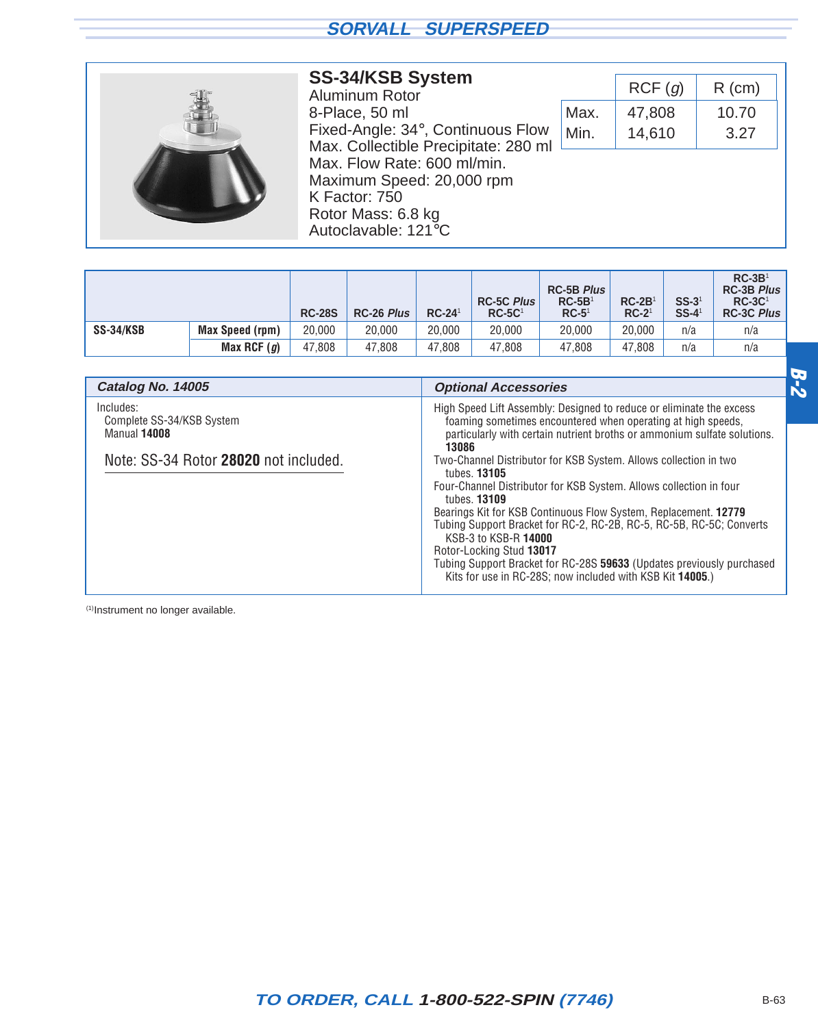## SS-34/KSB System

Aluminum Rotor
8-Place, 50 ml
Fixed-Angle: 34°, Continuous Flow
Max. Collectible Precipitate: 280 ml
Max. Flow Rate: 600 ml/min.
Maximum Speed: 20,000 rpm
K Factor: 750
Rotor Mass: 6.8 kg
Autoclavable: 121°C

| | RCF (*g*) | R (cm) |
|---|---|---|
| Max. | 47,808 | 10.70 |
| Min. | 14,610 | 3.27 |

| | | RC-28S | RC-26 *Plus* | RC-24[1] | RC-5C *Plus* RC-5C[1] | RC-5B *Plus* RC-5B[1] RC-5[1] | RC-2B[1] RC-2[1] | SS-3[1] SS-4[1] | RC-3B[1] RC-3B *Plus* RC-3C[1] RC-3C *Plus* |
|---|---|---|---|---|---|---|---|---|---|
| **SS-34/KSB** | **Max Speed (rpm)** | 20,000 | 20,000 | 20,000 | 20,000 | 20,000 | 20,000 | n/a | n/a |
| | **Max RCF (*g*)** | 47,808 | 47,808 | 47,808 | 47,808 | 47,808 | 47,808 | n/a | n/a |

### Catalog No. 14005

Includes:
- Complete SS-34/KSB System
- Manual **14008**

Note: SS-34 Rotor **28020** not included.

### Optional Accessories

- High Speed Lift Assembly: Designed to reduce or eliminate the excess foaming sometimes encountered when operating at high speeds, particularly with certain nutrient broths or ammonium sulfate solutions. **13086**
- Two-Channel Distributor for KSB System. Allows collection in two tubes. **13105**
- Four-Channel Distributor for KSB System. Allows collection in four tubes. **13109**
- Bearings Kit for KSB Continuous Flow System, Replacement. **12779**
- Tubing Support Bracket for RC-2, RC-2B, RC-5, RC-5B, RC-5C; Converts KSB-3 to KSB-R **14000**
- Rotor-Locking Stud **13017**
- Tubing Support Bracket for RC-28S **59633** (Updates previously purchased Kits for use in RC-28S; now included with KSB Kit **14005**.)

[1] Instrument no longer available.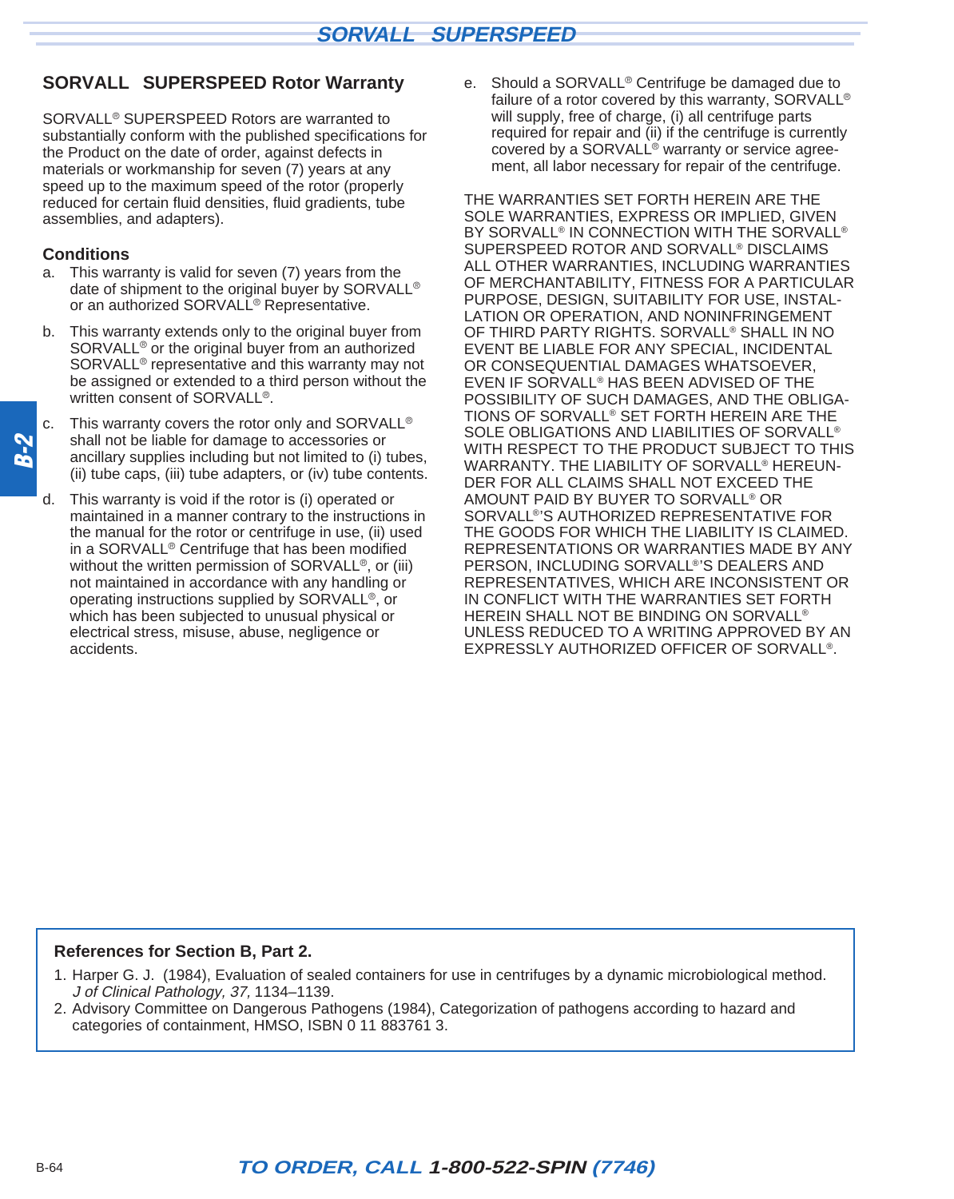## SORVALL SUPERSPEED Rotor Warranty

SORVALL® SUPERSPEED Rotors are warranted to substantially conform with the published specifications for the Product on the date of order, against defects in materials or workmanship for seven (7) years at any speed up to the maximum speed of the rotor (properly reduced for certain fluid densities, fluid gradients, tube assemblies, and adapters).

### Conditions

a. This warranty is valid for seven (7) years from the date of shipment to the original buyer by SORVALL® or an authorized SORVALL® Representative.

b. This warranty extends only to the original buyer from SORVALL® or the original buyer from an authorized SORVALL® representative and this warranty may not be assigned or extended to a third person without the written consent of SORVALL®.

c. This warranty covers the rotor only and SORVALL® shall not be liable for damage to accessories or ancillary supplies including but not limited to (i) tubes, (ii) tube caps, (iii) tube adapters, or (iv) tube contents.

d. This warranty is void if the rotor is (i) operated or maintained in a manner contrary to the instructions in the manual for the rotor or centrifuge in use, (ii) used in a SORVALL® Centrifuge that has been modified without the written permission of SORVALL®, or (iii) not maintained in accordance with any handling or operating instructions supplied by SORVALL®, or which has been subjected to unusual physical or electrical stress, misuse, abuse, negligence or accidents.

e. Should a SORVALL® Centrifuge be damaged due to failure of a rotor covered by this warranty, SORVALL® will supply, free of charge, (i) all centrifuge parts required for repair and (ii) if the centrifuge is currently covered by a SORVALL® warranty or service agreement, all labor necessary for repair of the centrifuge.

THE WARRANTIES SET FORTH HEREIN ARE THE SOLE WARRANTIES, EXPRESS OR IMPLIED, GIVEN BY SORVALL® IN CONNECTION WITH THE SORVALL® SUPERSPEED ROTOR AND SORVALL® DISCLAIMS ALL OTHER WARRANTIES, INCLUDING WARRANTIES OF MERCHANTABILITY, FITNESS FOR A PARTICULAR PURPOSE, DESIGN, SUITABILITY FOR USE, INSTALLATION OR OPERATION, AND NONINFRINGEMENT OF THIRD PARTY RIGHTS. SORVALL® SHALL IN NO EVENT BE LIABLE FOR ANY SPECIAL, INCIDENTAL OR CONSEQUENTIAL DAMAGES WHATSOEVER, EVEN IF SORVALL® HAS BEEN ADVISED OF THE POSSIBILITY OF SUCH DAMAGES, AND THE OBLIGATIONS OF SORVALL® SET FORTH HEREIN ARE THE SOLE OBLIGATIONS AND LIABILITIES OF SORVALL® WITH RESPECT TO THE PRODUCT SUBJECT TO THIS WARRANTY. THE LIABILITY OF SORVALL® HEREUNDER FOR ALL CLAIMS SHALL NOT EXCEED THE AMOUNT PAID BY BUYER TO SORVALL® OR SORVALL®'S AUTHORIZED REPRESENTATIVE FOR THE GOODS FOR WHICH THE LIABILITY IS CLAIMED. REPRESENTATIONS OR WARRANTIES MADE BY ANY PERSON, INCLUDING SORVALL®'S DEALERS AND REPRESENTATIVES, WHICH ARE INCONSISTENT OR IN CONFLICT WITH THE WARRANTIES SET FORTH HEREIN SHALL NOT BE BINDING ON SORVALL® UNLESS REDUCED TO A WRITING APPROVED BY AN EXPRESSLY AUTHORIZED OFFICER OF SORVALL®.

**References for Section B, Part 2.**

1. Harper G. J. (1984), Evaluation of sealed containers for use in centrifuges by a dynamic microbiological method. *J of Clinical Pathology, 37,* 1134–1139.
2. Advisory Committee on Dangerous Pathogens (1984), Categorization of pathogens according to hazard and categories of containment, HMSO, ISBN 0 11 883761 3.